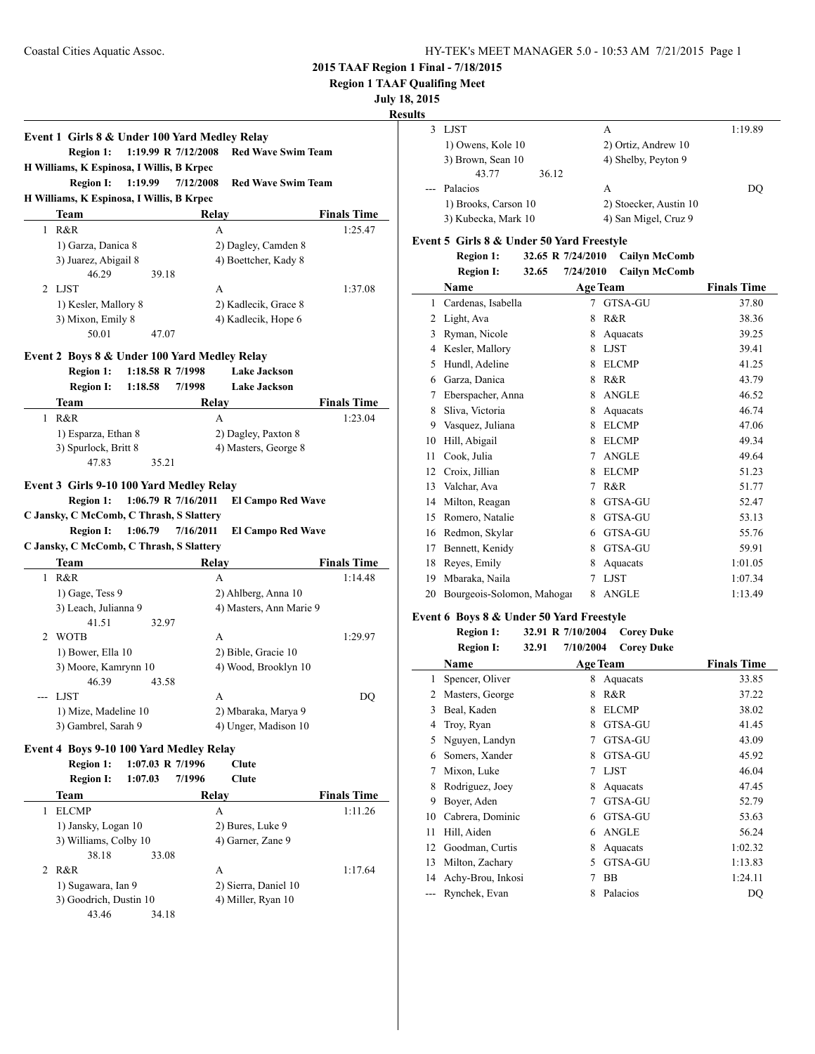**2015 TAAF Region 1 Final - 7/18/2015**

**Region 1 TAAF Qualifing Meet**

**July 18, 2015**

**Results**

### Event 1 Girls 8 & Under 100 Yard Medley Relay

**Region 1: 1:19.99 R 7/12/2008 Red Wave Swim Team**
**H Williams, K Espinosa, I Willis, B Krpec**
**Region I: 1:19.99 7/12/2008 Red Wave Swim Team**
**H Williams, K Espinosa, I Willis, B Krpec**

| | Team | Relay | Finals Time |
|---|---|---|---|
| 1 | R&R | A | 1:25.47 |
| | 1) Garza, Danica 8 | 2) Dagley, Camden 8 | |
| | 3) Juarez, Abigail 8 | 4) Boettcher, Kady 8 | |
| | 46.29 39.18 | | |
| 2 | LJST | A | 1:37.08 |
| | 1) Kesler, Mallory 8 | 2) Kadlecik, Grace 8 | |
| | 3) Mixon, Emily 8 | 4) Kadlecik, Hope 6 | |
| | 50.01 47.07 | | |

### Event 2 Boys 8 & Under 100 Yard Medley Relay

**Region 1: 1:18.58 R 7/1998 Lake Jackson**
**Region I: 1:18.58 7/1998 Lake Jackson**

| | Team | Relay | Finals Time |
|---|---|---|---|
| 1 | R&R | A | 1:23.04 |
| | 1) Esparza, Ethan 8 | 2) Dagley, Paxton 8 | |
| | 3) Spurlock, Britt 8 | 4) Masters, George 8 | |
| | 47.83 35.21 | | |

### Event 3 Girls 9-10 100 Yard Medley Relay

**Region 1: 1:06.79 R 7/16/2011 El Campo Red Wave**
**C Jansky, C McComb, C Thrash, S Slattery**
**Region I: 1:06.79 7/16/2011 El Campo Red Wave**
**C Jansky, C McComb, C Thrash, S Slattery**

| | Team | Relay | Finals Time |
|---|---|---|---|
| 1 | R&R | A | 1:14.48 |
| | 1) Gage, Tess 9 | 2) Ahlberg, Anna 10 | |
| | 3) Leach, Julianna 9 | 4) Masters, Ann Marie 9 | |
| | 41.51 32.97 | | |
| 2 | WOTB | A | 1:29.97 |
| | 1) Bower, Ella 10 | 2) Bible, Gracie 10 | |
| | 3) Moore, Kamrynn 10 | 4) Wood, Brooklyn 10 | |
| | 46.39 43.58 | | |
| --- | LJST | A | DQ |
| | 1) Mize, Madeline 10 | 2) Mbaraka, Marya 9 | |
| | 3) Gambrel, Sarah 9 | 4) Unger, Madison 10 | |

### Event 4 Boys 9-10 100 Yard Medley Relay

**Region 1: 1:07.03 R 7/1996 Clute**
**Region I: 1:07.03 7/1996 Clute**

| | Team | Relay | Finals Time |
|---|---|---|---|
| 1 | ELCMP | A | 1:11.26 |
| | 1) Jansky, Logan 10 | 2) Bures, Luke 9 | |
| | 3) Williams, Colby 10 | 4) Garner, Zane 9 | |
| | 38.18 33.08 | | |
| 2 | R&R | A | 1:17.64 |
| | 1) Sugawara, Ian 9 | 2) Sierra, Daniel 10 | |
| | 3) Goodrich, Dustin 10 | 4) Miller, Ryan 10 | |
| | 43.46 34.18 | | |
| 3 | LJST | A | 1:19.89 |
| | 1) Owens, Kole 10 | 2) Ortiz, Andrew 10 | |
| | 3) Brown, Sean 10 | 4) Shelby, Peyton 9 | |
| | 43.77 36.12 | | |
| --- | Palacios | A | DQ |
| | 1) Brooks, Carson 10 | 2) Stoecker, Austin 10 | |
| | 3) Kubecka, Mark 10 | 4) San Migel, Cruz 9 | |

### Event 5 Girls 8 & Under 50 Yard Freestyle

**Region 1: 32.65 R 7/24/2010 Cailyn McComb**
**Region I: 32.65 7/24/2010 Cailyn McComb**

| | Name | Age | Team | Finals Time |
|---|---|---|---|---|
| 1 | Cardenas, Isabella | 7 | GTSA-GU | 37.80 |
| 2 | Light, Ava | 8 | R&R | 38.36 |
| 3 | Ryman, Nicole | 8 | Aquacats | 39.25 |
| 4 | Kesler, Mallory | 8 | LJST | 39.41 |
| 5 | Hundl, Adeline | 8 | ELCMP | 41.25 |
| 6 | Garza, Danica | 8 | R&R | 43.79 |
| 7 | Eberspacher, Anna | 8 | ANGLE | 46.52 |
| 8 | Sliva, Victoria | 8 | Aquacats | 46.74 |
| 9 | Vasquez, Juliana | 8 | ELCMP | 47.06 |
| 10 | Hill, Abigail | 8 | ELCMP | 49.34 |
| 11 | Cook, Julia | 7 | ANGLE | 49.64 |
| 12 | Croix, Jillian | 8 | ELCMP | 51.23 |
| 13 | Valchar, Ava | 7 | R&R | 51.77 |
| 14 | Milton, Reagan | 8 | GTSA-GU | 52.47 |
| 15 | Romero, Natalie | 8 | GTSA-GU | 53.13 |
| 16 | Redmon, Skylar | 6 | GTSA-GU | 55.76 |
| 17 | Bennett, Kenidy | 8 | GTSA-GU | 59.91 |
| 18 | Reyes, Emily | 8 | Aquacats | 1:01.05 |
| 19 | Mbaraka, Naila | 7 | LJST | 1:07.34 |
| 20 | Bourgeois-Solomon, Mahogai | 8 | ANGLE | 1:13.49 |

### Event 6 Boys 8 & Under 50 Yard Freestyle

**Region 1: 32.91 R 7/10/2004 Corey Duke**
**Region I: 32.91 7/10/2004 Corey Duke**

| | Name | Age | Team | Finals Time |
|---|---|---|---|---|
| 1 | Spencer, Oliver | 8 | Aquacats | 33.85 |
| 2 | Masters, George | 8 | R&R | 37.22 |
| 3 | Beal, Kaden | 8 | ELCMP | 38.02 |
| 4 | Troy, Ryan | 8 | GTSA-GU | 41.45 |
| 5 | Nguyen, Landyn | 7 | GTSA-GU | 43.09 |
| 6 | Somers, Xander | 8 | GTSA-GU | 45.92 |
| 7 | Mixon, Luke | 7 | LJST | 46.04 |
| 8 | Rodriguez, Joey | 8 | Aquacats | 47.45 |
| 9 | Boyer, Aden | 7 | GTSA-GU | 52.79 |
| 10 | Cabrera, Dominic | 6 | GTSA-GU | 53.63 |
| 11 | Hill, Aiden | 6 | ANGLE | 56.24 |
| 12 | Goodman, Curtis | 8 | Aquacats | 1:02.32 |
| 13 | Milton, Zachary | 5 | GTSA-GU | 1:13.83 |
| 14 | Achy-Brou, Inkosi | 7 | BB | 1:24.11 |
| --- | Rynchek, Evan | 8 | Palacios | DQ |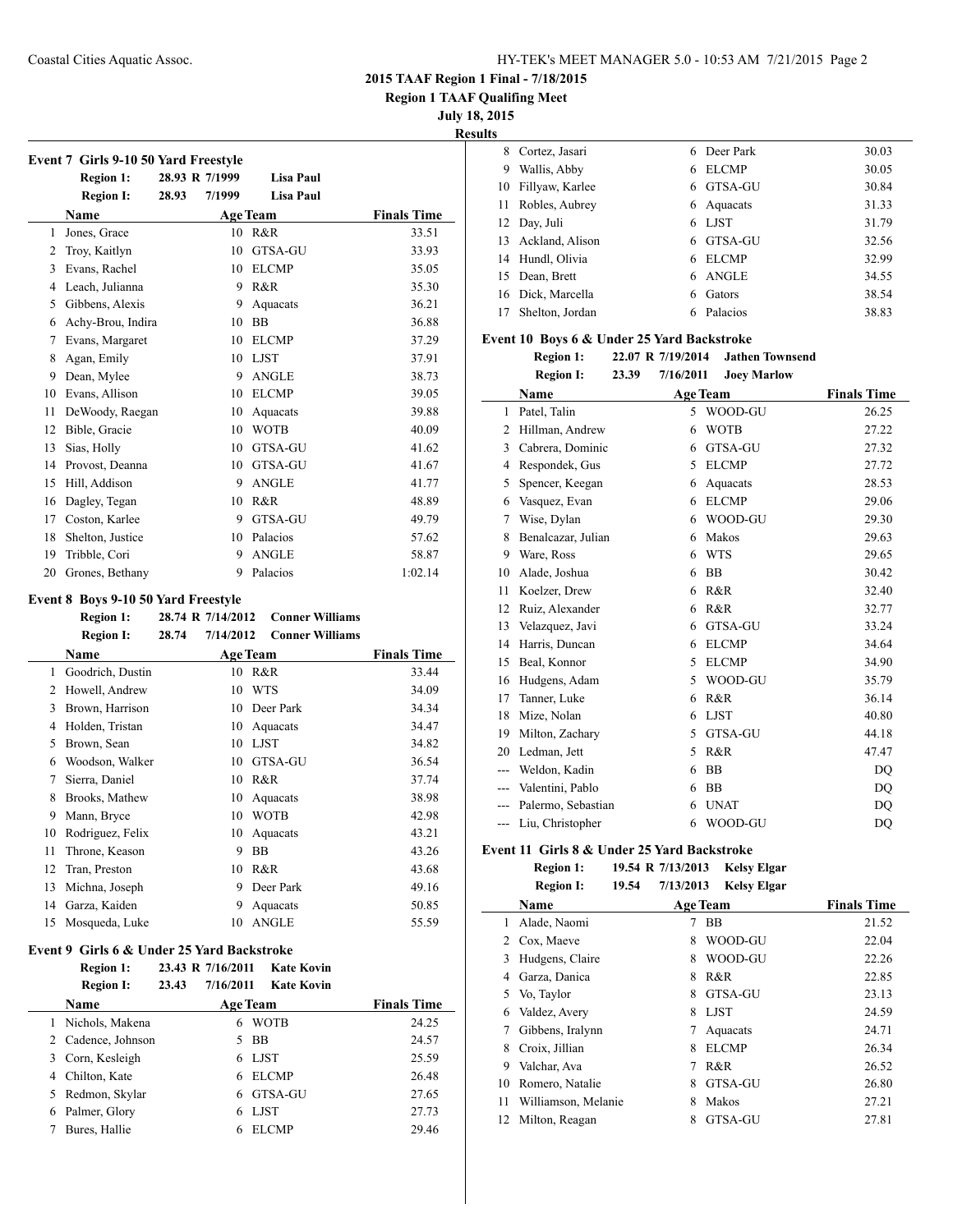**2015 TAAF Region 1 Final - 7/18/2015**

**Region 1 TAAF Qualifing Meet**

**July 18, 2015**

**Results**

### Event 7 Girls 9-10 50 Yard Freestyle

**Region 1:** 28.93 R 7/1999 **Lisa Paul**

**Region I:** 28.93 7/1999 **Lisa Paul**

| | Name | Age | Team | Finals Time |
|---|---|---|---|---|
| 1 | Jones, Grace | 10 | R&R | 33.51 |
| 2 | Troy, Kaitlyn | 10 | GTSA-GU | 33.93 |
| 3 | Evans, Rachel | 10 | ELCMP | 35.05 |
| 4 | Leach, Julianna | 9 | R&R | 35.30 |
| 5 | Gibbens, Alexis | 9 | Aquacats | 36.21 |
| 6 | Achy-Brou, Indira | 10 | BB | 36.88 |
| 7 | Evans, Margaret | 10 | ELCMP | 37.29 |
| 8 | Agan, Emily | 10 | LJST | 37.91 |
| 9 | Dean, Mylee | 9 | ANGLE | 38.73 |
| 10 | Evans, Allison | 10 | ELCMP | 39.05 |
| 11 | DeWoody, Raegan | 10 | Aquacats | 39.88 |
| 12 | Bible, Gracie | 10 | WOTB | 40.09 |
| 13 | Sias, Holly | 10 | GTSA-GU | 41.62 |
| 14 | Provost, Deanna | 10 | GTSA-GU | 41.67 |
| 15 | Hill, Addison | 9 | ANGLE | 41.77 |
| 16 | Dagley, Tegan | 10 | R&R | 48.89 |
| 17 | Coston, Karlee | 9 | GTSA-GU | 49.79 |
| 18 | Shelton, Justice | 10 | Palacios | 57.62 |
| 19 | Tribble, Cori | 9 | ANGLE | 58.87 |
| 20 | Grones, Bethany | 9 | Palacios | 1:02.14 |

### Event 8 Boys 9-10 50 Yard Freestyle

**Region 1:** 28.74 R 7/14/2012 **Conner Williams**

**Region I:** 28.74 7/14/2012 **Conner Williams**

| | Name | Age | Team | Finals Time |
|---|---|---|---|---|
| 1 | Goodrich, Dustin | 10 | R&R | 33.44 |
| 2 | Howell, Andrew | 10 | WTS | 34.09 |
| 3 | Brown, Harrison | 10 | Deer Park | 34.34 |
| 4 | Holden, Tristan | 10 | Aquacats | 34.47 |
| 5 | Brown, Sean | 10 | LJST | 34.82 |
| 6 | Woodson, Walker | 10 | GTSA-GU | 36.54 |
| 7 | Sierra, Daniel | 10 | R&R | 37.74 |
| 8 | Brooks, Mathew | 10 | Aquacats | 38.98 |
| 9 | Mann, Bryce | 10 | WOTB | 42.98 |
| 10 | Rodriguez, Felix | 10 | Aquacats | 43.21 |
| 11 | Throne, Keason | 9 | BB | 43.26 |
| 12 | Tran, Preston | 10 | R&R | 43.68 |
| 13 | Michna, Joseph | 9 | Deer Park | 49.16 |
| 14 | Garza, Kaiden | 9 | Aquacats | 50.85 |
| 15 | Mosqueda, Luke | 10 | ANGLE | 55.59 |

### Event 9 Girls 6 & Under 25 Yard Backstroke

**Region 1:** 23.43 R 7/16/2011 **Kate Kovin**

**Region I:** 23.43 7/16/2011 **Kate Kovin**

| | Name | Age | Team | Finals Time |
|---|---|---|---|---|
| 1 | Nichols, Makena | 6 | WOTB | 24.25 |
| 2 | Cadence, Johnson | 5 | BB | 24.57 |
| 3 | Corn, Kesleigh | 6 | LJST | 25.59 |
| 4 | Chilton, Kate | 6 | ELCMP | 26.48 |
| 5 | Redmon, Skylar | 6 | GTSA-GU | 27.65 |
| 6 | Palmer, Glory | 6 | LJST | 27.73 |
| 7 | Bures, Hallie | 6 | ELCMP | 29.46 |
| 8 | Cortez, Jasari | 6 | Deer Park | 30.03 |
| 9 | Wallis, Abby | 6 | ELCMP | 30.05 |
| 10 | Fillyaw, Karlee | 6 | GTSA-GU | 30.84 |
| 11 | Robles, Aubrey | 6 | Aquacats | 31.33 |
| 12 | Day, Juli | 6 | LJST | 31.79 |
| 13 | Ackland, Alison | 6 | GTSA-GU | 32.56 |
| 14 | Hundl, Olivia | 6 | ELCMP | 32.99 |
| 15 | Dean, Brett | 6 | ANGLE | 34.55 |
| 16 | Dick, Marcella | 6 | Gators | 38.54 |
| 17 | Shelton, Jordan | 6 | Palacios | 38.83 |

### Event 10 Boys 6 & Under 25 Yard Backstroke

**Region 1:** 22.07 R 7/19/2014 **Jathen Townsend**

**Region I:** 23.39 7/16/2011 **Joey Marlow**

| | Name | Age | Team | Finals Time |
|---|---|---|---|---|
| 1 | Patel, Talin | 5 | WOOD-GU | 26.25 |
| 2 | Hillman, Andrew | 6 | WOTB | 27.22 |
| 3 | Cabrera, Dominic | 6 | GTSA-GU | 27.32 |
| 4 | Respondek, Gus | 5 | ELCMP | 27.72 |
| 5 | Spencer, Keegan | 6 | Aquacats | 28.53 |
| 6 | Vasquez, Evan | 6 | ELCMP | 29.06 |
| 7 | Wise, Dylan | 6 | WOOD-GU | 29.30 |
| 8 | Benalcazar, Julian | 6 | Makos | 29.63 |
| 9 | Ware, Ross | 6 | WTS | 29.65 |
| 10 | Alade, Joshua | 6 | BB | 30.42 |
| 11 | Koelzer, Drew | 6 | R&R | 32.40 |
| 12 | Ruiz, Alexander | 6 | R&R | 32.77 |
| 13 | Velazquez, Javi | 6 | GTSA-GU | 33.24 |
| 14 | Harris, Duncan | 6 | ELCMP | 34.64 |
| 15 | Beal, Konnor | 5 | ELCMP | 34.90 |
| 16 | Hudgens, Adam | 5 | WOOD-GU | 35.79 |
| 17 | Tanner, Luke | 6 | R&R | 36.14 |
| 18 | Mize, Nolan | 6 | LJST | 40.80 |
| 19 | Milton, Zachary | 5 | GTSA-GU | 44.18 |
| 20 | Ledman, Jett | 5 | R&R | 47.47 |
| --- | Weldon, Kadin | 6 | BB | DQ |
| --- | Valentini, Pablo | 6 | BB | DQ |
| --- | Palermo, Sebastian | 6 | UNAT | DQ |
| --- | Liu, Christopher | 6 | WOOD-GU | DQ |

### Event 11 Girls 8 & Under 25 Yard Backstroke

**Region 1:** 19.54 R 7/13/2013 **Kelsy Elgar**

**Region I:** 19.54 7/13/2013 **Kelsy Elgar**

| | Name | Age | Team | Finals Time |
|---|---|---|---|---|
| 1 | Alade, Naomi | 7 | BB | 21.52 |
| 2 | Cox, Maeve | 8 | WOOD-GU | 22.04 |
| 3 | Hudgens, Claire | 8 | WOOD-GU | 22.26 |
| 4 | Garza, Danica | 8 | R&R | 22.85 |
| 5 | Vo, Taylor | 8 | GTSA-GU | 23.13 |
| 6 | Valdez, Avery | 8 | LJST | 24.59 |
| 7 | Gibbens, Iralynn | 7 | Aquacats | 24.71 |
| 8 | Croix, Jillian | 8 | ELCMP | 26.34 |
| 9 | Valchar, Ava | 7 | R&R | 26.52 |
| 10 | Romero, Natalie | 8 | GTSA-GU | 26.80 |
| 11 | Williamson, Melanie | 8 | Makos | 27.21 |
| 12 | Milton, Reagan | 8 | GTSA-GU | 27.81 |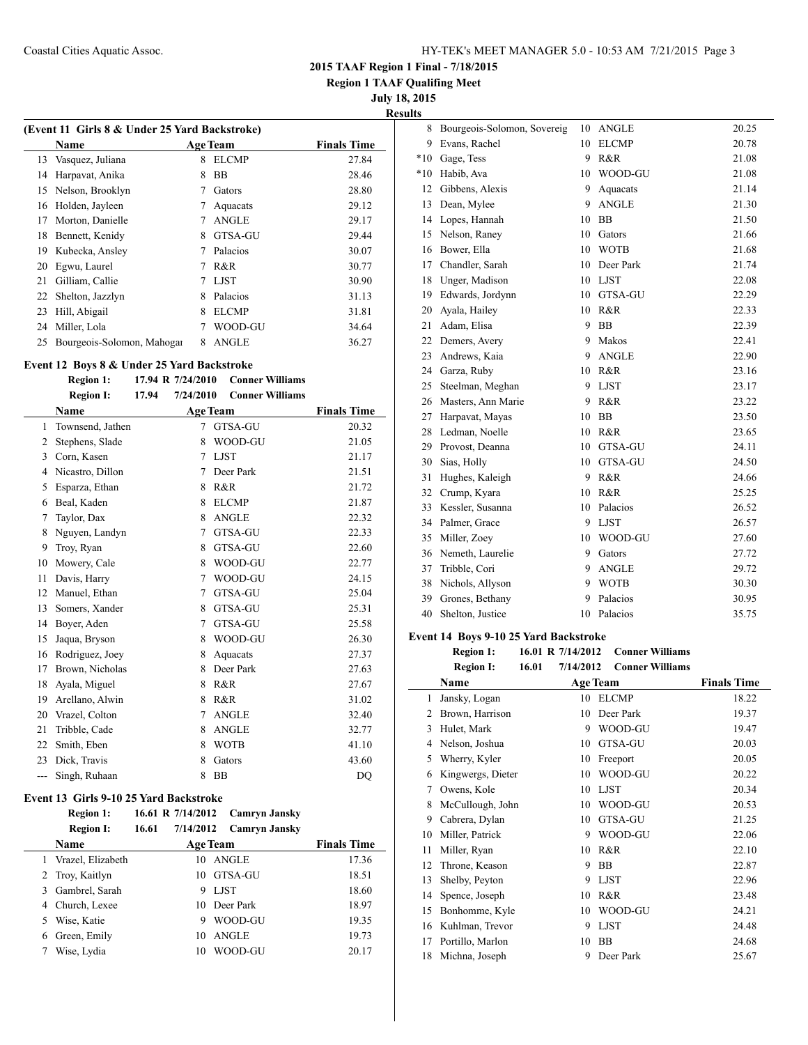## 2015 TAAF Region 1 Final - 7/18/2015

**Region 1 TAAF Qualifing Meet**

**July 18, 2015**

**Results**

### (Event 11 Girls 8 & Under 25 Yard Backstroke)

| | Name | Age | Team | Finals Time |
|---|---|---|---|---|
| 13 | Vasquez, Juliana | 8 | ELCMP | 27.84 |
| 14 | Harpavat, Anika | 8 | BB | 28.46 |
| 15 | Nelson, Brooklyn | 7 | Gators | 28.80 |
| 16 | Holden, Jayleen | 7 | Aquacats | 29.12 |
| 17 | Morton, Danielle | 7 | ANGLE | 29.17 |
| 18 | Bennett, Kenidy | 8 | GTSA-GU | 29.44 |
| 19 | Kubecka, Ansley | 7 | Palacios | 30.07 |
| 20 | Egwu, Laurel | 7 | R&R | 30.77 |
| 21 | Gilliam, Callie | 7 | LJST | 30.90 |
| 22 | Shelton, Jazzlyn | 8 | Palacios | 31.13 |
| 23 | Hill, Abigail | 8 | ELCMP | 31.81 |
| 24 | Miller, Lola | 7 | WOOD-GU | 34.64 |
| 25 | Bourgeois-Solomon, Mahogai | 8 | ANGLE | 36.27 |

### Event 12 Boys 8 & Under 25 Yard Backstroke

**Region 1:** 17.94 R 7/24/2010 Conner Williams
**Region I:** 17.94 7/24/2010 Conner Williams

| | Name | Age | Team | Finals Time |
|---|---|---|---|---|
| 1 | Townsend, Jathen | 7 | GTSA-GU | 20.32 |
| 2 | Stephens, Slade | 8 | WOOD-GU | 21.05 |
| 3 | Corn, Kasen | 7 | LJST | 21.17 |
| 4 | Nicastro, Dillon | 7 | Deer Park | 21.51 |
| 5 | Esparza, Ethan | 8 | R&R | 21.72 |
| 6 | Beal, Kaden | 8 | ELCMP | 21.87 |
| 7 | Taylor, Dax | 8 | ANGLE | 22.32 |
| 8 | Nguyen, Landyn | 7 | GTSA-GU | 22.33 |
| 9 | Troy, Ryan | 8 | GTSA-GU | 22.60 |
| 10 | Mowery, Cale | 8 | WOOD-GU | 22.77 |
| 11 | Davis, Harry | 7 | WOOD-GU | 24.15 |
| 12 | Manuel, Ethan | 7 | GTSA-GU | 25.04 |
| 13 | Somers, Xander | 8 | GTSA-GU | 25.31 |
| 14 | Boyer, Aden | 7 | GTSA-GU | 25.58 |
| 15 | Jaqua, Bryson | 8 | WOOD-GU | 26.30 |
| 16 | Rodriguez, Joey | 8 | Aquacats | 27.37 |
| 17 | Brown, Nicholas | 8 | Deer Park | 27.63 |
| 18 | Ayala, Miguel | 8 | R&R | 27.67 |
| 19 | Arellano, Alwin | 8 | R&R | 31.02 |
| 20 | Vrazel, Colton | 7 | ANGLE | 32.40 |
| 21 | Tribble, Cade | 8 | ANGLE | 32.77 |
| 22 | Smith, Eben | 8 | WOTB | 41.10 |
| 23 | Dick, Travis | 8 | Gators | 43.60 |
| --- | Singh, Ruhaan | 8 | BB | DQ |

### Event 13 Girls 9-10 25 Yard Backstroke

**Region 1:** 16.61 R 7/14/2012 Camryn Jansky
**Region I:** 16.61 7/14/2012 Camryn Jansky

| | Name | Age | Team | Finals Time |
|---|---|---|---|---|
| 1 | Vrazel, Elizabeth | 10 | ANGLE | 17.36 |
| 2 | Troy, Kaitlyn | 10 | GTSA-GU | 18.51 |
| 3 | Gambrel, Sarah | 9 | LJST | 18.60 |
| 4 | Church, Lexee | 10 | Deer Park | 18.97 |
| 5 | Wise, Katie | 9 | WOOD-GU | 19.35 |
| 6 | Green, Emily | 10 | ANGLE | 19.73 |
| 7 | Wise, Lydia | 10 | WOOD-GU | 20.17 |
| 8 | Bourgeois-Solomon, Sovereig | 10 | ANGLE | 20.25 |
| 9 | Evans, Rachel | 10 | ELCMP | 20.78 |
| *10 | Gage, Tess | 9 | R&R | 21.08 |
| *10 | Habib, Ava | 10 | WOOD-GU | 21.08 |
| 12 | Gibbens, Alexis | 9 | Aquacats | 21.14 |
| 13 | Dean, Mylee | 9 | ANGLE | 21.30 |
| 14 | Lopes, Hannah | 10 | BB | 21.50 |
| 15 | Nelson, Raney | 10 | Gators | 21.66 |
| 16 | Bower, Ella | 10 | WOTB | 21.68 |
| 17 | Chandler, Sarah | 10 | Deer Park | 21.74 |
| 18 | Unger, Madison | 10 | LJST | 22.08 |
| 19 | Edwards, Jordynn | 10 | GTSA-GU | 22.29 |
| 20 | Ayala, Hailey | 10 | R&R | 22.33 |
| 21 | Adam, Elisa | 9 | BB | 22.39 |
| 22 | Demers, Avery | 9 | Makos | 22.41 |
| 23 | Andrews, Kaia | 9 | ANGLE | 22.90 |
| 24 | Garza, Ruby | 10 | R&R | 23.16 |
| 25 | Steelman, Meghan | 9 | LJST | 23.17 |
| 26 | Masters, Ann Marie | 9 | R&R | 23.22 |
| 27 | Harpavat, Mayas | 10 | BB | 23.50 |
| 28 | Ledman, Noelle | 10 | R&R | 23.65 |
| 29 | Provost, Deanna | 10 | GTSA-GU | 24.11 |
| 30 | Sias, Holly | 10 | GTSA-GU | 24.50 |
| 31 | Hughes, Kaleigh | 9 | R&R | 24.66 |
| 32 | Crump, Kyara | 10 | R&R | 25.25 |
| 33 | Kessler, Susanna | 10 | Palacios | 26.52 |
| 34 | Palmer, Grace | 9 | LJST | 26.57 |
| 35 | Miller, Zoey | 10 | WOOD-GU | 27.60 |
| 36 | Nemeth, Laurelie | 9 | Gators | 27.72 |
| 37 | Tribble, Cori | 9 | ANGLE | 29.72 |
| 38 | Nichols, Allyson | 9 | WOTB | 30.30 |
| 39 | Grones, Bethany | 9 | Palacios | 30.95 |
| 40 | Shelton, Justice | 10 | Palacios | 35.75 |

### Event 14 Boys 9-10 25 Yard Backstroke

**Region 1:** 16.01 R 7/14/2012 Conner Williams
**Region I:** 16.01 7/14/2012 Conner Williams

| | Name | Age | Team | Finals Time |
|---|---|---|---|---|
| 1 | Jansky, Logan | 10 | ELCMP | 18.22 |
| 2 | Brown, Harrison | 10 | Deer Park | 19.37 |
| 3 | Hulet, Mark | 9 | WOOD-GU | 19.47 |
| 4 | Nelson, Joshua | 10 | GTSA-GU | 20.03 |
| 5 | Wherry, Kyler | 10 | Freeport | 20.05 |
| 6 | Kingwergs, Dieter | 10 | WOOD-GU | 20.22 |
| 7 | Owens, Kole | 10 | LJST | 20.34 |
| 8 | McCullough, John | 10 | WOOD-GU | 20.53 |
| 9 | Cabrera, Dylan | 10 | GTSA-GU | 21.25 |
| 10 | Miller, Patrick | 9 | WOOD-GU | 22.06 |
| 11 | Miller, Ryan | 10 | R&R | 22.10 |
| 12 | Throne, Keason | 9 | BB | 22.87 |
| 13 | Shelby, Peyton | 9 | LJST | 22.96 |
| 14 | Spence, Joseph | 10 | R&R | 23.48 |
| 15 | Bonhomme, Kyle | 10 | WOOD-GU | 24.21 |
| 16 | Kuhlman, Trevor | 9 | LJST | 24.48 |
| 17 | Portillo, Marlon | 10 | BB | 24.68 |
| 18 | Michna, Joseph | 9 | Deer Park | 25.67 |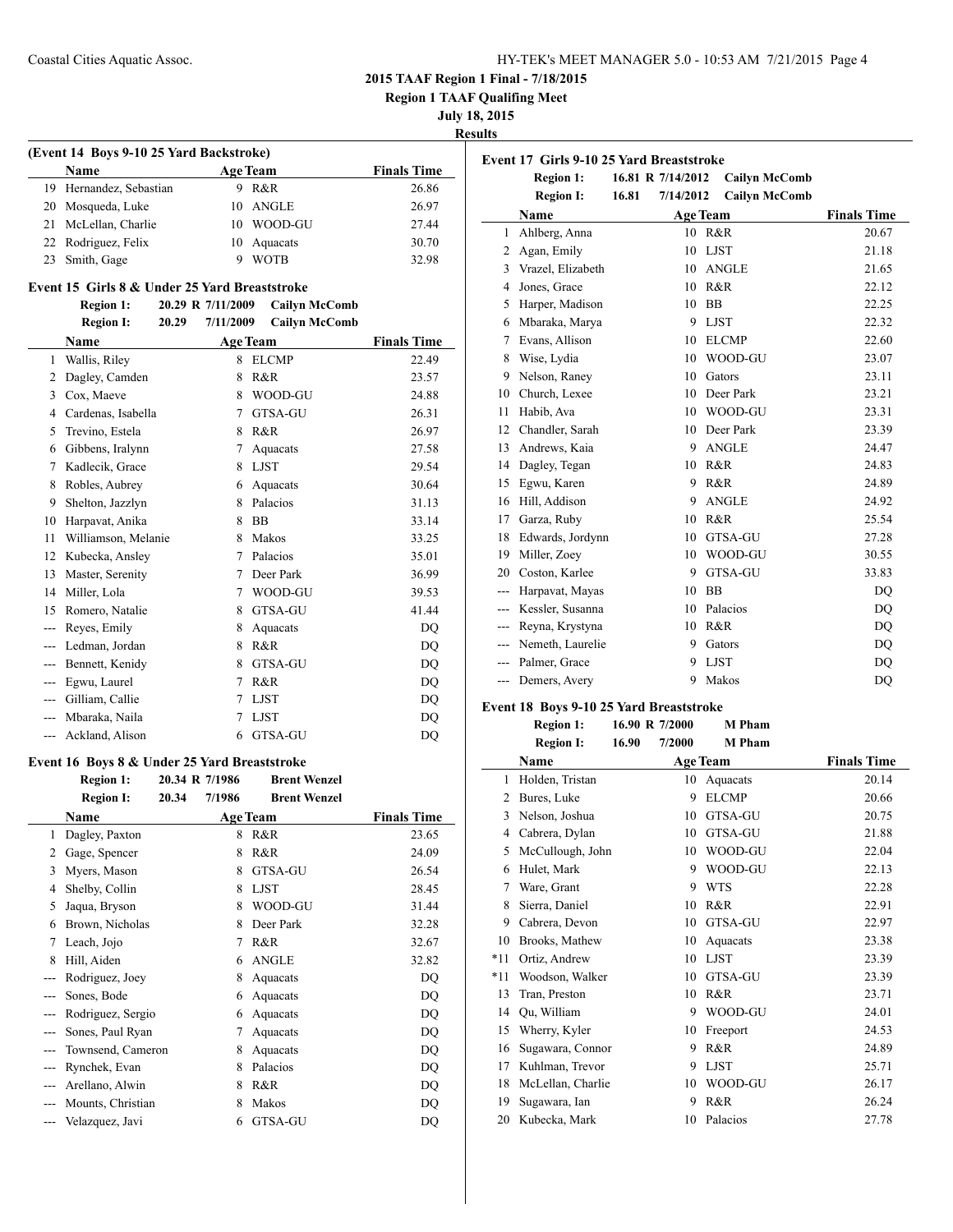# 2015 TAAF Region 1 Final - 7/18/2015

**Region 1 TAAF Qualifing Meet**

**July 18, 2015**

**Results**

### (Event 14 Boys 9-10 25 Yard Backstroke)

| | Name | Age | Team | Finals Time |
|---|---|---|---|---|
| 19 | Hernandez, Sebastian | 9 | R&R | 26.86 |
| 20 | Mosqueda, Luke | 10 | ANGLE | 26.97 |
| 21 | McLellan, Charlie | 10 | WOOD-GU | 27.44 |
| 22 | Rodriguez, Felix | 10 | Aquacats | 30.70 |
| 23 | Smith, Gage | 9 | WOTB | 32.98 |

### Event 15 Girls 8 & Under 25 Yard Breaststroke

**Region 1:** 20.29 R 7/11/2009 Cailyn McComb
**Region I:** 20.29 7/11/2009 Cailyn McComb

| | Name | Age | Team | Finals Time |
|---|---|---|---|---|
| 1 | Wallis, Riley | 8 | ELCMP | 22.49 |
| 2 | Dagley, Camden | 8 | R&R | 23.57 |
| 3 | Cox, Maeve | 8 | WOOD-GU | 24.88 |
| 4 | Cardenas, Isabella | 7 | GTSA-GU | 26.31 |
| 5 | Trevino, Estela | 8 | R&R | 26.97 |
| 6 | Gibbens, Iralynn | 7 | Aquacats | 27.58 |
| 7 | Kadlecik, Grace | 8 | LJST | 29.54 |
| 8 | Robles, Aubrey | 6 | Aquacats | 30.64 |
| 9 | Shelton, Jazzlyn | 8 | Palacios | 31.13 |
| 10 | Harpavat, Anika | 8 | BB | 33.14 |
| 11 | Williamson, Melanie | 8 | Makos | 33.25 |
| 12 | Kubecka, Ansley | 7 | Palacios | 35.01 |
| 13 | Master, Serenity | 7 | Deer Park | 36.99 |
| 14 | Miller, Lola | 7 | WOOD-GU | 39.53 |
| 15 | Romero, Natalie | 8 | GTSA-GU | 41.44 |
| --- | Reyes, Emily | 8 | Aquacats | DQ |
| --- | Ledman, Jordan | 8 | R&R | DQ |
| --- | Bennett, Kenidy | 8 | GTSA-GU | DQ |
| --- | Egwu, Laurel | 7 | R&R | DQ |
| --- | Gilliam, Callie | 7 | LJST | DQ |
| --- | Mbaraka, Naila | 7 | LJST | DQ |
| --- | Ackland, Alison | 6 | GTSA-GU | DQ |

### Event 16 Boys 8 & Under 25 Yard Breaststroke

**Region 1:** 20.34 R 7/1986 Brent Wenzel
**Region I:** 20.34 7/1986 Brent Wenzel

| | Name | Age | Team | Finals Time |
|---|---|---|---|---|
| 1 | Dagley, Paxton | 8 | R&R | 23.65 |
| 2 | Gage, Spencer | 8 | R&R | 24.09 |
| 3 | Myers, Mason | 8 | GTSA-GU | 26.54 |
| 4 | Shelby, Collin | 8 | LJST | 28.45 |
| 5 | Jaqua, Bryson | 8 | WOOD-GU | 31.44 |
| 6 | Brown, Nicholas | 8 | Deer Park | 32.28 |
| 7 | Leach, Jojo | 7 | R&R | 32.67 |
| 8 | Hill, Aiden | 6 | ANGLE | 32.82 |
| --- | Rodriguez, Joey | 8 | Aquacats | DQ |
| --- | Sones, Bode | 6 | Aquacats | DQ |
| --- | Rodriguez, Sergio | 6 | Aquacats | DQ |
| --- | Sones, Paul Ryan | 7 | Aquacats | DQ |
| --- | Townsend, Cameron | 8 | Aquacats | DQ |
| --- | Rynchek, Evan | 8 | Palacios | DQ |
| --- | Arellano, Alwin | 8 | R&R | DQ |
| --- | Mounts, Christian | 8 | Makos | DQ |
| --- | Velazquez, Javi | 6 | GTSA-GU | DQ |

### Event 17 Girls 9-10 25 Yard Breaststroke

**Region 1:** 16.81 R 7/14/2012 Cailyn McComb
**Region I:** 16.81 7/14/2012 Cailyn McComb

| | Name | Age | Team | Finals Time |
|---|---|---|---|---|
| 1 | Ahlberg, Anna | 10 | R&R | 20.67 |
| 2 | Agan, Emily | 10 | LJST | 21.18 |
| 3 | Vrazel, Elizabeth | 10 | ANGLE | 21.65 |
| 4 | Jones, Grace | 10 | R&R | 22.12 |
| 5 | Harper, Madison | 10 | BB | 22.25 |
| 6 | Mbaraka, Marya | 9 | LJST | 22.32 |
| 7 | Evans, Allison | 10 | ELCMP | 22.60 |
| 8 | Wise, Lydia | 10 | WOOD-GU | 23.07 |
| 9 | Nelson, Raney | 10 | Gators | 23.11 |
| 10 | Church, Lexee | 10 | Deer Park | 23.21 |
| 11 | Habib, Ava | 10 | WOOD-GU | 23.31 |
| 12 | Chandler, Sarah | 10 | Deer Park | 23.39 |
| 13 | Andrews, Kaia | 9 | ANGLE | 24.47 |
| 14 | Dagley, Tegan | 10 | R&R | 24.83 |
| 15 | Egwu, Karen | 9 | R&R | 24.89 |
| 16 | Hill, Addison | 9 | ANGLE | 24.92 |
| 17 | Garza, Ruby | 10 | R&R | 25.54 |
| 18 | Edwards, Jordynn | 10 | GTSA-GU | 27.28 |
| 19 | Miller, Zoey | 10 | WOOD-GU | 30.55 |
| 20 | Coston, Karlee | 9 | GTSA-GU | 33.83 |
| --- | Harpavat, Mayas | 10 | BB | DQ |
| --- | Kessler, Susanna | 10 | Palacios | DQ |
| --- | Reyna, Krystyna | 10 | R&R | DQ |
| --- | Nemeth, Laurelie | 9 | Gators | DQ |
| --- | Palmer, Grace | 9 | LJST | DQ |
| --- | Demers, Avery | 9 | Makos | DQ |

### Event 18 Boys 9-10 25 Yard Breaststroke

**Region 1:** 16.90 R 7/2000 M Pham
**Region I:** 16.90 7/2000 M Pham

| | Name | Age | Team | Finals Time |
|---|---|---|---|---|
| 1 | Holden, Tristan | 10 | Aquacats | 20.14 |
| 2 | Bures, Luke | 9 | ELCMP | 20.66 |
| 3 | Nelson, Joshua | 10 | GTSA-GU | 20.75 |
| 4 | Cabrera, Dylan | 10 | GTSA-GU | 21.88 |
| 5 | McCullough, John | 10 | WOOD-GU | 22.04 |
| 6 | Hulet, Mark | 9 | WOOD-GU | 22.13 |
| 7 | Ware, Grant | 9 | WTS | 22.28 |
| 8 | Sierra, Daniel | 10 | R&R | 22.91 |
| 9 | Cabrera, Devon | 10 | GTSA-GU | 22.97 |
| 10 | Brooks, Mathew | 10 | Aquacats | 23.38 |
| *11 | Ortiz, Andrew | 10 | LJST | 23.39 |
| *11 | Woodson, Walker | 10 | GTSA-GU | 23.39 |
| 13 | Tran, Preston | 10 | R&R | 23.71 |
| 14 | Qu, William | 9 | WOOD-GU | 24.01 |
| 15 | Wherry, Kyler | 10 | Freeport | 24.53 |
| 16 | Sugawara, Connor | 9 | R&R | 24.89 |
| 17 | Kuhlman, Trevor | 9 | LJST | 25.71 |
| 18 | McLellan, Charlie | 10 | WOOD-GU | 26.17 |
| 19 | Sugawara, Ian | 9 | R&R | 26.24 |
| 20 | Kubecka, Mark | 10 | Palacios | 27.78 |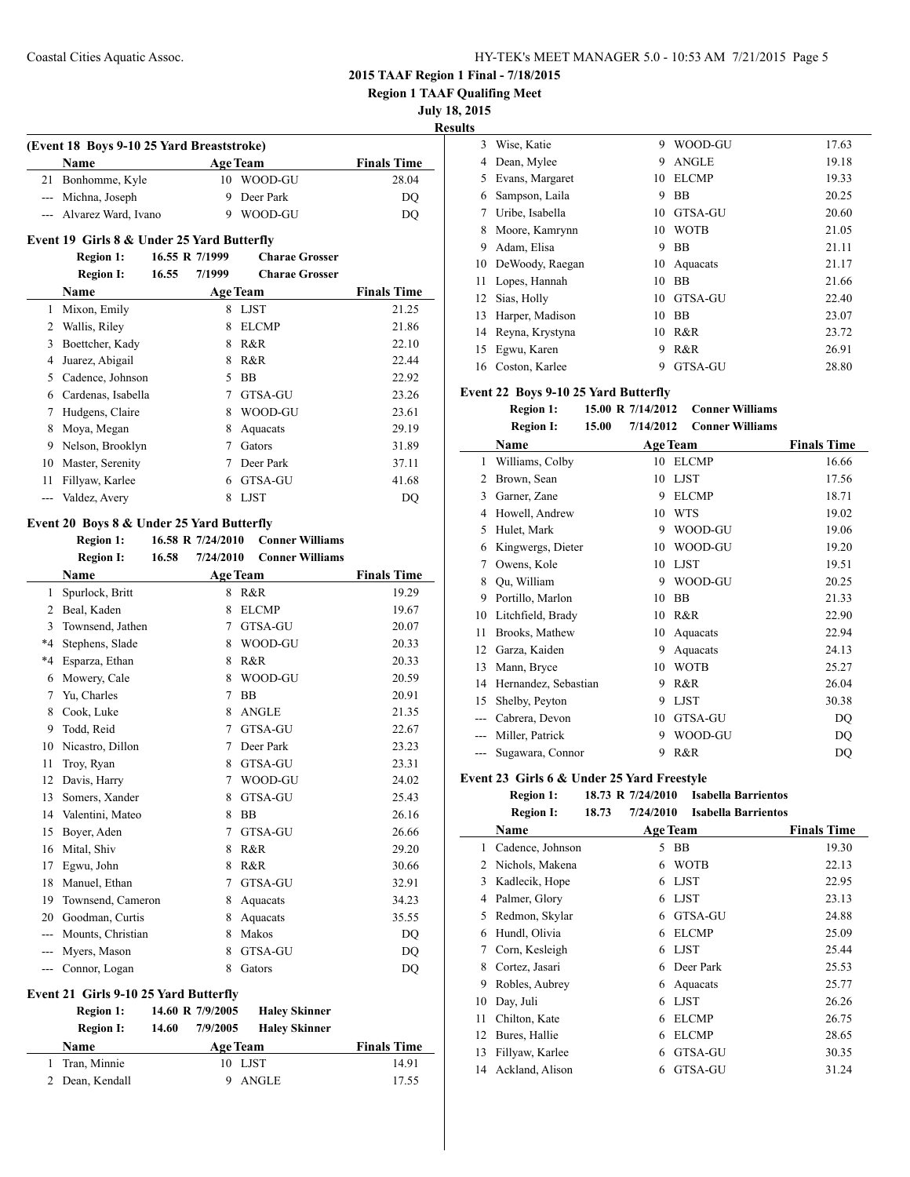**2015 TAAF Region 1 Final - 7/18/2015**

**Region 1 TAAF Qualifing Meet**

**July 18, 2015**

**Results**

### (Event 18 Boys 9-10 25 Yard Breaststroke)

| | Name | Age | Team | Finals Time |
|---|---|---|---|---|
| 21 | Bonhomme, Kyle | 10 | WOOD-GU | 28.04 |
| --- | Michna, Joseph | 9 | Deer Park | DQ |
| --- | Alvarez Ward, Ivano | 9 | WOOD-GU | DQ |

### Event 19 Girls 8 & Under 25 Yard Butterfly

**Region 1:** 16.55 R 7/1999 **Charae Grosser**
**Region I:** 16.55 7/1999 **Charae Grosser**

| | Name | Age | Team | Finals Time |
|---|---|---|---|---|
| 1 | Mixon, Emily | 8 | LJST | 21.25 |
| 2 | Wallis, Riley | 8 | ELCMP | 21.86 |
| 3 | Boettcher, Kady | 8 | R&R | 22.10 |
| 4 | Juarez, Abigail | 8 | R&R | 22.44 |
| 5 | Cadence, Johnson | 5 | BB | 22.92 |
| 6 | Cardenas, Isabella | 7 | GTSA-GU | 23.26 |
| 7 | Hudgens, Claire | 8 | WOOD-GU | 23.61 |
| 8 | Moya, Megan | 8 | Aquacats | 29.19 |
| 9 | Nelson, Brooklyn | 7 | Gators | 31.89 |
| 10 | Master, Serenity | 7 | Deer Park | 37.11 |
| 11 | Fillyaw, Karlee | 6 | GTSA-GU | 41.68 |
| --- | Valdez, Avery | 8 | LJST | DQ |

### Event 20 Boys 8 & Under 25 Yard Butterfly

**Region 1:** 16.58 R 7/24/2010 **Conner Williams**
**Region I:** 16.58 7/24/2010 **Conner Williams**

| | Name | Age | Team | Finals Time |
|---|---|---|---|---|
| 1 | Spurlock, Britt | 8 | R&R | 19.29 |
| 2 | Beal, Kaden | 8 | ELCMP | 19.67 |
| 3 | Townsend, Jathen | 7 | GTSA-GU | 20.07 |
| *4 | Stephens, Slade | 8 | WOOD-GU | 20.33 |
| *4 | Esparza, Ethan | 8 | R&R | 20.33 |
| 6 | Mowery, Cale | 8 | WOOD-GU | 20.59 |
| 7 | Yu, Charles | 7 | BB | 20.91 |
| 8 | Cook, Luke | 8 | ANGLE | 21.35 |
| 9 | Todd, Reid | 7 | GTSA-GU | 22.67 |
| 10 | Nicastro, Dillon | 7 | Deer Park | 23.23 |
| 11 | Troy, Ryan | 8 | GTSA-GU | 23.31 |
| 12 | Davis, Harry | 7 | WOOD-GU | 24.02 |
| 13 | Somers, Xander | 8 | GTSA-GU | 25.43 |
| 14 | Valentini, Mateo | 8 | BB | 26.16 |
| 15 | Boyer, Aden | 7 | GTSA-GU | 26.66 |
| 16 | Mital, Shiv | 8 | R&R | 29.20 |
| 17 | Egwu, John | 8 | R&R | 30.66 |
| 18 | Manuel, Ethan | 7 | GTSA-GU | 32.91 |
| 19 | Townsend, Cameron | 8 | Aquacats | 34.23 |
| 20 | Goodman, Curtis | 8 | Aquacats | 35.55 |
| --- | Mounts, Christian | 8 | Makos | DQ |
| --- | Myers, Mason | 8 | GTSA-GU | DQ |
| --- | Connor, Logan | 8 | Gators | DQ |

### Event 21 Girls 9-10 25 Yard Butterfly

**Region 1:** 14.60 R 7/9/2005 **Haley Skinner**
**Region I:** 14.60 7/9/2005 **Haley Skinner**

| | Name | Age | Team | Finals Time |
|---|---|---|---|---|
| 1 | Tran, Minnie | 10 | LJST | 14.91 |
| 2 | Dean, Kendall | 9 | ANGLE | 17.55 |
| 3 | Wise, Katie | 9 | WOOD-GU | 17.63 |
| 4 | Dean, Mylee | 9 | ANGLE | 19.18 |
| 5 | Evans, Margaret | 10 | ELCMP | 19.33 |
| 6 | Sampson, Laila | 9 | BB | 20.25 |
| 7 | Uribe, Isabella | 10 | GTSA-GU | 20.60 |
| 8 | Moore, Kamrynn | 10 | WOTB | 21.05 |
| 9 | Adam, Elisa | 9 | BB | 21.11 |
| 10 | DeWoody, Raegan | 10 | Aquacats | 21.17 |
| 11 | Lopes, Hannah | 10 | BB | 21.66 |
| 12 | Sias, Holly | 10 | GTSA-GU | 22.40 |
| 13 | Harper, Madison | 10 | BB | 23.07 |
| 14 | Reyna, Krystyna | 10 | R&R | 23.72 |
| 15 | Egwu, Karen | 9 | R&R | 26.91 |
| 16 | Coston, Karlee | 9 | GTSA-GU | 28.80 |

### Event 22 Boys 9-10 25 Yard Butterfly

**Region 1:** 15.00 R 7/14/2012 **Conner Williams**
**Region I:** 15.00 7/14/2012 **Conner Williams**

| | Name | Age | Team | Finals Time |
|---|---|---|---|---|
| 1 | Williams, Colby | 10 | ELCMP | 16.66 |
| 2 | Brown, Sean | 10 | LJST | 17.56 |
| 3 | Garner, Zane | 9 | ELCMP | 18.71 |
| 4 | Howell, Andrew | 10 | WTS | 19.02 |
| 5 | Hulet, Mark | 9 | WOOD-GU | 19.06 |
| 6 | Kingwergs, Dieter | 10 | WOOD-GU | 19.20 |
| 7 | Owens, Kole | 10 | LJST | 19.51 |
| 8 | Qu, William | 9 | WOOD-GU | 20.25 |
| 9 | Portillo, Marlon | 10 | BB | 21.33 |
| 10 | Litchfield, Brady | 10 | R&R | 22.90 |
| 11 | Brooks, Mathew | 10 | Aquacats | 22.94 |
| 12 | Garza, Kaiden | 9 | Aquacats | 24.13 |
| 13 | Mann, Bryce | 10 | WOTB | 25.27 |
| 14 | Hernandez, Sebastian | 9 | R&R | 26.04 |
| 15 | Shelby, Peyton | 9 | LJST | 30.38 |
| --- | Cabrera, Devon | 10 | GTSA-GU | DQ |
| --- | Miller, Patrick | 9 | WOOD-GU | DQ |
| --- | Sugawara, Connor | 9 | R&R | DQ |

### Event 23 Girls 6 & Under 25 Yard Freestyle

**Region 1:** 18.73 R 7/24/2010 **Isabella Barrientos**
**Region I:** 18.73 7/24/2010 **Isabella Barrientos**

| | Name | Age | Team | Finals Time |
|---|---|---|---|---|
| 1 | Cadence, Johnson | 5 | BB | 19.30 |
| 2 | Nichols, Makena | 6 | WOTB | 22.13 |
| 3 | Kadlecik, Hope | 6 | LJST | 22.95 |
| 4 | Palmer, Glory | 6 | LJST | 23.13 |
| 5 | Redmon, Skylar | 6 | GTSA-GU | 24.88 |
| 6 | Hundl, Olivia | 6 | ELCMP | 25.09 |
| 7 | Corn, Kesleigh | 6 | LJST | 25.44 |
| 8 | Cortez, Jasari | 6 | Deer Park | 25.53 |
| 9 | Robles, Aubrey | 6 | Aquacats | 25.77 |
| 10 | Day, Juli | 6 | LJST | 26.26 |
| 11 | Chilton, Kate | 6 | ELCMP | 26.75 |
| 12 | Bures, Hallie | 6 | ELCMP | 28.65 |
| 13 | Fillyaw, Karlee | 6 | GTSA-GU | 30.35 |
| 14 | Ackland, Alison | 6 | GTSA-GU | 31.24 |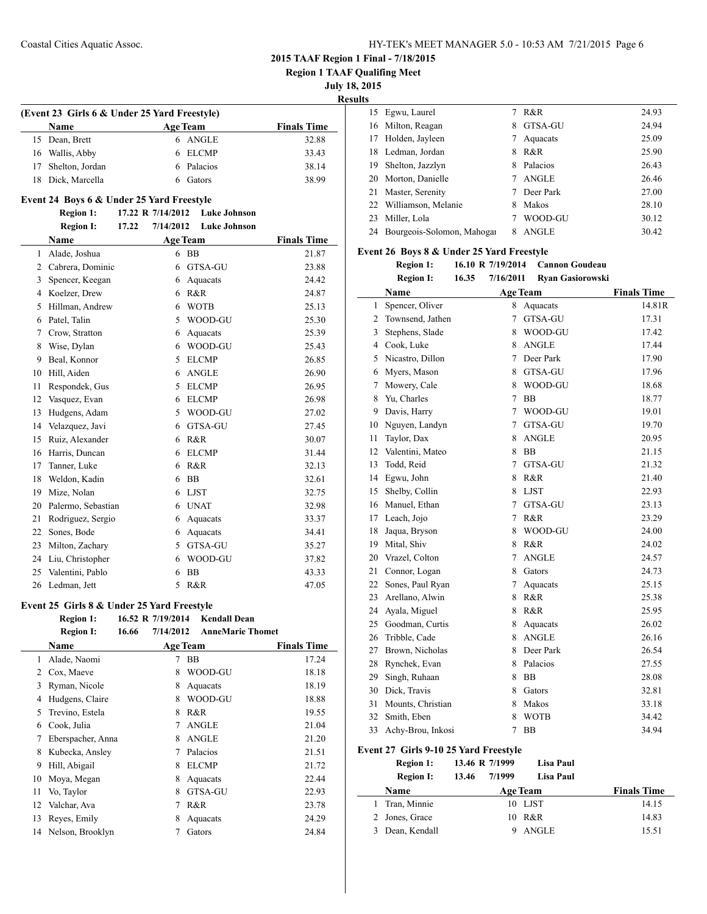**2015 TAAF Region 1 Final - 7/18/2015**

**Region 1 TAAF Qualifing Meet**

**July 18, 2015**

**Results**

**(Event 23 Girls 6 & Under 25 Yard Freestyle)**

| | Name | Age | Team | Finals Time |
|---|---|---|---|---|
| 15 | Dean, Brett | 6 | ANGLE | 32.88 |
| 16 | Wallis, Abby | 6 | ELCMP | 33.43 |
| 17 | Shelton, Jordan | 6 | Palacios | 38.14 |
| 18 | Dick, Marcella | 6 | Gators | 38.99 |

**Event 24 Boys 6 & Under 25 Yard Freestyle**

Region 1: 17.22 R 7/14/2012 Luke Johnson

Region I: 17.22 7/14/2012 Luke Johnson

| | Name | Age | Team | Finals Time |
|---|---|---|---|---|
| 1 | Alade, Joshua | 6 | BB | 21.87 |
| 2 | Cabrera, Dominic | 6 | GTSA-GU | 23.88 |
| 3 | Spencer, Keegan | 6 | Aquacats | 24.42 |
| 4 | Koelzer, Drew | 6 | R&R | 24.87 |
| 5 | Hillman, Andrew | 6 | WOTB | 25.13 |
| 6 | Patel, Talin | 5 | WOOD-GU | 25.30 |
| 7 | Crow, Stratton | 6 | Aquacats | 25.39 |
| 8 | Wise, Dylan | 6 | WOOD-GU | 25.43 |
| 9 | Beal, Konnor | 5 | ELCMP | 26.85 |
| 10 | Hill, Aiden | 6 | ANGLE | 26.90 |
| 11 | Respondek, Gus | 5 | ELCMP | 26.95 |
| 12 | Vasquez, Evan | 6 | ELCMP | 26.98 |
| 13 | Hudgens, Adam | 5 | WOOD-GU | 27.02 |
| 14 | Velazquez, Javi | 6 | GTSA-GU | 27.45 |
| 15 | Ruiz, Alexander | 6 | R&R | 30.07 |
| 16 | Harris, Duncan | 6 | ELCMP | 31.44 |
| 17 | Tanner, Luke | 6 | R&R | 32.13 |
| 18 | Weldon, Kadin | 6 | BB | 32.61 |
| 19 | Mize, Nolan | 6 | LJST | 32.75 |
| 20 | Palermo, Sebastian | 6 | UNAT | 32.98 |
| 21 | Rodriguez, Sergio | 6 | Aquacats | 33.37 |
| 22 | Sones, Bode | 6 | Aquacats | 34.41 |
| 23 | Milton, Zachary | 5 | GTSA-GU | 35.27 |
| 24 | Liu, Christopher | 6 | WOOD-GU | 37.82 |
| 25 | Valentini, Pablo | 6 | BB | 43.33 |
| 26 | Ledman, Jett | 5 | R&R | 47.05 |

**Event 25 Girls 8 & Under 25 Yard Freestyle**

Region 1: 16.52 R 7/19/2014 Kendall Dean

Region I: 16.66 7/14/2012 AnneMarie Thomet

| | Name | Age | Team | Finals Time |
|---|---|---|---|---|
| 1 | Alade, Naomi | 7 | BB | 17.24 |
| 2 | Cox, Maeve | 8 | WOOD-GU | 18.18 |
| 3 | Ryman, Nicole | 8 | Aquacats | 18.19 |
| 4 | Hudgens, Claire | 8 | WOOD-GU | 18.88 |
| 5 | Trevino, Estela | 8 | R&R | 19.55 |
| 6 | Cook, Julia | 7 | ANGLE | 21.04 |
| 7 | Eberspacher, Anna | 8 | ANGLE | 21.20 |
| 8 | Kubecka, Ansley | 7 | Palacios | 21.51 |
| 9 | Hill, Abigail | 8 | ELCMP | 21.72 |
| 10 | Moya, Megan | 8 | Aquacats | 22.44 |
| 11 | Vo, Taylor | 8 | GTSA-GU | 22.93 |
| 12 | Valchar, Ava | 7 | R&R | 23.78 |
| 13 | Reyes, Emily | 8 | Aquacats | 24.29 |
| 14 | Nelson, Brooklyn | 7 | Gators | 24.84 |
| 15 | Egwu, Laurel | 7 | R&R | 24.93 |
| 16 | Milton, Reagan | 8 | GTSA-GU | 24.94 |
| 17 | Holden, Jayleen | 7 | Aquacats | 25.09 |
| 18 | Ledman, Jordan | 8 | R&R | 25.90 |
| 19 | Shelton, Jazzlyn | 8 | Palacios | 26.43 |
| 20 | Morton, Danielle | 7 | ANGLE | 26.46 |
| 21 | Master, Serenity | 7 | Deer Park | 27.00 |
| 22 | Williamson, Melanie | 8 | Makos | 28.10 |
| 23 | Miller, Lola | 7 | WOOD-GU | 30.12 |
| 24 | Bourgeois-Solomon, Mahogai | 8 | ANGLE | 30.42 |

**Event 26 Boys 8 & Under 25 Yard Freestyle**

Region 1: 16.10 R 7/19/2014 Cannon Goudeau

Region I: 16.35 7/16/2011 Ryan Gasiorowski

| | Name | Age | Team | Finals Time |
|---|---|---|---|---|
| 1 | Spencer, Oliver | 8 | Aquacats | 14.81R |
| 2 | Townsend, Jathen | 7 | GTSA-GU | 17.31 |
| 3 | Stephens, Slade | 8 | WOOD-GU | 17.42 |
| 4 | Cook, Luke | 8 | ANGLE | 17.44 |
| 5 | Nicastro, Dillon | 7 | Deer Park | 17.90 |
| 6 | Myers, Mason | 8 | GTSA-GU | 17.96 |
| 7 | Mowery, Cale | 8 | WOOD-GU | 18.68 |
| 8 | Yu, Charles | 7 | BB | 18.77 |
| 9 | Davis, Harry | 7 | WOOD-GU | 19.01 |
| 10 | Nguyen, Landyn | 7 | GTSA-GU | 19.70 |
| 11 | Taylor, Dax | 8 | ANGLE | 20.95 |
| 12 | Valentini, Mateo | 8 | BB | 21.15 |
| 13 | Todd, Reid | 7 | GTSA-GU | 21.32 |
| 14 | Egwu, John | 8 | R&R | 21.40 |
| 15 | Shelby, Collin | 8 | LJST | 22.93 |
| 16 | Manuel, Ethan | 7 | GTSA-GU | 23.13 |
| 17 | Leach, Jojo | 7 | R&R | 23.29 |
| 18 | Jaqua, Bryson | 8 | WOOD-GU | 24.00 |
| 19 | Mital, Shiv | 8 | R&R | 24.02 |
| 20 | Vrazel, Colton | 7 | ANGLE | 24.57 |
| 21 | Connor, Logan | 8 | Gators | 24.73 |
| 22 | Sones, Paul Ryan | 7 | Aquacats | 25.15 |
| 23 | Arellano, Alwin | 8 | R&R | 25.38 |
| 24 | Ayala, Miguel | 8 | R&R | 25.95 |
| 25 | Goodman, Curtis | 8 | Aquacats | 26.02 |
| 26 | Tribble, Cade | 8 | ANGLE | 26.16 |
| 27 | Brown, Nicholas | 8 | Deer Park | 26.54 |
| 28 | Rynchek, Evan | 8 | Palacios | 27.55 |
| 29 | Singh, Ruhaan | 8 | BB | 28.08 |
| 30 | Dick, Travis | 8 | Gators | 32.81 |
| 31 | Mounts, Christian | 8 | Makos | 33.18 |
| 32 | Smith, Eben | 8 | WOTB | 34.42 |
| 33 | Achy-Brou, Inkosi | 7 | BB | 34.94 |

**Event 27 Girls 9-10 25 Yard Freestyle**

Region 1: 13.46 R 7/1999 Lisa Paul

Region I: 13.46 7/1999 Lisa Paul

| | Name | Age | Team | Finals Time |
|---|---|---|---|---|
| 1 | Tran, Minnie | 10 | LJST | 14.15 |
| 2 | Jones, Grace | 10 | R&R | 14.83 |
| 3 | Dean, Kendall | 9 | ANGLE | 15.51 |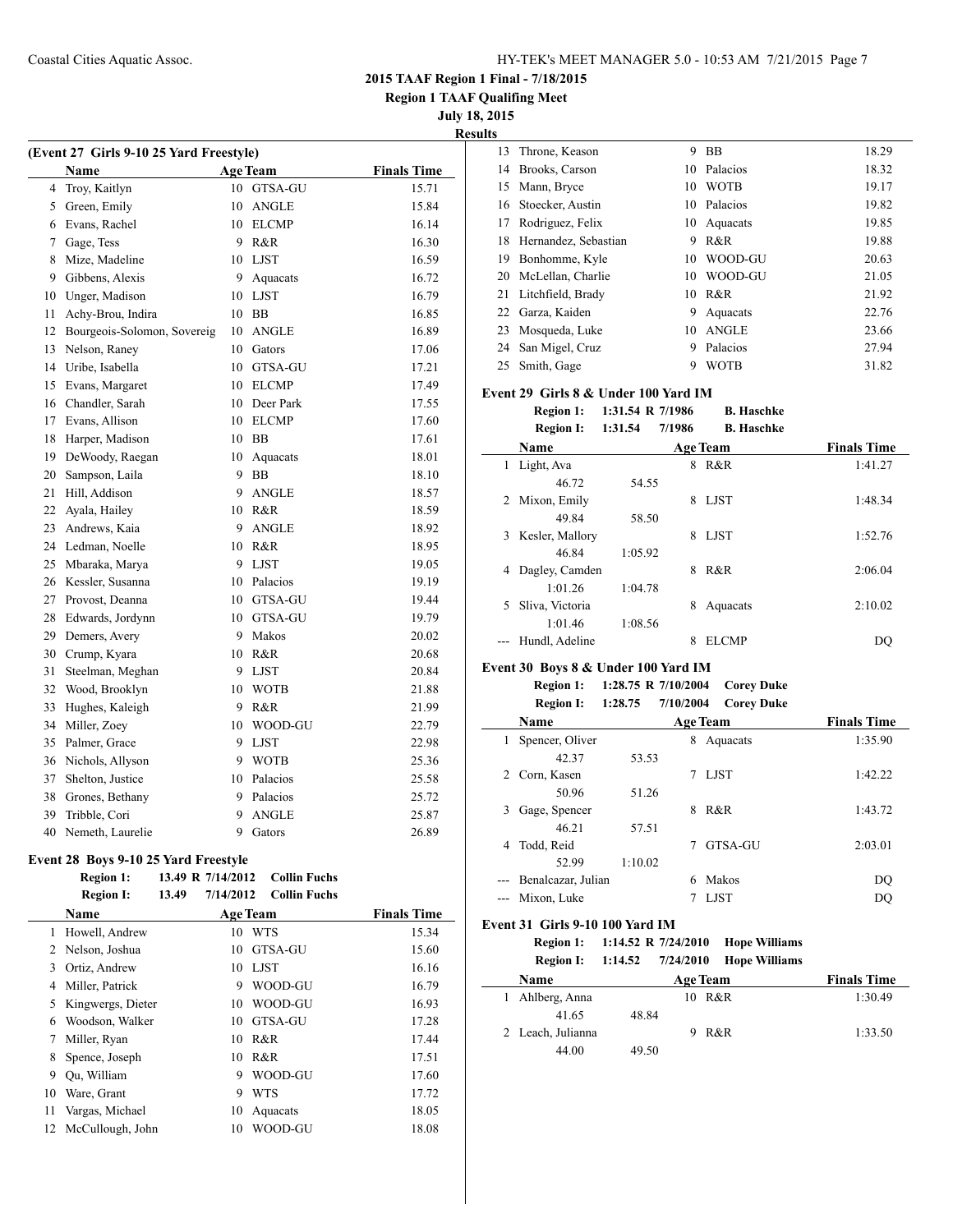## 2015 TAAF Region 1 Final - 7/18/2015

### Region 1 TAAF Qualifing Meet

### July 18, 2015

### Results

**(Event 27 Girls 9-10 25 Yard Freestyle)**

| | Name | Age | Team | Finals Time |
|---|---|---|---|---|
| 4 | Troy, Kaitlyn | 10 | GTSA-GU | 15.71 |
| 5 | Green, Emily | 10 | ANGLE | 15.84 |
| 6 | Evans, Rachel | 10 | ELCMP | 16.14 |
| 7 | Gage, Tess | 9 | R&R | 16.30 |
| 8 | Mize, Madeline | 10 | LJST | 16.59 |
| 9 | Gibbens, Alexis | 9 | Aquacats | 16.72 |
| 10 | Unger, Madison | 10 | LJST | 16.79 |
| 11 | Achy-Brou, Indira | 10 | BB | 16.85 |
| 12 | Bourgeois-Solomon, Sovereig | 10 | ANGLE | 16.89 |
| 13 | Nelson, Raney | 10 | Gators | 17.06 |
| 14 | Uribe, Isabella | 10 | GTSA-GU | 17.21 |
| 15 | Evans, Margaret | 10 | ELCMP | 17.49 |
| 16 | Chandler, Sarah | 10 | Deer Park | 17.55 |
| 17 | Evans, Allison | 10 | ELCMP | 17.60 |
| 18 | Harper, Madison | 10 | BB | 17.61 |
| 19 | DeWoody, Raegan | 10 | Aquacats | 18.01 |
| 20 | Sampson, Laila | 9 | BB | 18.10 |
| 21 | Hill, Addison | 9 | ANGLE | 18.57 |
| 22 | Ayala, Hailey | 10 | R&R | 18.59 |
| 23 | Andrews, Kaia | 9 | ANGLE | 18.92 |
| 24 | Ledman, Noelle | 10 | R&R | 18.95 |
| 25 | Mbaraka, Marya | 9 | LJST | 19.05 |
| 26 | Kessler, Susanna | 10 | Palacios | 19.19 |
| 27 | Provost, Deanna | 10 | GTSA-GU | 19.44 |
| 28 | Edwards, Jordynn | 10 | GTSA-GU | 19.79 |
| 29 | Demers, Avery | 9 | Makos | 20.02 |
| 30 | Crump, Kyara | 10 | R&R | 20.68 |
| 31 | Steelman, Meghan | 9 | LJST | 20.84 |
| 32 | Wood, Brooklyn | 10 | WOTB | 21.88 |
| 33 | Hughes, Kaleigh | 9 | R&R | 21.99 |
| 34 | Miller, Zoey | 10 | WOOD-GU | 22.79 |
| 35 | Palmer, Grace | 9 | LJST | 22.98 |
| 36 | Nichols, Allyson | 9 | WOTB | 25.36 |
| 37 | Shelton, Justice | 10 | Palacios | 25.58 |
| 38 | Grones, Bethany | 9 | Palacios | 25.72 |
| 39 | Tribble, Cori | 9 | ANGLE | 25.87 |
| 40 | Nemeth, Laurelie | 9 | Gators | 26.89 |

**Event 28 Boys 9-10 25 Yard Freestyle**

Region 1: 13.49 R 7/14/2012 Collin Fuchs
Region I: 13.49 7/14/2012 Collin Fuchs

| | Name | Age | Team | Finals Time |
|---|---|---|---|---|
| 1 | Howell, Andrew | 10 | WTS | 15.34 |
| 2 | Nelson, Joshua | 10 | GTSA-GU | 15.60 |
| 3 | Ortiz, Andrew | 10 | LJST | 16.16 |
| 4 | Miller, Patrick | 9 | WOOD-GU | 16.79 |
| 5 | Kingwergs, Dieter | 10 | WOOD-GU | 16.93 |
| 6 | Woodson, Walker | 10 | GTSA-GU | 17.28 |
| 7 | Miller, Ryan | 10 | R&R | 17.44 |
| 8 | Spence, Joseph | 10 | R&R | 17.51 |
| 9 | Qu, William | 9 | WOOD-GU | 17.60 |
| 10 | Ware, Grant | 9 | WTS | 17.72 |
| 11 | Vargas, Michael | 10 | Aquacats | 18.05 |
| 12 | McCullough, John | 10 | WOOD-GU | 18.08 |
| 13 | Throne, Keason | 9 | BB | 18.29 |
| 14 | Brooks, Carson | 10 | Palacios | 18.32 |
| 15 | Mann, Bryce | 10 | WOTB | 19.17 |
| 16 | Stoecker, Austin | 10 | Palacios | 19.82 |
| 17 | Rodriguez, Felix | 10 | Aquacats | 19.85 |
| 18 | Hernandez, Sebastian | 9 | R&R | 19.88 |
| 19 | Bonhomme, Kyle | 10 | WOOD-GU | 20.63 |
| 20 | McLellan, Charlie | 10 | WOOD-GU | 21.05 |
| 21 | Litchfield, Brady | 10 | R&R | 21.92 |
| 22 | Garza, Kaiden | 9 | Aquacats | 22.76 |
| 23 | Mosqueda, Luke | 10 | ANGLE | 23.66 |
| 24 | San Migel, Cruz | 9 | Palacios | 27.94 |
| 25 | Smith, Gage | 9 | WOTB | 31.82 |

**Event 29 Girls 8 & Under 100 Yard IM**

Region 1: 1:31.54 R 7/1986 B. Haschke
Region I: 1:31.54 7/1986 B. Haschke

| | Name | Age | Team | Finals Time |
|---|---|---|---|---|
| 1 | Light, Ava | 8 | R&R | 1:41.27 |
| | 46.72 54.55 | | | |
| 2 | Mixon, Emily | 8 | LJST | 1:48.34 |
| | 49.84 58.50 | | | |
| 3 | Kesler, Mallory | 8 | LJST | 1:52.76 |
| | 46.84 1:05.92 | | | |
| 4 | Dagley, Camden | 8 | R&R | 2:06.04 |
| | 1:01.26 1:04.78 | | | |
| 5 | Sliva, Victoria | 8 | Aquacats | 2:10.02 |
| | 1:01.46 1:08.56 | | | |
| --- | Hundl, Adeline | 8 | ELCMP | DQ |

**Event 30 Boys 8 & Under 100 Yard IM**

Region 1: 1:28.75 R 7/10/2004 Corey Duke
Region I: 1:28.75 7/10/2004 Corey Duke

| | Name | Age | Team | Finals Time |
|---|---|---|---|---|
| 1 | Spencer, Oliver | 8 | Aquacats | 1:35.90 |
| | 42.37 53.53 | | | |
| 2 | Corn, Kasen | 7 | LJST | 1:42.22 |
| | 50.96 51.26 | | | |
| 3 | Gage, Spencer | 8 | R&R | 1:43.72 |
| | 46.21 57.51 | | | |
| 4 | Todd, Reid | 7 | GTSA-GU | 2:03.01 |
| | 52.99 1:10.02 | | | |
| --- | Benalcazar, Julian | 6 | Makos | DQ |
| --- | Mixon, Luke | 7 | LJST | DQ |

**Event 31 Girls 9-10 100 Yard IM**

Region 1: 1:14.52 R 7/24/2010 Hope Williams
Region I: 1:14.52 7/24/2010 Hope Williams

| | Name | Age | Team | Finals Time |
|---|---|---|---|---|
| 1 | Ahlberg, Anna | 10 | R&R | 1:30.49 |
| | 41.65 48.84 | | | |
| 2 | Leach, Julianna | 9 | R&R | 1:33.50 |
| | 44.00 49.50 | | | |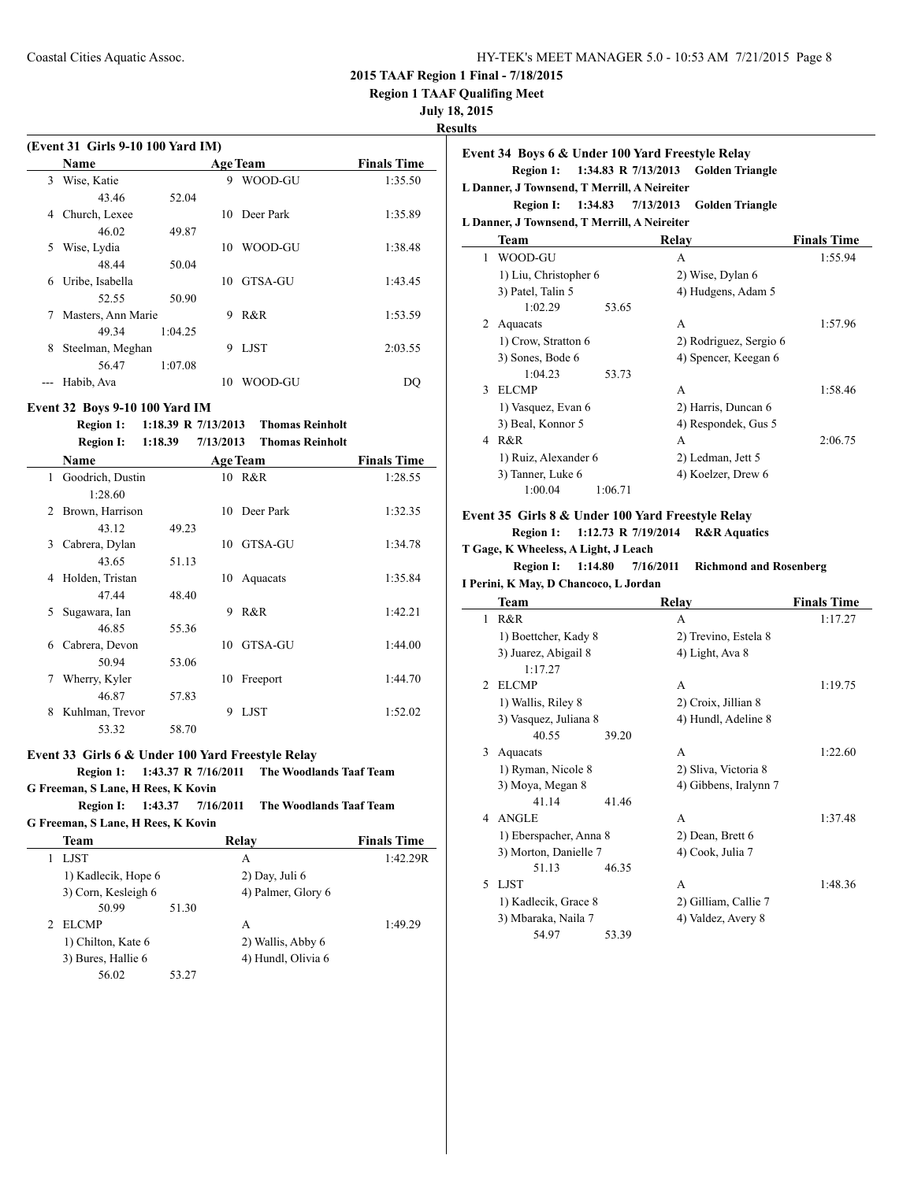# 2015 TAAF Region 1 Final - 7/18/2015

**Region 1 TAAF Qualifing Meet**

**July 18, 2015**

**Results**

### (Event 31 Girls 9-10 100 Yard IM)

| | Name | Age | Team | Finals Time |
|---|---|---|---|---|
| 3 | Wise, Katie | 9 | WOOD-GU | 1:35.50 |
| | 43.46 52.04 | | | |
| 4 | Church, Lexee | 10 | Deer Park | 1:35.89 |
| | 46.02 49.87 | | | |
| 5 | Wise, Lydia | 10 | WOOD-GU | 1:38.48 |
| | 48.44 50.04 | | | |
| 6 | Uribe, Isabella | 10 | GTSA-GU | 1:43.45 |
| | 52.55 50.90 | | | |
| 7 | Masters, Ann Marie | 9 | R&R | 1:53.59 |
| | 49.34 1:04.25 | | | |
| 8 | Steelman, Meghan | 9 | LJST | 2:03.55 |
| | 56.47 1:07.08 | | | |
| --- | Habib, Ava | 10 | WOOD-GU | DQ |

### Event 32 Boys 9-10 100 Yard IM

**Region 1: 1:18.39 R 7/13/2013 Thomas Reinholt**

**Region I: 1:18.39 7/13/2013 Thomas Reinholt**

| | Name | Age | Team | Finals Time |
|---|---|---|---|---|
| 1 | Goodrich, Dustin | 10 | R&R | 1:28.55 |
| | 1:28.60 | | | |
| 2 | Brown, Harrison | 10 | Deer Park | 1:32.35 |
| | 43.12 49.23 | | | |
| 3 | Cabrera, Dylan | 10 | GTSA-GU | 1:34.78 |
| | 43.65 51.13 | | | |
| 4 | Holden, Tristan | 10 | Aquacats | 1:35.84 |
| | 47.44 48.40 | | | |
| 5 | Sugawara, Ian | 9 | R&R | 1:42.21 |
| | 46.85 55.36 | | | |
| 6 | Cabrera, Devon | 10 | GTSA-GU | 1:44.00 |
| | 50.94 53.06 | | | |
| 7 | Wherry, Kyler | 10 | Freeport | 1:44.70 |
| | 46.87 57.83 | | | |
| 8 | Kuhlman, Trevor | 9 | LJST | 1:52.02 |
| | 53.32 58.70 | | | |

### Event 33 Girls 6 & Under 100 Yard Freestyle Relay

**Region 1: 1:43.37 R 7/16/2011 The Woodlands Taaf Team**

**G Freeman, S Lane, H Rees, K Kovin**

**Region I: 1:43.37 7/16/2011 The Woodlands Taaf Team**

**G Freeman, S Lane, H Rees, K Kovin**

| | Team | Relay | Finals Time |
|---|---|---|---|
| 1 | LJST | A | 1:42.29R |
| | 1) Kadlecik, Hope 6 | 2) Day, Juli 6 | |
| | 3) Corn, Kesleigh 6 | 4) Palmer, Glory 6 | |
| | 50.99 51.30 | | |
| 2 | ELCMP | A | 1:49.29 |
| | 1) Chilton, Kate 6 | 2) Wallis, Abby 6 | |
| | 3) Bures, Hallie 6 | 4) Hundl, Olivia 6 | |
| | 56.02 53.27 | | |

### Event 34 Boys 6 & Under 100 Yard Freestyle Relay

**Region 1: 1:34.83 R 7/13/2013 Golden Triangle**

**L Danner, J Townsend, T Merrill, A Neireiter**

**Region I: 1:34.83 7/13/2013 Golden Triangle**

**L Danner, J Townsend, T Merrill, A Neireiter**

| | Team | Relay | Finals Time |
|---|---|---|---|
| 1 | WOOD-GU | A | 1:55.94 |
| | 1) Liu, Christopher 6 | 2) Wise, Dylan 6 | |
| | 3) Patel, Talin 5 | 4) Hudgens, Adam 5 | |
| | 1:02.29 53.65 | | |
| 2 | Aquacats | A | 1:57.96 |
| | 1) Crow, Stratton 6 | 2) Rodriguez, Sergio 6 | |
| | 3) Sones, Bode 6 | 4) Spencer, Keegan 6 | |
| | 1:04.23 53.73 | | |
| 3 | ELCMP | A | 1:58.46 |
| | 1) Vasquez, Evan 6 | 2) Harris, Duncan 6 | |
| | 3) Beal, Konnor 5 | 4) Respondek, Gus 5 | |
| 4 | R&R | A | 2:06.75 |
| | 1) Ruiz, Alexander 6 | 2) Ledman, Jett 5 | |
| | 3) Tanner, Luke 6 | 4) Koelzer, Drew 6 | |
| | 1:00.04 1:06.71 | | |

### Event 35 Girls 8 & Under 100 Yard Freestyle Relay

**Region 1: 1:12.73 R 7/19/2014 R&R Aquatics**

**T Gage, K Wheeless, A Light, J Leach**

**Region I: 1:14.80 7/16/2011 Richmond and Rosenberg**

**I Perini, K May, D Chancoco, L Jordan**

| | Team | Relay | Finals Time |
|---|---|---|---|
| 1 | R&R | A | 1:17.27 |
| | 1) Boettcher, Kady 8 | 2) Trevino, Estela 8 | |
| | 3) Juarez, Abigail 8 | 4) Light, Ava 8 | |
| | 1:17.27 | | |
| 2 | ELCMP | A | 1:19.75 |
| | 1) Wallis, Riley 8 | 2) Croix, Jillian 8 | |
| | 3) Vasquez, Juliana 8 | 4) Hundl, Adeline 8 | |
| | 40.55 39.20 | | |
| 3 | Aquacats | A | 1:22.60 |
| | 1) Ryman, Nicole 8 | 2) Sliva, Victoria 8 | |
| | 3) Moya, Megan 8 | 4) Gibbens, Iralynn 7 | |
| | 41.14 41.46 | | |
| 4 | ANGLE | A | 1:37.48 |
| | 1) Eberspacher, Anna 8 | 2) Dean, Brett 6 | |
| | 3) Morton, Danielle 7 | 4) Cook, Julia 7 | |
| | 51.13 46.35 | | |
| 5 | LJST | A | 1:48.36 |
| | 1) Kadlecik, Grace 8 | 2) Gilliam, Callie 7 | |
| | 3) Mbaraka, Naila 7 | 4) Valdez, Avery 8 | |
| | 54.97 53.39 | | |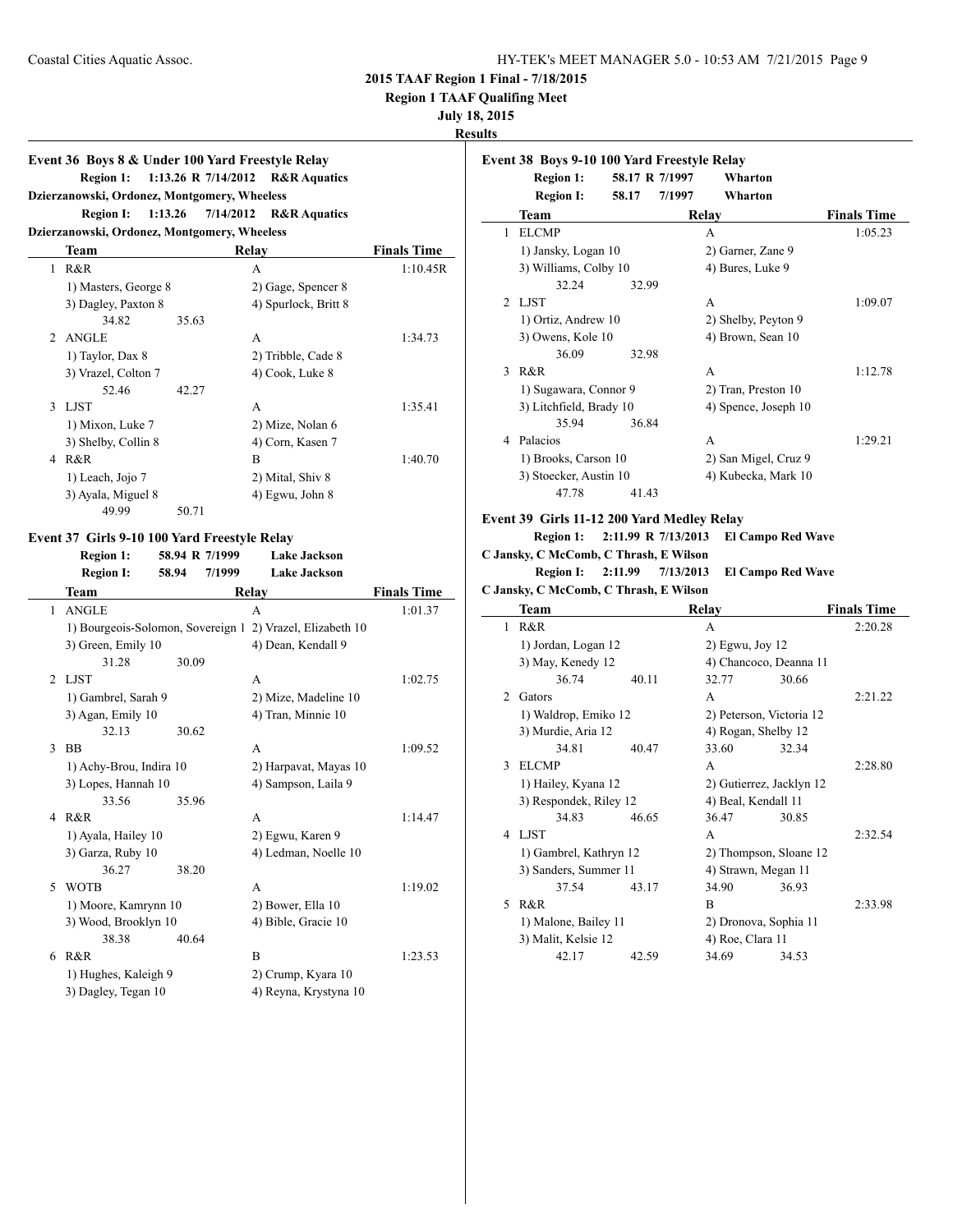**2015 TAAF Region 1 Final - 7/18/2015**

**Region 1 TAAF Qualifing Meet**

**July 18, 2015**

**Results**

### Event 36 Boys 8 & Under 100 Yard Freestyle Relay

**Region 1: 1:13.26 R 7/14/2012 R&R Aquatics**
**Dzierzanowski, Ordonez, Montgomery, Wheeless**
**Region I: 1:13.26 7/14/2012 R&R Aquatics**
**Dzierzanowski, Ordonez, Montgomery, Wheeless**

| | Team | Relay | Finals Time |
|---|---|---|---|
| 1 | R&R | A | 1:10.45R |
| | 1) Masters, George 8 | 2) Gage, Spencer 8 | |
| | 3) Dagley, Paxton 8 | 4) Spurlock, Britt 8 | |
| | 34.82 35.63 | | |
| 2 | ANGLE | A | 1:34.73 |
| | 1) Taylor, Dax 8 | 2) Tribble, Cade 8 | |
| | 3) Vrazel, Colton 7 | 4) Cook, Luke 8 | |
| | 52.46 42.27 | | |
| 3 | LJST | A | 1:35.41 |
| | 1) Mixon, Luke 7 | 2) Mize, Nolan 6 | |
| | 3) Shelby, Collin 8 | 4) Corn, Kasen 7 | |
| 4 | R&R | B | 1:40.70 |
| | 1) Leach, Jojo 7 | 2) Mital, Shiv 8 | |
| | 3) Ayala, Miguel 8 | 4) Egwu, John 8 | |
| | 49.99 50.71 | | |

### Event 37 Girls 9-10 100 Yard Freestyle Relay

**Region 1: 58.94 R 7/1999 Lake Jackson**
**Region I: 58.94 7/1999 Lake Jackson**

| | Team | Relay | Finals Time |
|---|---|---|---|
| 1 | ANGLE | A | 1:01.37 |
| | 1) Bourgeois-Solomon, Sovereign 1 | 2) Vrazel, Elizabeth 10 | |
| | 3) Green, Emily 10 | 4) Dean, Kendall 9 | |
| | 31.28 30.09 | | |
| 2 | LJST | A | 1:02.75 |
| | 1) Gambrel, Sarah 9 | 2) Mize, Madeline 10 | |
| | 3) Agan, Emily 10 | 4) Tran, Minnie 10 | |
| | 32.13 30.62 | | |
| 3 | BB | A | 1:09.52 |
| | 1) Achy-Brou, Indira 10 | 2) Harpavat, Mayas 10 | |
| | 3) Lopes, Hannah 10 | 4) Sampson, Laila 9 | |
| | 33.56 35.96 | | |
| 4 | R&R | A | 1:14.47 |
| | 1) Ayala, Hailey 10 | 2) Egwu, Karen 9 | |
| | 3) Garza, Ruby 10 | 4) Ledman, Noelle 10 | |
| | 36.27 38.20 | | |
| 5 | WOTB | A | 1:19.02 |
| | 1) Moore, Kamrynn 10 | 2) Bower, Ella 10 | |
| | 3) Wood, Brooklyn 10 | 4) Bible, Gracie 10 | |
| | 38.38 40.64 | | |
| 6 | R&R | B | 1:23.53 |
| | 1) Hughes, Kaleigh 9 | 2) Crump, Kyara 10 | |
| | 3) Dagley, Tegan 10 | 4) Reyna, Krystyna 10 | |

### Event 38 Boys 9-10 100 Yard Freestyle Relay

**Region 1: 58.17 R 7/1997 Wharton**
**Region I: 58.17 7/1997 Wharton**

| | Team | Relay | Finals Time |
|---|---|---|---|
| 1 | ELCMP | A | 1:05.23 |
| | 1) Jansky, Logan 10 | 2) Garner, Zane 9 | |
| | 3) Williams, Colby 10 | 4) Bures, Luke 9 | |
| | 32.24 32.99 | | |
| 2 | LJST | A | 1:09.07 |
| | 1) Ortiz, Andrew 10 | 2) Shelby, Peyton 9 | |
| | 3) Owens, Kole 10 | 4) Brown, Sean 10 | |
| | 36.09 32.98 | | |
| 3 | R&R | A | 1:12.78 |
| | 1) Sugawara, Connor 9 | 2) Tran, Preston 10 | |
| | 3) Litchfield, Brady 10 | 4) Spence, Joseph 10 | |
| | 35.94 36.84 | | |
| 4 | Palacios | A | 1:29.21 |
| | 1) Brooks, Carson 10 | 2) San Migel, Cruz 9 | |
| | 3) Stoecker, Austin 10 | 4) Kubecka, Mark 10 | |
| | 47.78 41.43 | | |

### Event 39 Girls 11-12 200 Yard Medley Relay

**Region 1: 2:11.99 R 7/13/2013 El Campo Red Wave**
**C Jansky, C McComb, C Thrash, E Wilson**
**Region I: 2:11.99 7/13/2013 El Campo Red Wave**
**C Jansky, C McComb, C Thrash, E Wilson**

| | Team | Relay | Finals Time |
|---|---|---|---|
| 1 | R&R | A | 2:20.28 |
| | 1) Jordan, Logan 12 | 2) Egwu, Joy 12 | |
| | 3) May, Kenedy 12 | 4) Chancoco, Deanna 11 | |
| | 36.74 40.11 | 32.77 30.66 | |
| 2 | Gators | A | 2:21.22 |
| | 1) Waldrop, Emiko 12 | 2) Peterson, Victoria 12 | |
| | 3) Murdie, Aria 12 | 4) Rogan, Shelby 12 | |
| | 34.81 40.47 | 33.60 32.34 | |
| 3 | ELCMP | A | 2:28.80 |
| | 1) Hailey, Kyana 12 | 2) Gutierrez, Jacklyn 12 | |
| | 3) Respondek, Riley 12 | 4) Beal, Kendall 11 | |
| | 34.83 46.65 | 36.47 30.85 | |
| 4 | LJST | A | 2:32.54 |
| | 1) Gambrel, Kathryn 12 | 2) Thompson, Sloane 12 | |
| | 3) Sanders, Summer 11 | 4) Strawn, Megan 11 | |
| | 37.54 43.17 | 34.90 36.93 | |
| 5 | R&R | B | 2:33.98 |
| | 1) Malone, Bailey 11 | 2) Dronova, Sophia 11 | |
| | 3) Malit, Kelsie 12 | 4) Roe, Clara 11 | |
| | 42.17 42.59 | 34.69 34.53 | |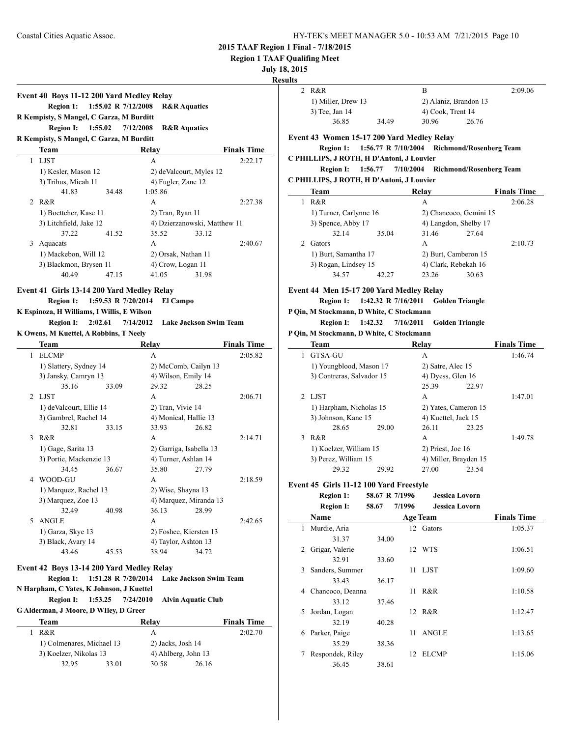**2015 TAAF Region 1 Final - 7/18/2015**

**Region 1 TAAF Qualifing Meet**

**July 18, 2015**

**Results**

### Event 40 Boys 11-12 200 Yard Medley Relay

**Region 1: 1:55.02 R 7/12/2008 R&R Aquatics**
**R Kempisty, S Mangel, C Garza, M Burditt**
**Region I: 1:55.02 7/12/2008 R&R Aquatics**
**R Kempisty, S Mangel, C Garza, M Burditt**

| | Team | | Relay | | Finals Time |
|---|---|---|---|---|---|
| 1 | LJST | | A | | 2:22.17 |
| | 1) Kesler, Mason 12 | | 2) deValcourt, Myles 12 | | |
| | 3) Trihus, Micah 11 | | 4) Fugler, Zane 12 | | |
| | 41.83 | 34.48 | 1:05.86 | | |
| 2 | R&R | | A | | 2:27.38 |
| | 1) Boettcher, Kase 11 | | 2) Tran, Ryan 11 | | |
| | 3) Litchfield, Jake 12 | | 4) Dzierzanowski, Matthew 11 | | |
| | 37.22 | 41.52 | 35.52 | 33.12 | |
| 3 | Aquacats | | A | | 2:40.67 |
| | 1) Mackebon, Will 12 | | 2) Orsak, Nathan 11 | | |
| | 3) Blackmon, Brysen 11 | | 4) Crow, Logan 11 | | |
| | 40.49 | 47.15 | 41.05 | 31.98 | |

### Event 41 Girls 13-14 200 Yard Medley Relay

**Region 1: 1:59.53 R 7/20/2014 El Campo**
**K Espinoza, H Williams, I Willis, E Wilson**
**Region I: 2:02.61 7/14/2012 Lake Jackson Swim Team**
**K Owens, M Kuettel, A Robbins, T Neely**

| | Team | | Relay | | Finals Time |
|---|---|---|---|---|---|
| 1 | ELCMP | | A | | 2:05.82 |
| | 1) Slattery, Sydney 14 | | 2) McComb, Cailyn 13 | | |
| | 3) Jansky, Camryn 13 | | 4) Wilson, Emily 14 | | |
| | 35.16 | 33.09 | 29.32 | 28.25 | |
| 2 | LJST | | A | | 2:06.71 |
| | 1) deValcourt, Ellie 14 | | 2) Tran, Vivie 14 | | |
| | 3) Gambrel, Rachel 14 | | 4) Monical, Hallie 13 | | |
| | 32.81 | 33.15 | 33.93 | 26.82 | |
| 3 | R&R | | A | | 2:14.71 |
| | 1) Gage, Sarita 13 | | 2) Garriga, Isabella 13 | | |
| | 3) Portie, Mackenzie 13 | | 4) Turner, Ashlan 14 | | |
| | 34.45 | 36.67 | 35.80 | 27.79 | |
| 4 | WOOD-GU | | A | | 2:18.59 |
| | 1) Marquez, Rachel 13 | | 2) Wise, Shayna 13 | | |
| | 3) Marquez, Zoe 13 | | 4) Marquez, Miranda 13 | | |
| | 32.49 | 40.98 | 36.13 | 28.99 | |
| 5 | ANGLE | | A | | 2:42.65 |
| | 1) Garza, Skye 13 | | 2) Foshee, Kiersten 13 | | |
| | 3) Black, Avary 14 | | 4) Taylor, Ashton 13 | | |
| | 43.46 | 45.53 | 38.94 | 34.72 | |

### Event 42 Boys 13-14 200 Yard Medley Relay

**Region 1: 1:51.28 R 7/20/2014 Lake Jackson Swim Team**
**N Harpham, C Yates, K Johnson, J Kuettel**
**Region I: 1:53.25 7/24/2010 Alvin Aquatic Club**
**G Alderman, J Moore, D WIley, D Greer**

| | Team | | Relay | | Finals Time |
|---|---|---|---|---|---|
| 1 | R&R | | A | | 2:02.70 |
| | 1) Colmenares, Michael 13 | | 2) Jacks, Josh 14 | | |
| | 3) Koelzer, Nikolas 13 | | 4) Ahlberg, John 13 | | |
| | 32.95 | 33.01 | 30.58 | 26.16 | |
| 2 | R&R | | B | | 2:09.06 |
| | 1) Miller, Drew 13 | | 2) Alaniz, Brandon 13 | | |
| | 3) Tee, Jan 14 | | 4) Cook, Trent 14 | | |
| | 36.85 | 34.49 | 30.96 | 26.76 | |

### Event 43 Women 15-17 200 Yard Medley Relay

**Region 1: 1:56.77 R 7/10/2004 Richmond/Rosenberg Team**
**C PHILLIPS, J ROTH, H D'Antoni, J Louvier**
**Region I: 1:56.77 7/10/2004 Richmond/Rosenberg Team**
**C PHILLIPS, J ROTH, H D'Antoni, J Louvier**

| | Team | | Relay | | Finals Time |
|---|---|---|---|---|---|
| 1 | R&R | | A | | 2:06.28 |
| | 1) Turner, Carlynne 16 | | 2) Chancoco, Gemini 15 | | |
| | 3) Spence, Abby 17 | | 4) Langdon, Shelby 17 | | |
| | 32.14 | 35.04 | 31.46 | 27.64 | |
| 2 | Gators | | A | | 2:10.73 |
| | 1) Burt, Samantha 17 | | 2) Burt, Camberon 15 | | |
| | 3) Rogan, Lindsey 15 | | 4) Clark, Rebekah 16 | | |
| | 34.57 | 42.27 | 23.26 | 30.63 | |

### Event 44 Men 15-17 200 Yard Medley Relay

**Region 1: 1:42.32 R 7/16/2011 Golden Triangle**
**P Qin, M Stockmann, D White, C Stockmann**
**Region I: 1:42.32 7/16/2011 Golden Triangle**
**P Qin, M Stockmann, D White, C Stockmann**

| | Team | | Relay | | Finals Time |
|---|---|---|---|---|---|
| 1 | GTSA-GU | | A | | 1:46.74 |
| | 1) Youngblood, Mason 17 | | 2) Satre, Alec 15 | | |
| | 3) Contreras, Salvador 15 | | 4) Dyess, Glen 16 | | |
| | | | 25.39 | 22.97 | |
| 2 | LJST | | A | | 1:47.01 |
| | 1) Harpham, Nicholas 15 | | 2) Yates, Cameron 15 | | |
| | 3) Johnson, Kane 15 | | 4) Kuettel, Jack 15 | | |
| | 28.65 | 29.00 | 26.11 | 23.25 | |
| 3 | R&R | | A | | 1:49.78 |
| | 1) Koelzer, William 15 | | 2) Priest, Joe 16 | | |
| | 3) Perez, William 15 | | 4) Miller, Brayden 15 | | |
| | 29.32 | 29.92 | 27.00 | 23.54 | |

### Event 45 Girls 11-12 100 Yard Freestyle

**Region 1: 58.67 R 7/1996 Jessica Lovorn**
**Region I: 58.67 7/1996 Jessica Lovorn**

| | Name | | Age | Team | Finals Time |
|---|---|---|---|---|---|
| 1 | Murdie, Aria | | 12 | Gators | 1:05.37 |
| | 31.37 | 34.00 | | | |
| 2 | Grigar, Valerie | | 12 | WTS | 1:06.51 |
| | 32.91 | 33.60 | | | |
| 3 | Sanders, Summer | | 11 | LJST | 1:09.60 |
| | 33.43 | 36.17 | | | |
| 4 | Chancoco, Deanna | | 11 | R&R | 1:10.58 |
| | 33.12 | 37.46 | | | |
| 5 | Jordan, Logan | | 12 | R&R | 1:12.47 |
| | 32.19 | 40.28 | | | |
| 6 | Parker, Paige | | 11 | ANGLE | 1:13.65 |
| | 35.29 | 38.36 | | | |
| 7 | Respondek, Riley | | 12 | ELCMP | 1:15.06 |
| | 36.45 | 38.61 | | | |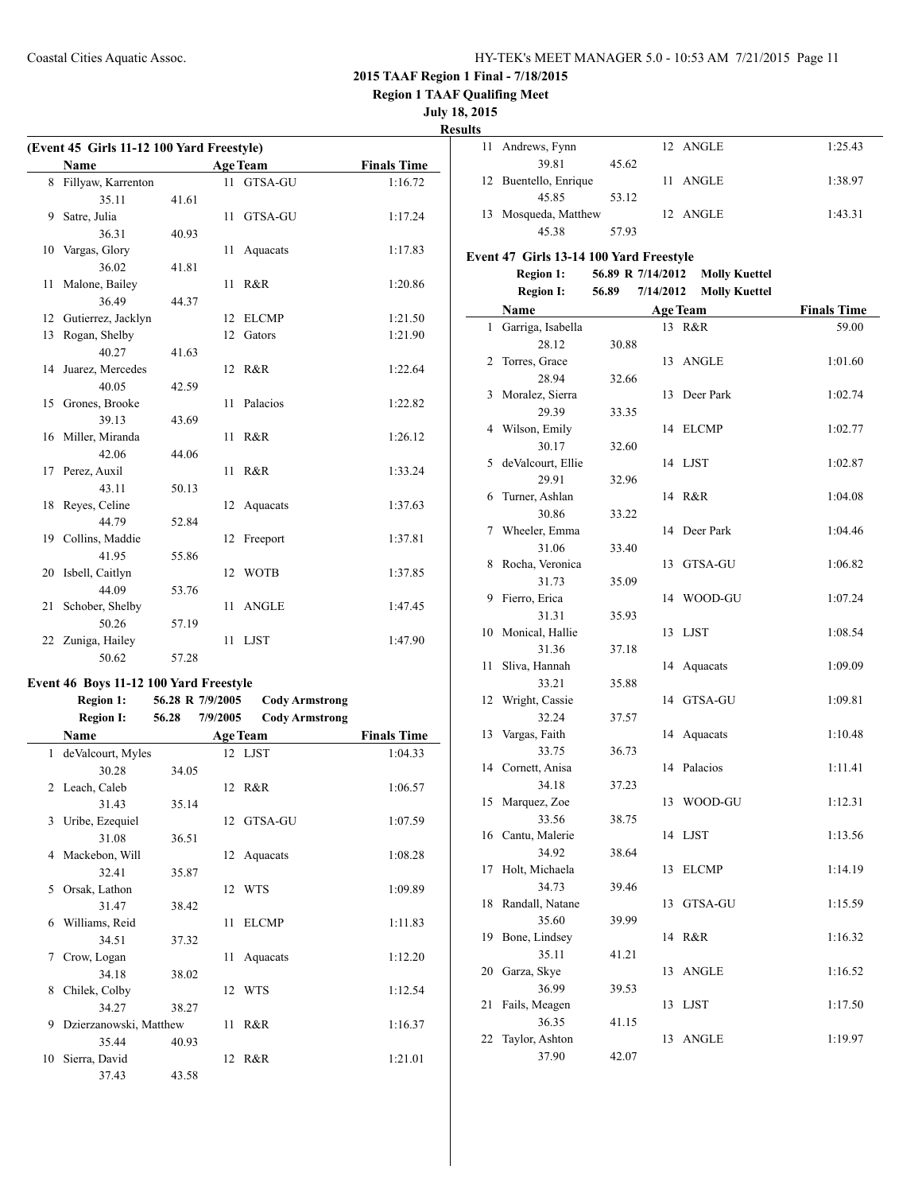**2015 TAAF Region 1 Final - 7/18/2015**

**Region 1 TAAF Qualifing Meet**

**July 18, 2015**

**Results**

### (Event 45 Girls 11-12 100 Yard Freestyle)

| | Name | Age | Team | Finals Time |
|---|---|---|---|---|
| 8 | Fillyaw, Karrenton | 11 | GTSA-GU | 1:16.72 |
| | 35.11 41.61 | | | |
| 9 | Satre, Julia | 11 | GTSA-GU | 1:17.24 |
| | 36.31 40.93 | | | |
| 10 | Vargas, Glory | 11 | Aquacats | 1:17.83 |
| | 36.02 41.81 | | | |
| 11 | Malone, Bailey | 11 | R&R | 1:20.86 |
| | 36.49 44.37 | | | |
| 12 | Gutierrez, Jacklyn | 12 | ELCMP | 1:21.50 |
| 13 | Rogan, Shelby | 12 | Gators | 1:21.90 |
| | 40.27 41.63 | | | |
| 14 | Juarez, Mercedes | 12 | R&R | 1:22.64 |
| | 40.05 42.59 | | | |
| 15 | Grones, Brooke | 11 | Palacios | 1:22.82 |
| | 39.13 43.69 | | | |
| 16 | Miller, Miranda | 11 | R&R | 1:26.12 |
| | 42.06 44.06 | | | |
| 17 | Perez, Auxil | 11 | R&R | 1:33.24 |
| | 43.11 50.13 | | | |
| 18 | Reyes, Celine | 12 | Aquacats | 1:37.63 |
| | 44.79 52.84 | | | |
| 19 | Collins, Maddie | 12 | Freeport | 1:37.81 |
| | 41.95 55.86 | | | |
| 20 | Isbell, Caitlyn | 12 | WOTB | 1:37.85 |
| | 44.09 53.76 | | | |
| 21 | Schober, Shelby | 11 | ANGLE | 1:47.45 |
| | 50.26 57.19 | | | |
| 22 | Zuniga, Hailey | 11 | LJST | 1:47.90 |
| | 50.62 57.28 | | | |

### Event 46 Boys 11-12 100 Yard Freestyle

**Region 1:** 56.28 R 7/9/2005 Cody Armstrong
**Region I:** 56.28 7/9/2005 Cody Armstrong

| | Name | Age | Team | Finals Time |
|---|---|---|---|---|
| 1 | deValcourt, Myles | 12 | LJST | 1:04.33 |
| | 30.28 34.05 | | | |
| 2 | Leach, Caleb | 12 | R&R | 1:06.57 |
| | 31.43 35.14 | | | |
| 3 | Uribe, Ezequiel | 12 | GTSA-GU | 1:07.59 |
| | 31.08 36.51 | | | |
| 4 | Mackebon, Will | 12 | Aquacats | 1:08.28 |
| | 32.41 35.87 | | | |
| 5 | Orsak, Lathon | 12 | WTS | 1:09.89 |
| | 31.47 38.42 | | | |
| 6 | Williams, Reid | 11 | ELCMP | 1:11.83 |
| | 34.51 37.32 | | | |
| 7 | Crow, Logan | 11 | Aquacats | 1:12.20 |
| | 34.18 38.02 | | | |
| 8 | Chilek, Colby | 12 | WTS | 1:12.54 |
| | 34.27 38.27 | | | |
| 9 | Dzierzanowski, Matthew | 11 | R&R | 1:16.37 |
| | 35.44 40.93 | | | |
| 10 | Sierra, David | 12 | R&R | 1:21.01 |
| | 37.43 43.58 | | | |
| 11 | Andrews, Fynn | 12 | ANGLE | 1:25.43 |
| | 39.81 45.62 | | | |
| 12 | Buentello, Enrique | 11 | ANGLE | 1:38.97 |
| | 45.85 53.12 | | | |
| 13 | Mosqueda, Matthew | 12 | ANGLE | 1:43.31 |
| | 45.38 57.93 | | | |

### Event 47 Girls 13-14 100 Yard Freestyle

**Region 1:** 56.89 R 7/14/2012 Molly Kuettel
**Region I:** 56.89 7/14/2012 Molly Kuettel

| | Name | Age | Team | Finals Time |
|---|---|---|---|---|
| 1 | Garriga, Isabella | 13 | R&R | 59.00 |
| | 28.12 30.88 | | | |
| 2 | Torres, Grace | 13 | ANGLE | 1:01.60 |
| | 28.94 32.66 | | | |
| 3 | Moralez, Sierra | 13 | Deer Park | 1:02.74 |
| | 29.39 33.35 | | | |
| 4 | Wilson, Emily | 14 | ELCMP | 1:02.77 |
| | 30.17 32.60 | | | |
| 5 | deValcourt, Ellie | 14 | LJST | 1:02.87 |
| | 29.91 32.96 | | | |
| 6 | Turner, Ashlan | 14 | R&R | 1:04.08 |
| | 30.86 33.22 | | | |
| 7 | Wheeler, Emma | 14 | Deer Park | 1:04.46 |
| | 31.06 33.40 | | | |
| 8 | Rocha, Veronica | 13 | GTSA-GU | 1:06.82 |
| | 31.73 35.09 | | | |
| 9 | Fierro, Erica | 14 | WOOD-GU | 1:07.24 |
| | 31.31 35.93 | | | |
| 10 | Monical, Hallie | 13 | LJST | 1:08.54 |
| | 31.36 37.18 | | | |
| 11 | Sliva, Hannah | 14 | Aquacats | 1:09.09 |
| | 33.21 35.88 | | | |
| 12 | Wright, Cassie | 14 | GTSA-GU | 1:09.81 |
| | 32.24 37.57 | | | |
| 13 | Vargas, Faith | 14 | Aquacats | 1:10.48 |
| | 33.75 36.73 | | | |
| 14 | Cornett, Anisa | 14 | Palacios | 1:11.41 |
| | 34.18 37.23 | | | |
| 15 | Marquez, Zoe | 13 | WOOD-GU | 1:12.31 |
| | 33.56 38.75 | | | |
| 16 | Cantu, Malerie | 14 | LJST | 1:13.56 |
| | 34.92 38.64 | | | |
| 17 | Holt, Michaela | 13 | ELCMP | 1:14.19 |
| | 34.73 39.46 | | | |
| 18 | Randall, Natane | 13 | GTSA-GU | 1:15.59 |
| | 35.60 39.99 | | | |
| 19 | Bone, Lindsey | 14 | R&R | 1:16.32 |
| | 35.11 41.21 | | | |
| 20 | Garza, Skye | 13 | ANGLE | 1:16.52 |
| | 36.99 39.53 | | | |
| 21 | Fails, Meagen | 13 | LJST | 1:17.50 |
| | 36.35 41.15 | | | |
| 22 | Taylor, Ashton | 13 | ANGLE | 1:19.97 |
| | 37.90 42.07 | | | |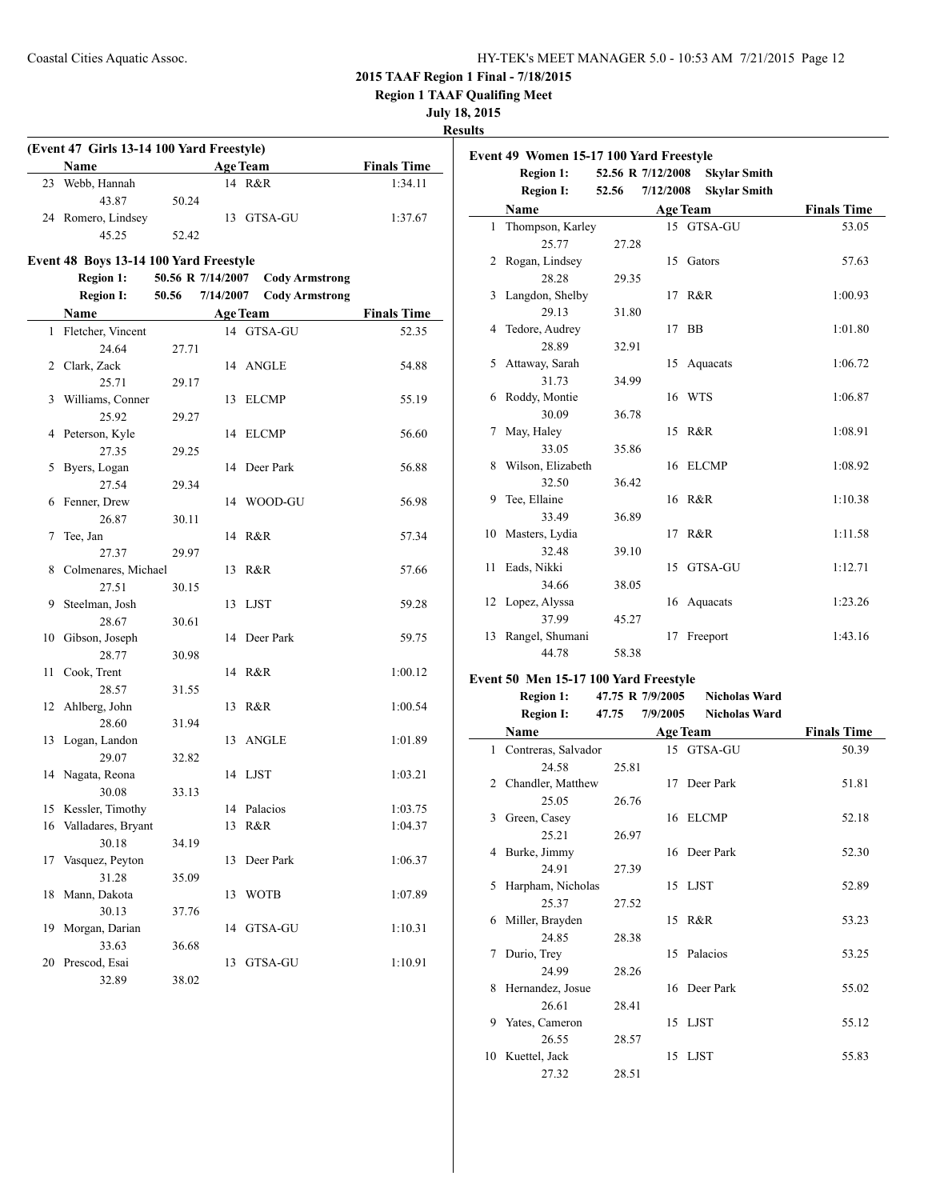**2015 TAAF Region 1 Final - 7/18/2015**
**Region 1 TAAF Qualifing Meet**
**July 18, 2015**
**Results**

## (Event 47 Girls 13-14 100 Yard Freestyle)

| | Name | Age | Team | Finals Time |
|---|---|---|---|---|
| 23 | Webb, Hannah | 14 | R&R | 1:34.11 |
| | 43.87 50.24 | | | |
| 24 | Romero, Lindsey | 13 | GTSA-GU | 1:37.67 |
| | 45.25 52.42 | | | |

## Event 48 Boys 13-14 100 Yard Freestyle

**Region 1:** 50.56 R 7/14/2007 Cody Armstrong
**Region I:** 50.56 7/14/2007 Cody Armstrong

| | Name | Age | Team | Finals Time |
|---|---|---|---|---|
| 1 | Fletcher, Vincent | 14 | GTSA-GU | 52.35 |
| | 24.64 27.71 | | | |
| 2 | Clark, Zack | 14 | ANGLE | 54.88 |
| | 25.71 29.17 | | | |
| 3 | Williams, Conner | 13 | ELCMP | 55.19 |
| | 25.92 29.27 | | | |
| 4 | Peterson, Kyle | 14 | ELCMP | 56.60 |
| | 27.35 29.25 | | | |
| 5 | Byers, Logan | 14 | Deer Park | 56.88 |
| | 27.54 29.34 | | | |
| 6 | Fenner, Drew | 14 | WOOD-GU | 56.98 |
| | 26.87 30.11 | | | |
| 7 | Tee, Jan | 14 | R&R | 57.34 |
| | 27.37 29.97 | | | |
| 8 | Colmenares, Michael | 13 | R&R | 57.66 |
| | 27.51 30.15 | | | |
| 9 | Steelman, Josh | 13 | LJST | 59.28 |
| | 28.67 30.61 | | | |
| 10 | Gibson, Joseph | 14 | Deer Park | 59.75 |
| | 28.77 30.98 | | | |
| 11 | Cook, Trent | 14 | R&R | 1:00.12 |
| | 28.57 31.55 | | | |
| 12 | Ahlberg, John | 13 | R&R | 1:00.54 |
| | 28.60 31.94 | | | |
| 13 | Logan, Landon | 13 | ANGLE | 1:01.89 |
| | 29.07 32.82 | | | |
| 14 | Nagata, Reona | 14 | LJST | 1:03.21 |
| | 30.08 33.13 | | | |
| 15 | Kessler, Timothy | 14 | Palacios | 1:03.75 |
| 16 | Valladares, Bryant | 13 | R&R | 1:04.37 |
| | 30.18 34.19 | | | |
| 17 | Vasquez, Peyton | 13 | Deer Park | 1:06.37 |
| | 31.28 35.09 | | | |
| 18 | Mann, Dakota | 13 | WOTB | 1:07.89 |
| | 30.13 37.76 | | | |
| 19 | Morgan, Darian | 14 | GTSA-GU | 1:10.31 |
| | 33.63 36.68 | | | |
| 20 | Prescod, Esai | 13 | GTSA-GU | 1:10.91 |
| | 32.89 38.02 | | | |

## Event 49 Women 15-17 100 Yard Freestyle

**Region 1:** 52.56 R 7/12/2008 Skylar Smith
**Region I:** 52.56 7/12/2008 Skylar Smith

| | Name | Age | Team | Finals Time |
|---|---|---|---|---|
| 1 | Thompson, Karley | 15 | GTSA-GU | 53.05 |
| | 25.77 27.28 | | | |
| 2 | Rogan, Lindsey | 15 | Gators | 57.63 |
| | 28.28 29.35 | | | |
| 3 | Langdon, Shelby | 17 | R&R | 1:00.93 |
| | 29.13 31.80 | | | |
| 4 | Tedore, Audrey | 17 | BB | 1:01.80 |
| | 28.89 32.91 | | | |
| 5 | Attaway, Sarah | 15 | Aquacats | 1:06.72 |
| | 31.73 34.99 | | | |
| 6 | Roddy, Montie | 16 | WTS | 1:06.87 |
| | 30.09 36.78 | | | |
| 7 | May, Haley | 15 | R&R | 1:08.91 |
| | 33.05 35.86 | | | |
| 8 | Wilson, Elizabeth | 16 | ELCMP | 1:08.92 |
| | 32.50 36.42 | | | |
| 9 | Tee, Ellaine | 16 | R&R | 1:10.38 |
| | 33.49 36.89 | | | |
| 10 | Masters, Lydia | 17 | R&R | 1:11.58 |
| | 32.48 39.10 | | | |
| 11 | Eads, Nikki | 15 | GTSA-GU | 1:12.71 |
| | 34.66 38.05 | | | |
| 12 | Lopez, Alyssa | 16 | Aquacats | 1:23.26 |
| | 37.99 45.27 | | | |
| 13 | Rangel, Shumani | 17 | Freeport | 1:43.16 |
| | 44.78 58.38 | | | |

## Event 50 Men 15-17 100 Yard Freestyle

**Region 1:** 47.75 R 7/9/2005 Nicholas Ward
**Region I:** 47.75 7/9/2005 Nicholas Ward

| | Name | Age | Team | Finals Time |
|---|---|---|---|---|
| 1 | Contreras, Salvador | 15 | GTSA-GU | 50.39 |
| | 24.58 25.81 | | | |
| 2 | Chandler, Matthew | 17 | Deer Park | 51.81 |
| | 25.05 26.76 | | | |
| 3 | Green, Casey | 16 | ELCMP | 52.18 |
| | 25.21 26.97 | | | |
| 4 | Burke, Jimmy | 16 | Deer Park | 52.30 |
| | 24.91 27.39 | | | |
| 5 | Harpham, Nicholas | 15 | LJST | 52.89 |
| | 25.37 27.52 | | | |
| 6 | Miller, Brayden | 15 | R&R | 53.23 |
| | 24.85 28.38 | | | |
| 7 | Durio, Trey | 15 | Palacios | 53.25 |
| | 24.99 28.26 | | | |
| 8 | Hernandez, Josue | 16 | Deer Park | 55.02 |
| | 26.61 28.41 | | | |
| 9 | Yates, Cameron | 15 | LJST | 55.12 |
| | 26.55 28.57 | | | |
| 10 | Kuettel, Jack | 15 | LJST | 55.83 |
| | 27.32 28.51 | | | |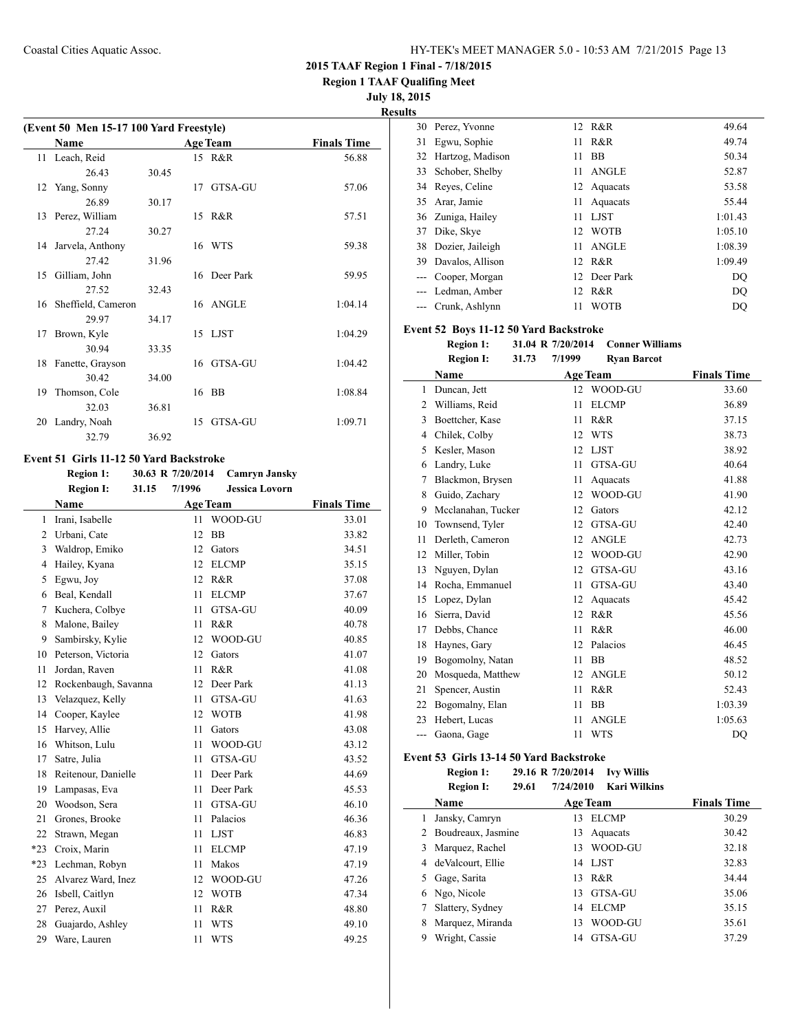**2015 TAAF Region 1 Final - 7/18/2015**

**Region 1 TAAF Qualifing Meet**

**July 18, 2015**

**Results**

### (Event 50 Men 15-17 100 Yard Freestyle)

| | Name | Age | Team | Finals Time |
|---|---|---|---|---|
| 11 | Leach, Reid | 15 | R&R | 56.88 |
| | 26.43 30.45 | | | |
| 12 | Yang, Sonny | 17 | GTSA-GU | 57.06 |
| | 26.89 30.17 | | | |
| 13 | Perez, William | 15 | R&R | 57.51 |
| | 27.24 30.27 | | | |
| 14 | Jarvela, Anthony | 16 | WTS | 59.38 |
| | 27.42 31.96 | | | |
| 15 | Gilliam, John | 16 | Deer Park | 59.95 |
| | 27.52 32.43 | | | |
| 16 | Sheffield, Cameron | 16 | ANGLE | 1:04.14 |
| | 29.97 34.17 | | | |
| 17 | Brown, Kyle | 15 | LJST | 1:04.29 |
| | 30.94 33.35 | | | |
| 18 | Fanette, Grayson | 16 | GTSA-GU | 1:04.42 |
| | 30.42 34.00 | | | |
| 19 | Thomson, Cole | 16 | BB | 1:08.84 |
| | 32.03 36.81 | | | |
| 20 | Landry, Noah | 15 | GTSA-GU | 1:09.71 |
| | 32.79 36.92 | | | |

### Event 51 Girls 11-12 50 Yard Backstroke

**Region 1:** 30.63 R 7/20/2014 **Camryn Jansky**
**Region I:** 31.15 7/1996 **Jessica Lovorn**

| | Name | Age | Team | Finals Time |
|---|---|---|---|---|
| 1 | Irani, Isabelle | 11 | WOOD-GU | 33.01 |
| 2 | Urbani, Cate | 12 | BB | 33.82 |
| 3 | Waldrop, Emiko | 12 | Gators | 34.51 |
| 4 | Hailey, Kyana | 12 | ELCMP | 35.15 |
| 5 | Egwu, Joy | 12 | R&R | 37.08 |
| 6 | Beal, Kendall | 11 | ELCMP | 37.67 |
| 7 | Kuchera, Colbye | 11 | GTSA-GU | 40.09 |
| 8 | Malone, Bailey | 11 | R&R | 40.78 |
| 9 | Sambirsky, Kylie | 12 | WOOD-GU | 40.85 |
| 10 | Peterson, Victoria | 12 | Gators | 41.07 |
| 11 | Jordan, Raven | 11 | R&R | 41.08 |
| 12 | Rockenbaugh, Savanna | 12 | Deer Park | 41.13 |
| 13 | Velazquez, Kelly | 11 | GTSA-GU | 41.63 |
| 14 | Cooper, Kaylee | 12 | WOTB | 41.98 |
| 15 | Harvey, Allie | 11 | Gators | 43.08 |
| 16 | Whitson, Lulu | 11 | WOOD-GU | 43.12 |
| 17 | Satre, Julia | 11 | GTSA-GU | 43.52 |
| 18 | Reitenour, Danielle | 11 | Deer Park | 44.69 |
| 19 | Lampasas, Eva | 11 | Deer Park | 45.53 |
| 20 | Woodson, Sera | 11 | GTSA-GU | 46.10 |
| 21 | Grones, Brooke | 11 | Palacios | 46.36 |
| 22 | Strawn, Megan | 11 | LJST | 46.83 |
| *23 | Croix, Marin | 11 | ELCMP | 47.19 |
| *23 | Lechman, Robyn | 11 | Makos | 47.19 |
| 25 | Alvarez Ward, Inez | 12 | WOOD-GU | 47.26 |
| 26 | Isbell, Caitlyn | 12 | WOTB | 47.34 |
| 27 | Perez, Auxil | 11 | R&R | 48.80 |
| 28 | Guajardo, Ashley | 11 | WTS | 49.10 |
| 29 | Ware, Lauren | 11 | WTS | 49.25 |
| 30 | Perez, Yvonne | 12 | R&R | 49.64 |
| 31 | Egwu, Sophie | 11 | R&R | 49.74 |
| 32 | Hartzog, Madison | 11 | BB | 50.34 |
| 33 | Schober, Shelby | 11 | ANGLE | 52.87 |
| 34 | Reyes, Celine | 12 | Aquacats | 53.58 |
| 35 | Arar, Jamie | 11 | Aquacats | 55.44 |
| 36 | Zuniga, Hailey | 11 | LJST | 1:01.43 |
| 37 | Dike, Skye | 12 | WOTB | 1:05.10 |
| 38 | Dozier, Jaileigh | 11 | ANGLE | 1:08.39 |
| 39 | Davalos, Allison | 12 | R&R | 1:09.49 |
| --- | Cooper, Morgan | 12 | Deer Park | DQ |
| --- | Ledman, Amber | 12 | R&R | DQ |
| --- | Crunk, Ashlynn | 11 | WOTB | DQ |

### Event 52 Boys 11-12 50 Yard Backstroke

**Region 1:** 31.04 R 7/20/2014 **Conner Williams**
**Region I:** 31.73 7/1999 **Ryan Barcot**

| | Name | Age | Team | Finals Time |
|---|---|---|---|---|
| 1 | Duncan, Jett | 12 | WOOD-GU | 33.60 |
| 2 | Williams, Reid | 11 | ELCMP | 36.89 |
| 3 | Boettcher, Kase | 11 | R&R | 37.15 |
| 4 | Chilek, Colby | 12 | WTS | 38.73 |
| 5 | Kesler, Mason | 12 | LJST | 38.92 |
| 6 | Landry, Luke | 11 | GTSA-GU | 40.64 |
| 7 | Blackmon, Brysen | 11 | Aquacats | 41.88 |
| 8 | Guido, Zachary | 12 | WOOD-GU | 41.90 |
| 9 | Mcclanahan, Tucker | 12 | Gators | 42.12 |
| 10 | Townsend, Tyler | 12 | GTSA-GU | 42.40 |
| 11 | Derleth, Cameron | 12 | ANGLE | 42.73 |
| 12 | Miller, Tobin | 12 | WOOD-GU | 42.90 |
| 13 | Nguyen, Dylan | 12 | GTSA-GU | 43.16 |
| 14 | Rocha, Emmanuel | 11 | GTSA-GU | 43.40 |
| 15 | Lopez, Dylan | 12 | Aquacats | 45.42 |
| 16 | Sierra, David | 12 | R&R | 45.56 |
| 17 | Debbs, Chance | 11 | R&R | 46.00 |
| 18 | Haynes, Gary | 12 | Palacios | 46.45 |
| 19 | Bogomolny, Natan | 11 | BB | 48.52 |
| 20 | Mosqueda, Matthew | 12 | ANGLE | 50.12 |
| 21 | Spencer, Austin | 11 | R&R | 52.43 |
| 22 | Bogomalny, Elan | 11 | BB | 1:03.39 |
| 23 | Hebert, Lucas | 11 | ANGLE | 1:05.63 |
| --- | Gaona, Gage | 11 | WTS | DQ |

### Event 53 Girls 13-14 50 Yard Backstroke

**Region 1:** 29.16 R 7/20/2014 **Ivy Willis**
**Region I:** 29.61 7/24/2010 **Kari Wilkins**

| | Name | Age | Team | Finals Time |
|---|---|---|---|---|
| 1 | Jansky, Camryn | 13 | ELCMP | 30.29 |
| 2 | Boudreaux, Jasmine | 13 | Aquacats | 30.42 |
| 3 | Marquez, Rachel | 13 | WOOD-GU | 32.18 |
| 4 | deValcourt, Ellie | 14 | LJST | 32.83 |
| 5 | Gage, Sarita | 13 | R&R | 34.44 |
| 6 | Ngo, Nicole | 13 | GTSA-GU | 35.06 |
| 7 | Slattery, Sydney | 14 | ELCMP | 35.15 |
| 8 | Marquez, Miranda | 13 | WOOD-GU | 35.61 |
| 9 | Wright, Cassie | 14 | GTSA-GU | 37.29 |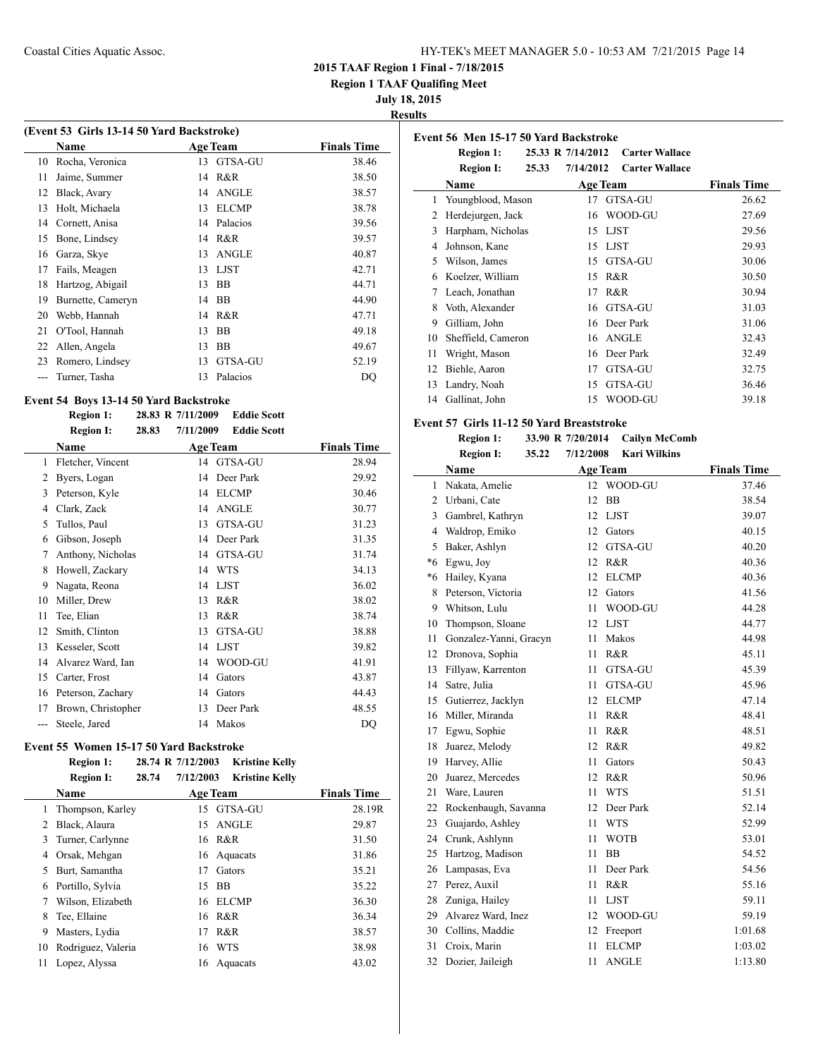## 2015 TAAF Region 1 Final - 7/18/2015

**Region 1 TAAF Qualifing Meet**

**July 18, 2015**

**Results**

### (Event 53 Girls 13-14 50 Yard Backstroke)

| | Name | Age | Team | Finals Time |
|---|---|---|---|---|
| 10 | Rocha, Veronica | 13 | GTSA-GU | 38.46 |
| 11 | Jaime, Summer | 14 | R&R | 38.50 |
| 12 | Black, Avary | 14 | ANGLE | 38.57 |
| 13 | Holt, Michaela | 13 | ELCMP | 38.78 |
| 14 | Cornett, Anisa | 14 | Palacios | 39.56 |
| 15 | Bone, Lindsey | 14 | R&R | 39.57 |
| 16 | Garza, Skye | 13 | ANGLE | 40.87 |
| 17 | Fails, Meagen | 13 | LJST | 42.71 |
| 18 | Hartzog, Abigail | 13 | BB | 44.71 |
| 19 | Burnette, Cameryn | 14 | BB | 44.90 |
| 20 | Webb, Hannah | 14 | R&R | 47.71 |
| 21 | O'Tool, Hannah | 13 | BB | 49.18 |
| 22 | Allen, Angela | 13 | BB | 49.67 |
| 23 | Romero, Lindsey | 13 | GTSA-GU | 52.19 |
| --- | Turner, Tasha | 13 | Palacios | DQ |

### Event 54 Boys 13-14 50 Yard Backstroke

**Region 1:** 28.83 R 7/11/2009 **Eddie Scott**
**Region I:** 28.83 7/11/2009 **Eddie Scott**

| | Name | Age | Team | Finals Time |
|---|---|---|---|---|
| 1 | Fletcher, Vincent | 14 | GTSA-GU | 28.94 |
| 2 | Byers, Logan | 14 | Deer Park | 29.92 |
| 3 | Peterson, Kyle | 14 | ELCMP | 30.46 |
| 4 | Clark, Zack | 14 | ANGLE | 30.77 |
| 5 | Tullos, Paul | 13 | GTSA-GU | 31.23 |
| 6 | Gibson, Joseph | 14 | Deer Park | 31.35 |
| 7 | Anthony, Nicholas | 14 | GTSA-GU | 31.74 |
| 8 | Howell, Zackary | 14 | WTS | 34.13 |
| 9 | Nagata, Reona | 14 | LJST | 36.02 |
| 10 | Miller, Drew | 13 | R&R | 38.02 |
| 11 | Tee, Elian | 13 | R&R | 38.74 |
| 12 | Smith, Clinton | 13 | GTSA-GU | 38.88 |
| 13 | Kesseler, Scott | 14 | LJST | 39.82 |
| 14 | Alvarez Ward, Ian | 14 | WOOD-GU | 41.91 |
| 15 | Carter, Frost | 14 | Gators | 43.87 |
| 16 | Peterson, Zachary | 14 | Gators | 44.43 |
| 17 | Brown, Christopher | 13 | Deer Park | 48.55 |
| --- | Steele, Jared | 14 | Makos | DQ |

### Event 55 Women 15-17 50 Yard Backstroke

**Region 1:** 28.74 R 7/12/2003 **Kristine Kelly**
**Region I:** 28.74 7/12/2003 **Kristine Kelly**

| | Name | Age | Team | Finals Time |
|---|---|---|---|---|
| 1 | Thompson, Karley | 15 | GTSA-GU | 28.19R |
| 2 | Black, Alaura | 15 | ANGLE | 29.87 |
| 3 | Turner, Carlynne | 16 | R&R | 31.50 |
| 4 | Orsak, Mehgan | 16 | Aquacats | 31.86 |
| 5 | Burt, Samantha | 17 | Gators | 35.21 |
| 6 | Portillo, Sylvia | 15 | BB | 35.22 |
| 7 | Wilson, Elizabeth | 16 | ELCMP | 36.30 |
| 8 | Tee, Ellaine | 16 | R&R | 36.34 |
| 9 | Masters, Lydia | 17 | R&R | 38.57 |
| 10 | Rodriguez, Valeria | 16 | WTS | 38.98 |
| 11 | Lopez, Alyssa | 16 | Aquacats | 43.02 |

### Event 56 Men 15-17 50 Yard Backstroke

**Region 1:** 25.33 R 7/14/2012 **Carter Wallace**
**Region I:** 25.33 7/14/2012 **Carter Wallace**

| | Name | Age | Team | Finals Time |
|---|---|---|---|---|
| 1 | Youngblood, Mason | 17 | GTSA-GU | 26.62 |
| 2 | Herdejurgen, Jack | 16 | WOOD-GU | 27.69 |
| 3 | Harpham, Nicholas | 15 | LJST | 29.56 |
| 4 | Johnson, Kane | 15 | LJST | 29.93 |
| 5 | Wilson, James | 15 | GTSA-GU | 30.06 |
| 6 | Koelzer, William | 15 | R&R | 30.50 |
| 7 | Leach, Jonathan | 17 | R&R | 30.94 |
| 8 | Voth, Alexander | 16 | GTSA-GU | 31.03 |
| 9 | Gilliam, John | 16 | Deer Park | 31.06 |
| 10 | Sheffield, Cameron | 16 | ANGLE | 32.43 |
| 11 | Wright, Mason | 16 | Deer Park | 32.49 |
| 12 | Biehle, Aaron | 17 | GTSA-GU | 32.75 |
| 13 | Landry, Noah | 15 | GTSA-GU | 36.46 |
| 14 | Gallinat, John | 15 | WOOD-GU | 39.18 |

### Event 57 Girls 11-12 50 Yard Breaststroke

**Region 1:** 33.90 R 7/20/2014 **Cailyn McComb**
**Region I:** 35.22 7/12/2008 **Kari Wilkins**

| | Name | Age | Team | Finals Time |
|---|---|---|---|---|
| 1 | Nakata, Amelie | 12 | WOOD-GU | 37.46 |
| 2 | Urbani, Cate | 12 | BB | 38.54 |
| 3 | Gambrel, Kathryn | 12 | LJST | 39.07 |
| 4 | Waldrop, Emiko | 12 | Gators | 40.15 |
| 5 | Baker, Ashlyn | 12 | GTSA-GU | 40.20 |
| *6 | Egwu, Joy | 12 | R&R | 40.36 |
| *6 | Hailey, Kyana | 12 | ELCMP | 40.36 |
| 8 | Peterson, Victoria | 12 | Gators | 41.56 |
| 9 | Whitson, Lulu | 11 | WOOD-GU | 44.28 |
| 10 | Thompson, Sloane | 12 | LJST | 44.77 |
| 11 | Gonzalez-Yanni, Gracyn | 11 | Makos | 44.98 |
| 12 | Dronova, Sophia | 11 | R&R | 45.11 |
| 13 | Fillyaw, Karrenton | 11 | GTSA-GU | 45.39 |
| 14 | Satre, Julia | 11 | GTSA-GU | 45.96 |
| 15 | Gutierrez, Jacklyn | 12 | ELCMP | 47.14 |
| 16 | Miller, Miranda | 11 | R&R | 48.41 |
| 17 | Egwu, Sophie | 11 | R&R | 48.51 |
| 18 | Juarez, Melody | 12 | R&R | 49.82 |
| 19 | Harvey, Allie | 11 | Gators | 50.43 |
| 20 | Juarez, Mercedes | 12 | R&R | 50.96 |
| 21 | Ware, Lauren | 11 | WTS | 51.51 |
| 22 | Rockenbaugh, Savanna | 12 | Deer Park | 52.14 |
| 23 | Guajardo, Ashley | 11 | WTS | 52.99 |
| 24 | Crunk, Ashlynn | 11 | WOTB | 53.01 |
| 25 | Hartzog, Madison | 11 | BB | 54.52 |
| 26 | Lampasas, Eva | 11 | Deer Park | 54.56 |
| 27 | Perez, Auxil | 11 | R&R | 55.16 |
| 28 | Zuniga, Hailey | 11 | LJST | 59.11 |
| 29 | Alvarez Ward, Inez | 12 | WOOD-GU | 59.19 |
| 30 | Collins, Maddie | 12 | Freeport | 1:01.68 |
| 31 | Croix, Marin | 11 | ELCMP | 1:03.02 |
| 32 | Dozier, Jaileigh | 11 | ANGLE | 1:13.80 |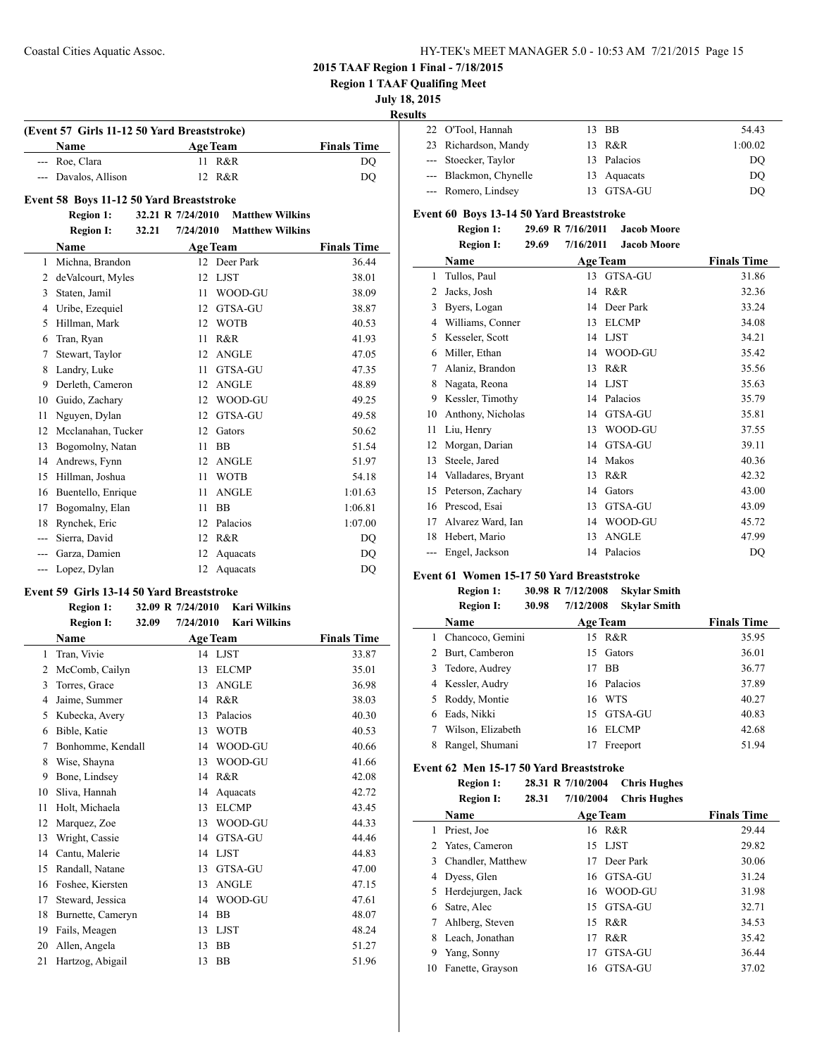**2015 TAAF Region 1 Final - 7/18/2015**

**Region 1 TAAF Qualifing Meet**

**July 18, 2015**

**Results**

### (Event 57 Girls 11-12 50 Yard Breaststroke)

| | Name | Age | Team | Finals Time |
|---|---|---|---|---|
| --- | Roe, Clara | 11 | R&R | DQ |
| --- | Davalos, Allison | 12 | R&R | DQ |

### Event 58 Boys 11-12 50 Yard Breaststroke

**Region 1:** 32.21 R 7/24/2010 **Matthew Wilkins**
**Region I:** 32.21 7/24/2010 **Matthew Wilkins**

| | Name | Age | Team | Finals Time |
|---|---|---|---|---|
| 1 | Michna, Brandon | 12 | Deer Park | 36.44 |
| 2 | deValcourt, Myles | 12 | LJST | 38.01 |
| 3 | Staten, Jamil | 11 | WOOD-GU | 38.09 |
| 4 | Uribe, Ezequiel | 12 | GTSA-GU | 38.87 |
| 5 | Hillman, Mark | 12 | WOTB | 40.53 |
| 6 | Tran, Ryan | 11 | R&R | 41.93 |
| 7 | Stewart, Taylor | 12 | ANGLE | 47.05 |
| 8 | Landry, Luke | 11 | GTSA-GU | 47.35 |
| 9 | Derleth, Cameron | 12 | ANGLE | 48.89 |
| 10 | Guido, Zachary | 12 | WOOD-GU | 49.25 |
| 11 | Nguyen, Dylan | 12 | GTSA-GU | 49.58 |
| 12 | Mcclanahan, Tucker | 12 | Gators | 50.62 |
| 13 | Bogomolny, Natan | 11 | BB | 51.54 |
| 14 | Andrews, Fynn | 12 | ANGLE | 51.97 |
| 15 | Hillman, Joshua | 11 | WOTB | 54.18 |
| 16 | Buentello, Enrique | 11 | ANGLE | 1:01.63 |
| 17 | Bogomalny, Elan | 11 | BB | 1:06.81 |
| 18 | Rynchek, Eric | 12 | Palacios | 1:07.00 |
| --- | Sierra, David | 12 | R&R | DQ |
| --- | Garza, Damien | 12 | Aquacats | DQ |
| --- | Lopez, Dylan | 12 | Aquacats | DQ |

### Event 59 Girls 13-14 50 Yard Breaststroke

**Region 1:** 32.09 R 7/24/2010 **Kari Wilkins**
**Region I:** 32.09 7/24/2010 **Kari Wilkins**

| | Name | Age | Team | Finals Time |
|---|---|---|---|---|
| 1 | Tran, Vivie | 14 | LJST | 33.87 |
| 2 | McComb, Cailyn | 13 | ELCMP | 35.01 |
| 3 | Torres, Grace | 13 | ANGLE | 36.98 |
| 4 | Jaime, Summer | 14 | R&R | 38.03 |
| 5 | Kubecka, Avery | 13 | Palacios | 40.30 |
| 6 | Bible, Katie | 13 | WOTB | 40.53 |
| 7 | Bonhomme, Kendall | 14 | WOOD-GU | 40.66 |
| 8 | Wise, Shayna | 13 | WOOD-GU | 41.66 |
| 9 | Bone, Lindsey | 14 | R&R | 42.08 |
| 10 | Sliva, Hannah | 14 | Aquacats | 42.72 |
| 11 | Holt, Michaela | 13 | ELCMP | 43.45 |
| 12 | Marquez, Zoe | 13 | WOOD-GU | 44.33 |
| 13 | Wright, Cassie | 14 | GTSA-GU | 44.46 |
| 14 | Cantu, Malerie | 14 | LJST | 44.83 |
| 15 | Randall, Natane | 13 | GTSA-GU | 47.00 |
| 16 | Foshee, Kiersten | 13 | ANGLE | 47.15 |
| 17 | Steward, Jessica | 14 | WOOD-GU | 47.61 |
| 18 | Burnette, Cameryn | 14 | BB | 48.07 |
| 19 | Fails, Meagen | 13 | LJST | 48.24 |
| 20 | Allen, Angela | 13 | BB | 51.27 |
| 21 | Hartzog, Abigail | 13 | BB | 51.96 |
| 22 | O'Tool, Hannah | 13 | BB | 54.43 |
| 23 | Richardson, Mandy | 13 | R&R | 1:00.02 |
| --- | Stoecker, Taylor | 13 | Palacios | DQ |
| --- | Blackmon, Chynelle | 13 | Aquacats | DQ |
| --- | Romero, Lindsey | 13 | GTSA-GU | DQ |

### Event 60 Boys 13-14 50 Yard Breaststroke

**Region 1:** 29.69 R 7/16/2011 **Jacob Moore**
**Region I:** 29.69 7/16/2011 **Jacob Moore**

| | Name | Age | Team | Finals Time |
|---|---|---|---|---|
| 1 | Tullos, Paul | 13 | GTSA-GU | 31.86 |
| 2 | Jacks, Josh | 14 | R&R | 32.36 |
| 3 | Byers, Logan | 14 | Deer Park | 33.24 |
| 4 | Williams, Conner | 13 | ELCMP | 34.08 |
| 5 | Kesseler, Scott | 14 | LJST | 34.21 |
| 6 | Miller, Ethan | 14 | WOOD-GU | 35.42 |
| 7 | Alaniz, Brandon | 13 | R&R | 35.56 |
| 8 | Nagata, Reona | 14 | LJST | 35.63 |
| 9 | Kessler, Timothy | 14 | Palacios | 35.79 |
| 10 | Anthony, Nicholas | 14 | GTSA-GU | 35.81 |
| 11 | Liu, Henry | 13 | WOOD-GU | 37.55 |
| 12 | Morgan, Darian | 14 | GTSA-GU | 39.11 |
| 13 | Steele, Jared | 14 | Makos | 40.36 |
| 14 | Valladares, Bryant | 13 | R&R | 42.32 |
| 15 | Peterson, Zachary | 14 | Gators | 43.00 |
| 16 | Prescod, Esai | 13 | GTSA-GU | 43.09 |
| 17 | Alvarez Ward, Ian | 14 | WOOD-GU | 45.72 |
| 18 | Hebert, Mario | 13 | ANGLE | 47.99 |
| --- | Engel, Jackson | 14 | Palacios | DQ |

### Event 61 Women 15-17 50 Yard Breaststroke

**Region 1:** 30.98 R 7/12/2008 **Skylar Smith**
**Region I:** 30.98 7/12/2008 **Skylar Smith**

| | Name | Age | Team | Finals Time |
|---|---|---|---|---|
| 1 | Chancoco, Gemini | 15 | R&R | 35.95 |
| 2 | Burt, Camberon | 15 | Gators | 36.01 |
| 3 | Tedore, Audrey | 17 | BB | 36.77 |
| 4 | Kessler, Audry | 16 | Palacios | 37.89 |
| 5 | Roddy, Montie | 16 | WTS | 40.27 |
| 6 | Eads, Nikki | 15 | GTSA-GU | 40.83 |
| 7 | Wilson, Elizabeth | 16 | ELCMP | 42.68 |
| 8 | Rangel, Shumani | 17 | Freeport | 51.94 |

### Event 62 Men 15-17 50 Yard Breaststroke

**Region 1:** 28.31 R 7/10/2004 **Chris Hughes**
**Region I:** 28.31 7/10/2004 **Chris Hughes**

| | Name | Age | Team | Finals Time |
|---|---|---|---|---|
| 1 | Priest, Joe | 16 | R&R | 29.44 |
| 2 | Yates, Cameron | 15 | LJST | 29.82 |
| 3 | Chandler, Matthew | 17 | Deer Park | 30.06 |
| 4 | Dyess, Glen | 16 | GTSA-GU | 31.24 |
| 5 | Herdejurgen, Jack | 16 | WOOD-GU | 31.98 |
| 6 | Satre, Alec | 15 | GTSA-GU | 32.71 |
| 7 | Ahlberg, Steven | 15 | R&R | 34.53 |
| 8 | Leach, Jonathan | 17 | R&R | 35.42 |
| 9 | Yang, Sonny | 17 | GTSA-GU | 36.44 |
| 10 | Fanette, Grayson | 16 | GTSA-GU | 37.02 |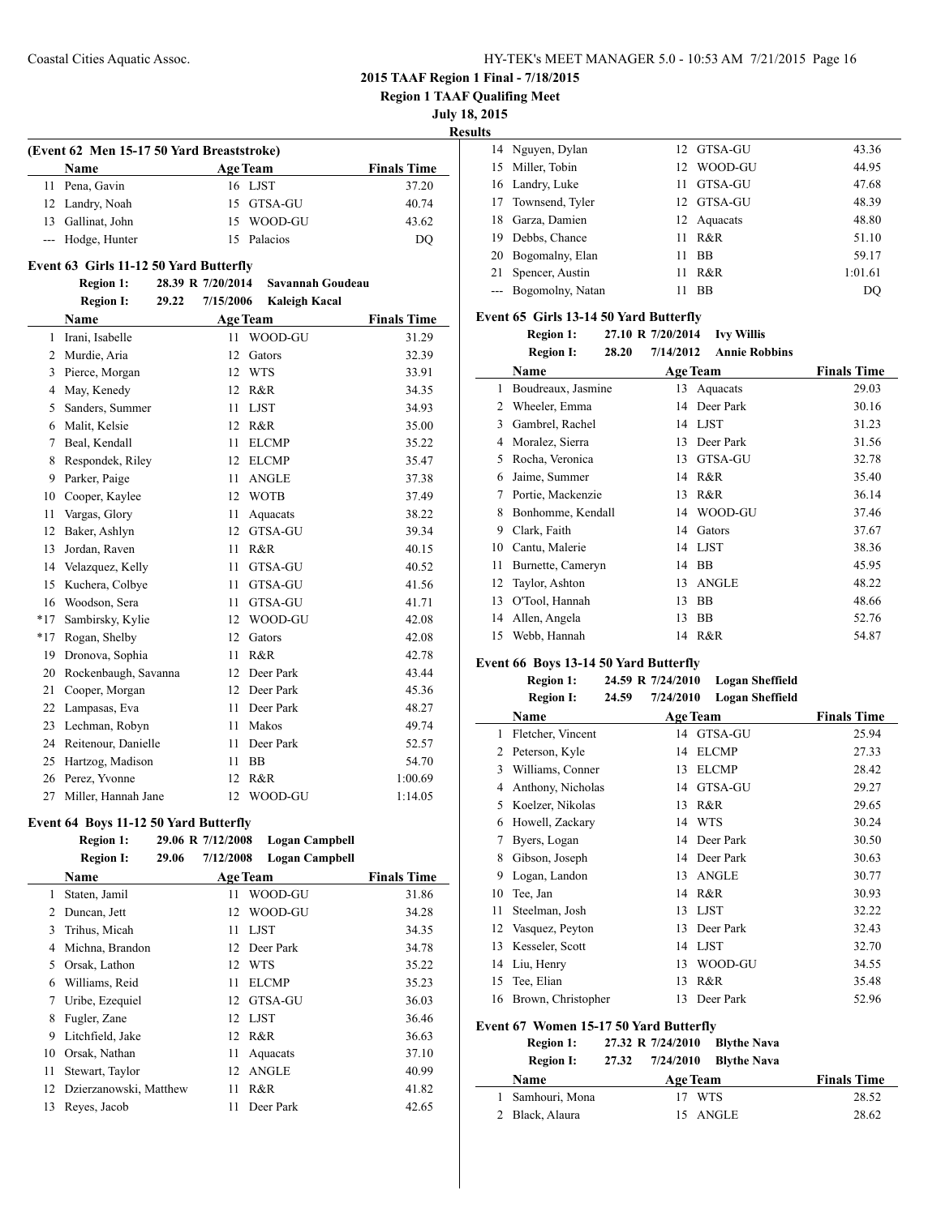## 2015 TAAF Region 1 Final - 7/18/2015

**Region 1 TAAF Qualifing Meet**

**July 18, 2015**

**Results**

### (Event 62 Men 15-17 50 Yard Breaststroke)

| | Name | Age | Team | Finals Time |
|---|---|---|---|---|
| 11 | Pena, Gavin | 16 | LJST | 37.20 |
| 12 | Landry, Noah | 15 | GTSA-GU | 40.74 |
| 13 | Gallinat, John | 15 | WOOD-GU | 43.62 |
| --- | Hodge, Hunter | 15 | Palacios | DQ |

### Event 63 Girls 11-12 50 Yard Butterfly

**Region 1:** 28.39 R 7/20/2014 **Savannah Goudeau**
**Region I:** 29.22 7/15/2006 **Kaleigh Kacal**

| | Name | Age | Team | Finals Time |
|---|---|---|---|---|
| 1 | Irani, Isabelle | 11 | WOOD-GU | 31.29 |
| 2 | Murdie, Aria | 12 | Gators | 32.39 |
| 3 | Pierce, Morgan | 12 | WTS | 33.91 |
| 4 | May, Kenedy | 12 | R&R | 34.35 |
| 5 | Sanders, Summer | 11 | LJST | 34.93 |
| 6 | Malit, Kelsie | 12 | R&R | 35.00 |
| 7 | Beal, Kendall | 11 | ELCMP | 35.22 |
| 8 | Respondek, Riley | 12 | ELCMP | 35.47 |
| 9 | Parker, Paige | 11 | ANGLE | 37.38 |
| 10 | Cooper, Kaylee | 12 | WOTB | 37.49 |
| 11 | Vargas, Glory | 11 | Aquacats | 38.22 |
| 12 | Baker, Ashlyn | 12 | GTSA-GU | 39.34 |
| 13 | Jordan, Raven | 11 | R&R | 40.15 |
| 14 | Velazquez, Kelly | 11 | GTSA-GU | 40.52 |
| 15 | Kuchera, Colbye | 11 | GTSA-GU | 41.56 |
| 16 | Woodson, Sera | 11 | GTSA-GU | 41.71 |
| *17 | Sambirsky, Kylie | 12 | WOOD-GU | 42.08 |
| *17 | Rogan, Shelby | 12 | Gators | 42.08 |
| 19 | Dronova, Sophia | 11 | R&R | 42.78 |
| 20 | Rockenbaugh, Savanna | 12 | Deer Park | 43.44 |
| 21 | Cooper, Morgan | 12 | Deer Park | 45.36 |
| 22 | Lampasas, Eva | 11 | Deer Park | 48.27 |
| 23 | Lechman, Robyn | 11 | Makos | 49.74 |
| 24 | Reitenour, Danielle | 11 | Deer Park | 52.57 |
| 25 | Hartzog, Madison | 11 | BB | 54.70 |
| 26 | Perez, Yvonne | 12 | R&R | 1:00.69 |
| 27 | Miller, Hannah Jane | 12 | WOOD-GU | 1:14.05 |

### Event 64 Boys 11-12 50 Yard Butterfly

**Region 1:** 29.06 R 7/12/2008 **Logan Campbell**
**Region I:** 29.06 7/12/2008 **Logan Campbell**

| | Name | Age | Team | Finals Time |
|---|---|---|---|---|
| 1 | Staten, Jamil | 11 | WOOD-GU | 31.86 |
| 2 | Duncan, Jett | 12 | WOOD-GU | 34.28 |
| 3 | Trihus, Micah | 11 | LJST | 34.35 |
| 4 | Michna, Brandon | 12 | Deer Park | 34.78 |
| 5 | Orsak, Lathon | 12 | WTS | 35.22 |
| 6 | Williams, Reid | 11 | ELCMP | 35.23 |
| 7 | Uribe, Ezequiel | 12 | GTSA-GU | 36.03 |
| 8 | Fugler, Zane | 12 | LJST | 36.46 |
| 9 | Litchfield, Jake | 12 | R&R | 36.63 |
| 10 | Orsak, Nathan | 11 | Aquacats | 37.10 |
| 11 | Stewart, Taylor | 12 | ANGLE | 40.99 |
| 12 | Dzierzanowski, Matthew | 11 | R&R | 41.82 |
| 13 | Reyes, Jacob | 11 | Deer Park | 42.65 |
| 14 | Nguyen, Dylan | 12 | GTSA-GU | 43.36 |
| 15 | Miller, Tobin | 12 | WOOD-GU | 44.95 |
| 16 | Landry, Luke | 11 | GTSA-GU | 47.68 |
| 17 | Townsend, Tyler | 12 | GTSA-GU | 48.39 |
| 18 | Garza, Damien | 12 | Aquacats | 48.80 |
| 19 | Debbs, Chance | 11 | R&R | 51.10 |
| 20 | Bogomalny, Elan | 11 | BB | 59.17 |
| 21 | Spencer, Austin | 11 | R&R | 1:01.61 |
| --- | Bogomolny, Natan | 11 | BB | DQ |

### Event 65 Girls 13-14 50 Yard Butterfly

**Region 1:** 27.10 R 7/20/2014 **Ivy Willis**
**Region I:** 28.20 7/14/2012 **Annie Robbins**

| | Name | Age | Team | Finals Time |
|---|---|---|---|---|
| 1 | Boudreaux, Jasmine | 13 | Aquacats | 29.03 |
| 2 | Wheeler, Emma | 14 | Deer Park | 30.16 |
| 3 | Gambrel, Rachel | 14 | LJST | 31.23 |
| 4 | Moralez, Sierra | 13 | Deer Park | 31.56 |
| 5 | Rocha, Veronica | 13 | GTSA-GU | 32.78 |
| 6 | Jaime, Summer | 14 | R&R | 35.40 |
| 7 | Portie, Mackenzie | 13 | R&R | 36.14 |
| 8 | Bonhomme, Kendall | 14 | WOOD-GU | 37.46 |
| 9 | Clark, Faith | 14 | Gators | 37.67 |
| 10 | Cantu, Malerie | 14 | LJST | 38.36 |
| 11 | Burnette, Cameryn | 14 | BB | 45.95 |
| 12 | Taylor, Ashton | 13 | ANGLE | 48.22 |
| 13 | O'Tool, Hannah | 13 | BB | 48.66 |
| 14 | Allen, Angela | 13 | BB | 52.76 |
| 15 | Webb, Hannah | 14 | R&R | 54.87 |

### Event 66 Boys 13-14 50 Yard Butterfly

**Region 1:** 24.59 R 7/24/2010 **Logan Sheffield**
**Region I:** 24.59 7/24/2010 **Logan Sheffield**

| | Name | Age | Team | Finals Time |
|---|---|---|---|---|
| 1 | Fletcher, Vincent | 14 | GTSA-GU | 25.94 |
| 2 | Peterson, Kyle | 14 | ELCMP | 27.33 |
| 3 | Williams, Conner | 13 | ELCMP | 28.42 |
| 4 | Anthony, Nicholas | 14 | GTSA-GU | 29.27 |
| 5 | Koelzer, Nikolas | 13 | R&R | 29.65 |
| 6 | Howell, Zackary | 14 | WTS | 30.24 |
| 7 | Byers, Logan | 14 | Deer Park | 30.50 |
| 8 | Gibson, Joseph | 14 | Deer Park | 30.63 |
| 9 | Logan, Landon | 13 | ANGLE | 30.77 |
| 10 | Tee, Jan | 14 | R&R | 30.93 |
| 11 | Steelman, Josh | 13 | LJST | 32.22 |
| 12 | Vasquez, Peyton | 13 | Deer Park | 32.43 |
| 13 | Kesseler, Scott | 14 | LJST | 32.70 |
| 14 | Liu, Henry | 13 | WOOD-GU | 34.55 |
| 15 | Tee, Elian | 13 | R&R | 35.48 |
| 16 | Brown, Christopher | 13 | Deer Park | 52.96 |

### Event 67 Women 15-17 50 Yard Butterfly

**Region 1:** 27.32 R 7/24/2010 **Blythe Nava**
**Region I:** 27.32 7/24/2010 **Blythe Nava**

| | Name | Age | Team | Finals Time |
|---|---|---|---|---|
| 1 | Samhouri, Mona | 17 | WTS | 28.52 |
| 2 | Black, Alaura | 15 | ANGLE | 28.62 |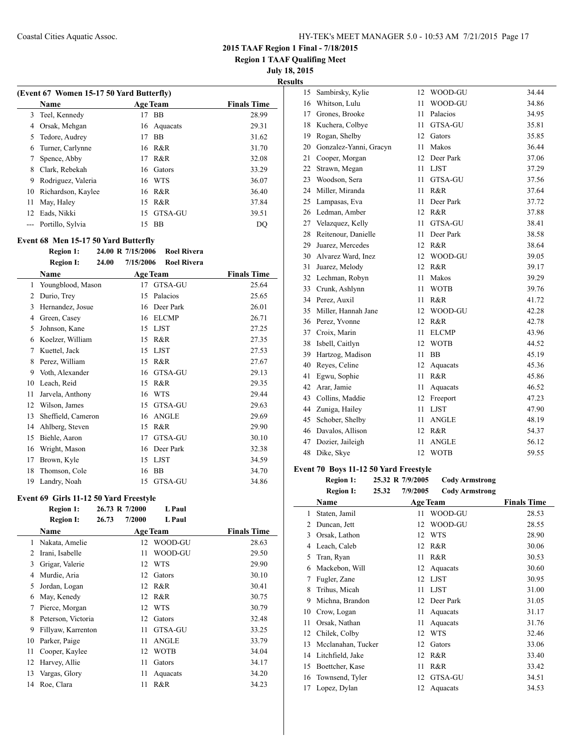## 2015 TAAF Region 1 Final - 7/18/2015

**Region 1 TAAF Qualifing Meet**

**July 18, 2015**

**Results**

### (Event 67 Women 15-17 50 Yard Butterfly)

| | Name | Age | Team | Finals Time |
|---|---|---|---|---|
| 3 | Teel, Kennedy | 17 | BB | 28.99 |
| 4 | Orsak, Mehgan | 16 | Aquacats | 29.31 |
| 5 | Tedore, Audrey | 17 | BB | 31.62 |
| 6 | Turner, Carlynne | 16 | R&R | 31.70 |
| 7 | Spence, Abby | 17 | R&R | 32.08 |
| 8 | Clark, Rebekah | 16 | Gators | 33.29 |
| 9 | Rodriguez, Valeria | 16 | WTS | 36.07 |
| 10 | Richardson, Kaylee | 16 | R&R | 36.40 |
| 11 | May, Haley | 15 | R&R | 37.84 |
| 12 | Eads, Nikki | 15 | GTSA-GU | 39.51 |
| --- | Portillo, Sylvia | 15 | BB | DQ |

### Event 68 Men 15-17 50 Yard Butterfly

Region 1: 24.00 R 7/15/2006 Roel Rivera
Region I: 24.00 7/15/2006 Roel Rivera

| | Name | Age | Team | Finals Time |
|---|---|---|---|---|
| 1 | Youngblood, Mason | 17 | GTSA-GU | 25.64 |
| 2 | Durio, Trey | 15 | Palacios | 25.65 |
| 3 | Hernandez, Josue | 16 | Deer Park | 26.01 |
| 4 | Green, Casey | 16 | ELCMP | 26.71 |
| 5 | Johnson, Kane | 15 | LJST | 27.25 |
| 6 | Koelzer, William | 15 | R&R | 27.35 |
| 7 | Kuettel, Jack | 15 | LJST | 27.53 |
| 8 | Perez, William | 15 | R&R | 27.67 |
| 9 | Voth, Alexander | 16 | GTSA-GU | 29.13 |
| 10 | Leach, Reid | 15 | R&R | 29.35 |
| 11 | Jarvela, Anthony | 16 | WTS | 29.44 |
| 12 | Wilson, James | 15 | GTSA-GU | 29.63 |
| 13 | Sheffield, Cameron | 16 | ANGLE | 29.69 |
| 14 | Ahlberg, Steven | 15 | R&R | 29.90 |
| 15 | Biehle, Aaron | 17 | GTSA-GU | 30.10 |
| 16 | Wright, Mason | 16 | Deer Park | 32.38 |
| 17 | Brown, Kyle | 15 | LJST | 34.59 |
| 18 | Thomson, Cole | 16 | BB | 34.70 |
| 19 | Landry, Noah | 15 | GTSA-GU | 34.86 |

### Event 69 Girls 11-12 50 Yard Freestyle

Region 1: 26.73 R 7/2000 L Paul
Region I: 26.73 7/2000 L Paul

| | Name | Age | Team | Finals Time |
|---|---|---|---|---|
| 1 | Nakata, Amelie | 12 | WOOD-GU | 28.63 |
| 2 | Irani, Isabelle | 11 | WOOD-GU | 29.50 |
| 3 | Grigar, Valerie | 12 | WTS | 29.90 |
| 4 | Murdie, Aria | 12 | Gators | 30.10 |
| 5 | Jordan, Logan | 12 | R&R | 30.41 |
| 6 | May, Kenedy | 12 | R&R | 30.75 |
| 7 | Pierce, Morgan | 12 | WTS | 30.79 |
| 8 | Peterson, Victoria | 12 | Gators | 32.48 |
| 9 | Fillyaw, Karrenton | 11 | GTSA-GU | 33.25 |
| 10 | Parker, Paige | 11 | ANGLE | 33.79 |
| 11 | Cooper, Kaylee | 12 | WOTB | 34.04 |
| 12 | Harvey, Allie | 11 | Gators | 34.17 |
| 13 | Vargas, Glory | 11 | Aquacats | 34.20 |
| 14 | Roe, Clara | 11 | R&R | 34.23 |
| 15 | Sambirsky, Kylie | 12 | WOOD-GU | 34.44 |
| 16 | Whitson, Lulu | 11 | WOOD-GU | 34.86 |
| 17 | Grones, Brooke | 11 | Palacios | 34.95 |
| 18 | Kuchera, Colbye | 11 | GTSA-GU | 35.81 |
| 19 | Rogan, Shelby | 12 | Gators | 35.85 |
| 20 | Gonzalez-Yanni, Gracyn | 11 | Makos | 36.44 |
| 21 | Cooper, Morgan | 12 | Deer Park | 37.06 |
| 22 | Strawn, Megan | 11 | LJST | 37.29 |
| 23 | Woodson, Sera | 11 | GTSA-GU | 37.56 |
| 24 | Miller, Miranda | 11 | R&R | 37.64 |
| 25 | Lampasas, Eva | 11 | Deer Park | 37.72 |
| 26 | Ledman, Amber | 12 | R&R | 37.88 |
| 27 | Velazquez, Kelly | 11 | GTSA-GU | 38.41 |
| 28 | Reitenour, Danielle | 11 | Deer Park | 38.58 |
| 29 | Juarez, Mercedes | 12 | R&R | 38.64 |
| 30 | Alvarez Ward, Inez | 12 | WOOD-GU | 39.05 |
| 31 | Juarez, Melody | 12 | R&R | 39.17 |
| 32 | Lechman, Robyn | 11 | Makos | 39.29 |
| 33 | Crunk, Ashlynn | 11 | WOTB | 39.76 |
| 34 | Perez, Auxil | 11 | R&R | 41.72 |
| 35 | Miller, Hannah Jane | 12 | WOOD-GU | 42.28 |
| 36 | Perez, Yvonne | 12 | R&R | 42.78 |
| 37 | Croix, Marin | 11 | ELCMP | 43.96 |
| 38 | Isbell, Caitlyn | 12 | WOTB | 44.52 |
| 39 | Hartzog, Madison | 11 | BB | 45.19 |
| 40 | Reyes, Celine | 12 | Aquacats | 45.36 |
| 41 | Egwu, Sophie | 11 | R&R | 45.86 |
| 42 | Arar, Jamie | 11 | Aquacats | 46.52 |
| 43 | Collins, Maddie | 12 | Freeport | 47.23 |
| 44 | Zuniga, Hailey | 11 | LJST | 47.90 |
| 45 | Schober, Shelby | 11 | ANGLE | 48.19 |
| 46 | Davalos, Allison | 12 | R&R | 54.37 |
| 47 | Dozier, Jaileigh | 11 | ANGLE | 56.12 |
| 48 | Dike, Skye | 12 | WOTB | 59.55 |

### Event 70 Boys 11-12 50 Yard Freestyle

Region 1: 25.32 R 7/9/2005 Cody Armstrong
Region I: 25.32 7/9/2005 Cody Armstrong

| | Name | Age | Team | Finals Time |
|---|---|---|---|---|
| 1 | Staten, Jamil | 11 | WOOD-GU | 28.53 |
| 2 | Duncan, Jett | 12 | WOOD-GU | 28.55 |
| 3 | Orsak, Lathon | 12 | WTS | 28.90 |
| 4 | Leach, Caleb | 12 | R&R | 30.06 |
| 5 | Tran, Ryan | 11 | R&R | 30.53 |
| 6 | Mackebon, Will | 12 | Aquacats | 30.60 |
| 7 | Fugler, Zane | 12 | LJST | 30.95 |
| 8 | Trihus, Micah | 11 | LJST | 31.00 |
| 9 | Michna, Brandon | 12 | Deer Park | 31.05 |
| 10 | Crow, Logan | 11 | Aquacats | 31.17 |
| 11 | Orsak, Nathan | 11 | Aquacats | 31.76 |
| 12 | Chilek, Colby | 12 | WTS | 32.46 |
| 13 | Mcclanahan, Tucker | 12 | Gators | 33.06 |
| 14 | Litchfield, Jake | 12 | R&R | 33.40 |
| 15 | Boettcher, Kase | 11 | R&R | 33.42 |
| 16 | Townsend, Tyler | 12 | GTSA-GU | 34.51 |
| 17 | Lopez, Dylan | 12 | Aquacats | 34.53 |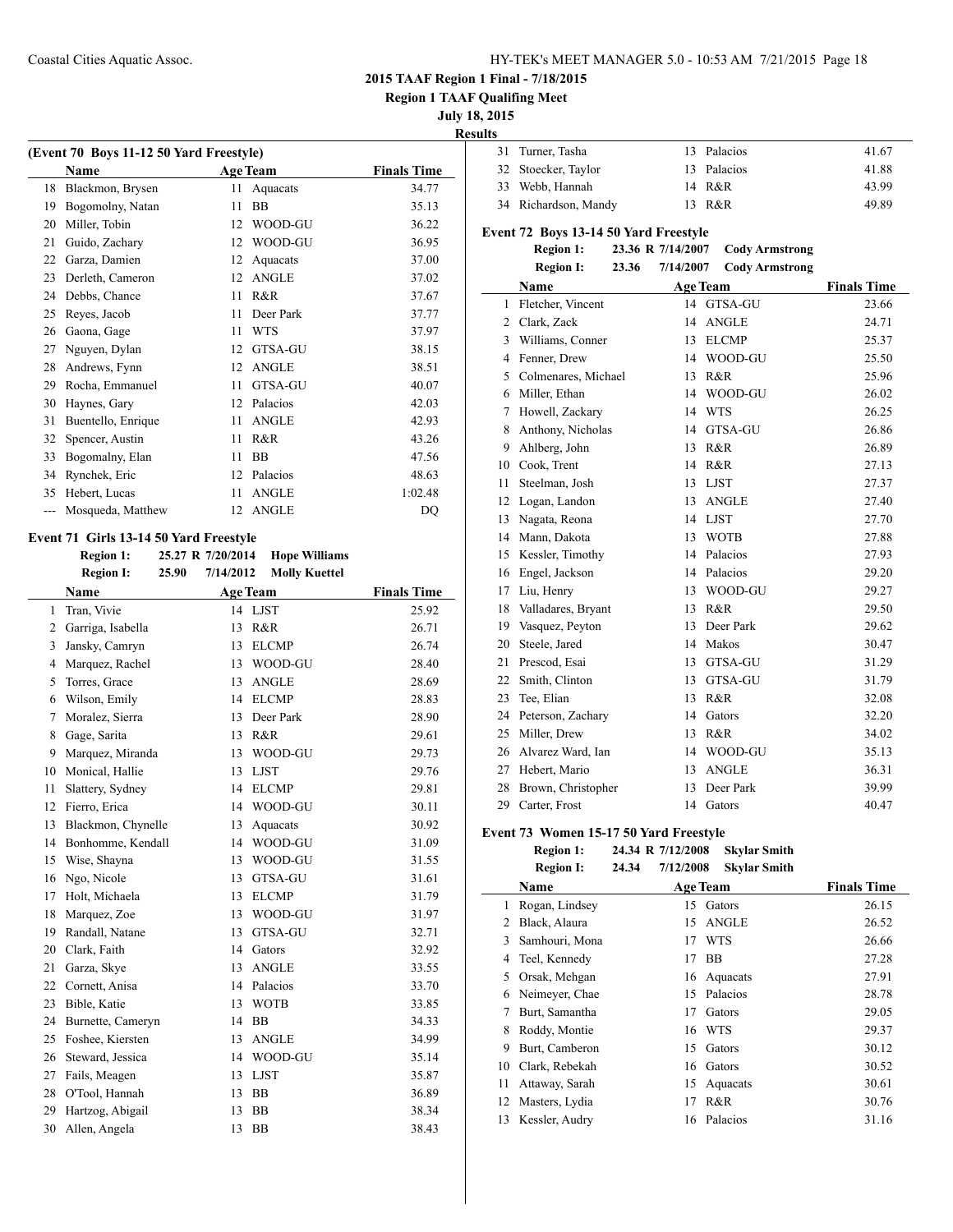**2015 TAAF Region 1 Final - 7/18/2015**

**Region 1 TAAF Qualifing Meet**

**July 18, 2015**

**Results**

### (Event 70 Boys 11-12 50 Yard Freestyle)

| | Name | Age | Team | Finals Time |
|---|---|---|---|---|
| 18 | Blackmon, Brysen | 11 | Aquacats | 34.77 |
| 19 | Bogomolny, Natan | 11 | BB | 35.13 |
| 20 | Miller, Tobin | 12 | WOOD-GU | 36.22 |
| 21 | Guido, Zachary | 12 | WOOD-GU | 36.95 |
| 22 | Garza, Damien | 12 | Aquacats | 37.00 |
| 23 | Derleth, Cameron | 12 | ANGLE | 37.02 |
| 24 | Debbs, Chance | 11 | R&R | 37.67 |
| 25 | Reyes, Jacob | 11 | Deer Park | 37.77 |
| 26 | Gaona, Gage | 11 | WTS | 37.97 |
| 27 | Nguyen, Dylan | 12 | GTSA-GU | 38.15 |
| 28 | Andrews, Fynn | 12 | ANGLE | 38.51 |
| 29 | Rocha, Emmanuel | 11 | GTSA-GU | 40.07 |
| 30 | Haynes, Gary | 12 | Palacios | 42.03 |
| 31 | Buentello, Enrique | 11 | ANGLE | 42.93 |
| 32 | Spencer, Austin | 11 | R&R | 43.26 |
| 33 | Bogomalny, Elan | 11 | BB | 47.56 |
| 34 | Rynchek, Eric | 12 | Palacios | 48.63 |
| 35 | Hebert, Lucas | 11 | ANGLE | 1:02.48 |
| --- | Mosqueda, Matthew | 12 | ANGLE | DQ |

### Event 71 Girls 13-14 50 Yard Freestyle

**Region 1:** 25.27 R 7/20/2014 **Hope Williams**
**Region I:** 25.90 7/14/2012 **Molly Kuettel**

| | Name | Age | Team | Finals Time |
|---|---|---|---|---|
| 1 | Tran, Vivie | 14 | LJST | 25.92 |
| 2 | Garriga, Isabella | 13 | R&R | 26.71 |
| 3 | Jansky, Camryn | 13 | ELCMP | 26.74 |
| 4 | Marquez, Rachel | 13 | WOOD-GU | 28.40 |
| 5 | Torres, Grace | 13 | ANGLE | 28.69 |
| 6 | Wilson, Emily | 14 | ELCMP | 28.83 |
| 7 | Moralez, Sierra | 13 | Deer Park | 28.90 |
| 8 | Gage, Sarita | 13 | R&R | 29.61 |
| 9 | Marquez, Miranda | 13 | WOOD-GU | 29.73 |
| 10 | Monical, Hallie | 13 | LJST | 29.76 |
| 11 | Slattery, Sydney | 14 | ELCMP | 29.81 |
| 12 | Fierro, Erica | 14 | WOOD-GU | 30.11 |
| 13 | Blackmon, Chynelle | 13 | Aquacats | 30.92 |
| 14 | Bonhomme, Kendall | 14 | WOOD-GU | 31.09 |
| 15 | Wise, Shayna | 13 | WOOD-GU | 31.55 |
| 16 | Ngo, Nicole | 13 | GTSA-GU | 31.61 |
| 17 | Holt, Michaela | 13 | ELCMP | 31.79 |
| 18 | Marquez, Zoe | 13 | WOOD-GU | 31.97 |
| 19 | Randall, Natane | 13 | GTSA-GU | 32.71 |
| 20 | Clark, Faith | 14 | Gators | 32.92 |
| 21 | Garza, Skye | 13 | ANGLE | 33.55 |
| 22 | Cornett, Anisa | 14 | Palacios | 33.70 |
| 23 | Bible, Katie | 13 | WOTB | 33.85 |
| 24 | Burnette, Cameryn | 14 | BB | 34.33 |
| 25 | Foshee, Kiersten | 13 | ANGLE | 34.99 |
| 26 | Steward, Jessica | 14 | WOOD-GU | 35.14 |
| 27 | Fails, Meagen | 13 | LJST | 35.87 |
| 28 | O'Tool, Hannah | 13 | BB | 36.89 |
| 29 | Hartzog, Abigail | 13 | BB | 38.34 |
| 30 | Allen, Angela | 13 | BB | 38.43 |
| 31 | Turner, Tasha | 13 | Palacios | 41.67 |
| 32 | Stoecker, Taylor | 13 | Palacios | 41.88 |
| 33 | Webb, Hannah | 14 | R&R | 43.99 |
| 34 | Richardson, Mandy | 13 | R&R | 49.89 |

### Event 72 Boys 13-14 50 Yard Freestyle

**Region 1:** 23.36 R 7/14/2007 **Cody Armstrong**
**Region I:** 23.36 7/14/2007 **Cody Armstrong**

| | Name | Age | Team | Finals Time |
|---|---|---|---|---|
| 1 | Fletcher, Vincent | 14 | GTSA-GU | 23.66 |
| 2 | Clark, Zack | 14 | ANGLE | 24.71 |
| 3 | Williams, Conner | 13 | ELCMP | 25.37 |
| 4 | Fenner, Drew | 14 | WOOD-GU | 25.50 |
| 5 | Colmenares, Michael | 13 | R&R | 25.96 |
| 6 | Miller, Ethan | 14 | WOOD-GU | 26.02 |
| 7 | Howell, Zackary | 14 | WTS | 26.25 |
| 8 | Anthony, Nicholas | 14 | GTSA-GU | 26.86 |
| 9 | Ahlberg, John | 13 | R&R | 26.89 |
| 10 | Cook, Trent | 14 | R&R | 27.13 |
| 11 | Steelman, Josh | 13 | LJST | 27.37 |
| 12 | Logan, Landon | 13 | ANGLE | 27.40 |
| 13 | Nagata, Reona | 14 | LJST | 27.70 |
| 14 | Mann, Dakota | 13 | WOTB | 27.88 |
| 15 | Kessler, Timothy | 14 | Palacios | 27.93 |
| 16 | Engel, Jackson | 14 | Palacios | 29.20 |
| 17 | Liu, Henry | 13 | WOOD-GU | 29.27 |
| 18 | Valladares, Bryant | 13 | R&R | 29.50 |
| 19 | Vasquez, Peyton | 13 | Deer Park | 29.62 |
| 20 | Steele, Jared | 14 | Makos | 30.47 |
| 21 | Prescod, Esai | 13 | GTSA-GU | 31.29 |
| 22 | Smith, Clinton | 13 | GTSA-GU | 31.79 |
| 23 | Tee, Elian | 13 | R&R | 32.08 |
| 24 | Peterson, Zachary | 14 | Gators | 32.20 |
| 25 | Miller, Drew | 13 | R&R | 34.02 |
| 26 | Alvarez Ward, Ian | 14 | WOOD-GU | 35.13 |
| 27 | Hebert, Mario | 13 | ANGLE | 36.31 |
| 28 | Brown, Christopher | 13 | Deer Park | 39.99 |
| 29 | Carter, Frost | 14 | Gators | 40.47 |

### Event 73 Women 15-17 50 Yard Freestyle

**Region 1:** 24.34 R 7/12/2008 **Skylar Smith**
**Region I:** 24.34 7/12/2008 **Skylar Smith**

| | Name | Age | Team | Finals Time |
|---|---|---|---|---|
| 1 | Rogan, Lindsey | 15 | Gators | 26.15 |
| 2 | Black, Alaura | 15 | ANGLE | 26.52 |
| 3 | Samhouri, Mona | 17 | WTS | 26.66 |
| 4 | Teel, Kennedy | 17 | BB | 27.28 |
| 5 | Orsak, Mehgan | 16 | Aquacats | 27.91 |
| 6 | Neimeyer, Chae | 15 | Palacios | 28.78 |
| 7 | Burt, Samantha | 17 | Gators | 29.05 |
| 8 | Roddy, Montie | 16 | WTS | 29.37 |
| 9 | Burt, Camberon | 15 | Gators | 30.12 |
| 10 | Clark, Rebekah | 16 | Gators | 30.52 |
| 11 | Attaway, Sarah | 15 | Aquacats | 30.61 |
| 12 | Masters, Lydia | 17 | R&R | 30.76 |
| 13 | Kessler, Audry | 16 | Palacios | 31.16 |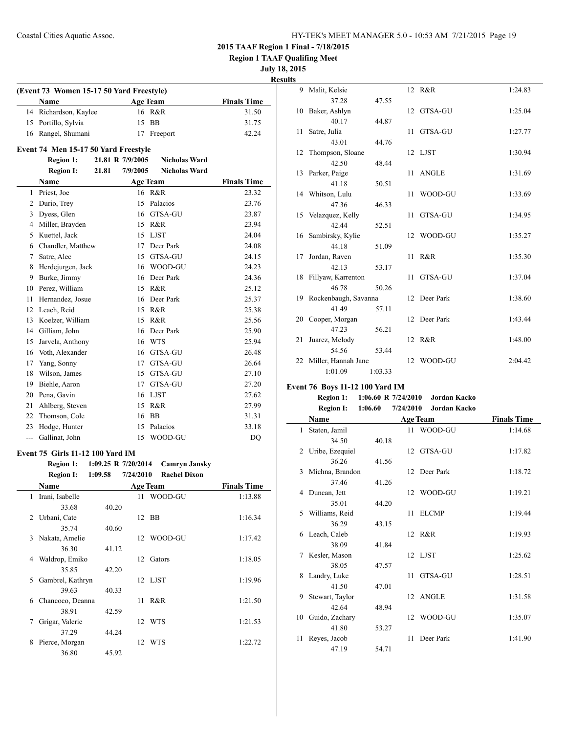**2015 TAAF Region 1 Final - 7/18/2015**

**Region 1 TAAF Qualifing Meet**

**July 18, 2015**

**Results**

### (Event 73 Women 15-17 50 Yard Freestyle)

| | Name | Age | Team | Finals Time |
|---|---|---|---|---|
| 14 | Richardson, Kaylee | 16 | R&R | 31.50 |
| 15 | Portillo, Sylvia | 15 | BB | 31.75 |
| 16 | Rangel, Shumani | 17 | Freeport | 42.24 |

### Event 74 Men 15-17 50 Yard Freestyle

**Region 1:** 21.81 R 7/9/2005 **Nicholas Ward**

**Region I:** 21.81 7/9/2005 **Nicholas Ward**

| | Name | Age | Team | Finals Time |
|---|---|---|---|---|
| 1 | Priest, Joe | 16 | R&R | 23.32 |
| 2 | Durio, Trey | 15 | Palacios | 23.76 |
| 3 | Dyess, Glen | 16 | GTSA-GU | 23.87 |
| 4 | Miller, Brayden | 15 | R&R | 23.94 |
| 5 | Kuettel, Jack | 15 | LJST | 24.04 |
| 6 | Chandler, Matthew | 17 | Deer Park | 24.08 |
| 7 | Satre, Alec | 15 | GTSA-GU | 24.15 |
| 8 | Herdejurgen, Jack | 16 | WOOD-GU | 24.23 |
| 9 | Burke, Jimmy | 16 | Deer Park | 24.36 |
| 10 | Perez, William | 15 | R&R | 25.12 |
| 11 | Hernandez, Josue | 16 | Deer Park | 25.37 |
| 12 | Leach, Reid | 15 | R&R | 25.38 |
| 13 | Koelzer, William | 15 | R&R | 25.56 |
| 14 | Gilliam, John | 16 | Deer Park | 25.90 |
| 15 | Jarvela, Anthony | 16 | WTS | 25.94 |
| 16 | Voth, Alexander | 16 | GTSA-GU | 26.48 |
| 17 | Yang, Sonny | 17 | GTSA-GU | 26.64 |
| 18 | Wilson, James | 15 | GTSA-GU | 27.10 |
| 19 | Biehle, Aaron | 17 | GTSA-GU | 27.20 |
| 20 | Pena, Gavin | 16 | LJST | 27.62 |
| 21 | Ahlberg, Steven | 15 | R&R | 27.99 |
| 22 | Thomson, Cole | 16 | BB | 31.31 |
| 23 | Hodge, Hunter | 15 | Palacios | 33.18 |
| --- | Gallinat, John | 15 | WOOD-GU | DQ |

### Event 75 Girls 11-12 100 Yard IM

**Region 1:** 1:09.25 R 7/20/2014 **Camryn Jansky**

**Region I:** 1:09.58 7/24/2010 **Rachel Dixon**

| | Name | Age | Team | Finals Time |
|---|---|---|---|---|
| 1 | Irani, Isabelle | 11 | WOOD-GU | 1:13.88 |
| | 33.68 40.20 | | | |
| 2 | Urbani, Cate | 12 | BB | 1:16.34 |
| | 35.74 40.60 | | | |
| 3 | Nakata, Amelie | 12 | WOOD-GU | 1:17.42 |
| | 36.30 41.12 | | | |
| 4 | Waldrop, Emiko | 12 | Gators | 1:18.05 |
| | 35.85 42.20 | | | |
| 5 | Gambrel, Kathryn | 12 | LJST | 1:19.96 |
| | 39.63 40.33 | | | |
| 6 | Chancoco, Deanna | 11 | R&R | 1:21.50 |
| | 38.91 42.59 | | | |
| 7 | Grigar, Valerie | 12 | WTS | 1:21.53 |
| | 37.29 44.24 | | | |
| 8 | Pierce, Morgan | 12 | WTS | 1:22.72 |
| | 36.80 45.92 | | | |
| 9 | Malit, Kelsie | 12 | R&R | 1:24.83 |
| | 37.28 47.55 | | | |
| 10 | Baker, Ashlyn | 12 | GTSA-GU | 1:25.04 |
| | 40.17 44.87 | | | |
| 11 | Satre, Julia | 11 | GTSA-GU | 1:27.77 |
| | 43.01 44.76 | | | |
| 12 | Thompson, Sloane | 12 | LJST | 1:30.94 |
| | 42.50 48.44 | | | |
| 13 | Parker, Paige | 11 | ANGLE | 1:31.69 |
| | 41.18 50.51 | | | |
| 14 | Whitson, Lulu | 11 | WOOD-GU | 1:33.69 |
| | 47.36 46.33 | | | |
| 15 | Velazquez, Kelly | 11 | GTSA-GU | 1:34.95 |
| | 42.44 52.51 | | | |
| 16 | Sambirsky, Kylie | 12 | WOOD-GU | 1:35.27 |
| | 44.18 51.09 | | | |
| 17 | Jordan, Raven | 11 | R&R | 1:35.30 |
| | 42.13 53.17 | | | |
| 18 | Fillyaw, Karrenton | 11 | GTSA-GU | 1:37.04 |
| | 46.78 50.26 | | | |
| 19 | Rockenbaugh, Savanna | 12 | Deer Park | 1:38.60 |
| | 41.49 57.11 | | | |
| 20 | Cooper, Morgan | 12 | Deer Park | 1:43.44 |
| | 47.23 56.21 | | | |
| 21 | Juarez, Melody | 12 | R&R | 1:48.00 |
| | 54.56 53.44 | | | |
| 22 | Miller, Hannah Jane | 12 | WOOD-GU | 2:04.42 |
| | 1:01.09 1:03.33 | | | |

### Event 76 Boys 11-12 100 Yard IM

**Region 1:** 1:06.60 R 7/24/2010 **Jordan Kacko**

**Region I:** 1:06.60 7/24/2010 **Jordan Kacko**

| | Name | Age | Team | Finals Time |
|---|---|---|---|---|
| 1 | Staten, Jamil | 11 | WOOD-GU | 1:14.68 |
| | 34.50 40.18 | | | |
| 2 | Uribe, Ezequiel | 12 | GTSA-GU | 1:17.82 |
| | 36.26 41.56 | | | |
| 3 | Michna, Brandon | 12 | Deer Park | 1:18.72 |
| | 37.46 41.26 | | | |
| 4 | Duncan, Jett | 12 | WOOD-GU | 1:19.21 |
| | 35.01 44.20 | | | |
| 5 | Williams, Reid | 11 | ELCMP | 1:19.44 |
| | 36.29 43.15 | | | |
| 6 | Leach, Caleb | 12 | R&R | 1:19.93 |
| | 38.09 41.84 | | | |
| 7 | Kesler, Mason | 12 | LJST | 1:25.62 |
| | 38.05 47.57 | | | |
| 8 | Landry, Luke | 11 | GTSA-GU | 1:28.51 |
| | 41.50 47.01 | | | |
| 9 | Stewart, Taylor | 12 | ANGLE | 1:31.58 |
| | 42.64 48.94 | | | |
| 10 | Guido, Zachary | 12 | WOOD-GU | 1:35.07 |
| | 41.80 53.27 | | | |
| 11 | Reyes, Jacob | 11 | Deer Park | 1:41.90 |
| | 47.19 54.71 | | | |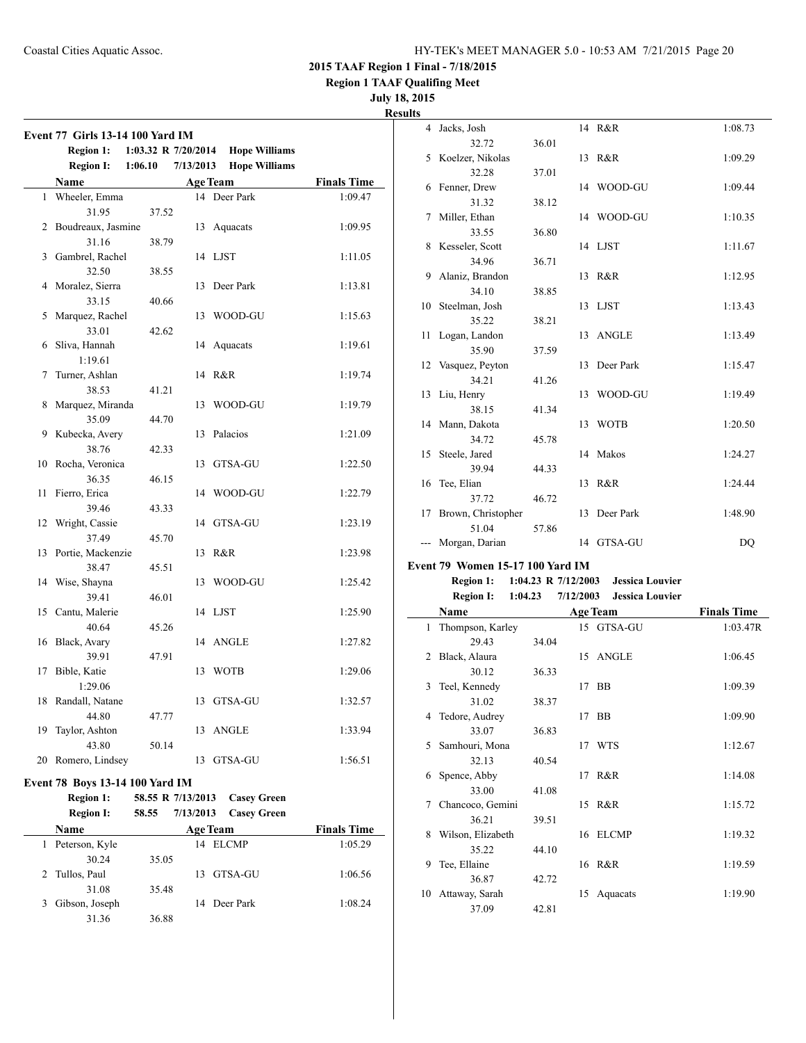Coastal Cities Aquatic Assoc.

# 2015 TAAF Region 1 Final - 7/18/2015

## Region 1 TAAF Qualifing Meet

### July 18, 2015

### Results

#### Event 77 Girls 13-14 100 Yard IM

**Region 1:** 1:03.32 R 7/20/2014 Hope Williams
**Region I:** 1:06.10 7/13/2013 Hope Williams

| | Name | Age | Team | Finals Time |
|---|---|---|---|---|
| 1 | Wheeler, Emma | 14 | Deer Park | 1:09.47 |
| | 31.95 37.52 | | | |
| 2 | Boudreaux, Jasmine | 13 | Aquacats | 1:09.95 |
| | 31.16 38.79 | | | |
| 3 | Gambrel, Rachel | 14 | LJST | 1:11.05 |
| | 32.50 38.55 | | | |
| 4 | Moralez, Sierra | 13 | Deer Park | 1:13.81 |
| | 33.15 40.66 | | | |
| 5 | Marquez, Rachel | 13 | WOOD-GU | 1:15.63 |
| | 33.01 42.62 | | | |
| 6 | Sliva, Hannah | 14 | Aquacats | 1:19.61 |
| | 1:19.61 | | | |
| 7 | Turner, Ashlan | 14 | R&R | 1:19.74 |
| | 38.53 41.21 | | | |
| 8 | Marquez, Miranda | 13 | WOOD-GU | 1:19.79 |
| | 35.09 44.70 | | | |
| 9 | Kubecka, Avery | 13 | Palacios | 1:21.09 |
| | 38.76 42.33 | | | |
| 10 | Rocha, Veronica | 13 | GTSA-GU | 1:22.50 |
| | 36.35 46.15 | | | |
| 11 | Fierro, Erica | 14 | WOOD-GU | 1:22.79 |
| | 39.46 43.33 | | | |
| 12 | Wright, Cassie | 14 | GTSA-GU | 1:23.19 |
| | 37.49 45.70 | | | |
| 13 | Portie, Mackenzie | 13 | R&R | 1:23.98 |
| | 38.47 45.51 | | | |
| 14 | Wise, Shayna | 13 | WOOD-GU | 1:25.42 |
| | 39.41 46.01 | | | |
| 15 | Cantu, Malerie | 14 | LJST | 1:25.90 |
| | 40.64 45.26 | | | |
| 16 | Black, Avary | 14 | ANGLE | 1:27.82 |
| | 39.91 47.91 | | | |
| 17 | Bible, Katie | 13 | WOTB | 1:29.06 |
| | 1:29.06 | | | |
| 18 | Randall, Natane | 13 | GTSA-GU | 1:32.57 |
| | 44.80 47.77 | | | |
| 19 | Taylor, Ashton | 13 | ANGLE | 1:33.94 |
| | 43.80 50.14 | | | |
| 20 | Romero, Lindsey | 13 | GTSA-GU | 1:56.51 |

#### Event 78 Boys 13-14 100 Yard IM

**Region 1:** 58.55 R 7/13/2013 Casey Green
**Region I:** 58.55 7/13/2013 Casey Green

| | Name | Age | Team | Finals Time |
|---|---|---|---|---|
| 1 | Peterson, Kyle | 14 | ELCMP | 1:05.29 |
| | 30.24 35.05 | | | |
| 2 | Tullos, Paul | 13 | GTSA-GU | 1:06.56 |
| | 31.08 35.48 | | | |
| 3 | Gibson, Joseph | 14 | Deer Park | 1:08.24 |
| | 31.36 36.88 | | | |
| 4 | Jacks, Josh | 14 | R&R | 1:08.73 |
| | 32.72 36.01 | | | |
| 5 | Koelzer, Nikolas | 13 | R&R | 1:09.29 |
| | 32.28 37.01 | | | |
| 6 | Fenner, Drew | 14 | WOOD-GU | 1:09.44 |
| | 31.32 38.12 | | | |
| 7 | Miller, Ethan | 14 | WOOD-GU | 1:10.35 |
| | 33.55 36.80 | | | |
| 8 | Kesseler, Scott | 14 | LJST | 1:11.67 |
| | 34.96 36.71 | | | |
| 9 | Alaniz, Brandon | 13 | R&R | 1:12.95 |
| | 34.10 38.85 | | | |
| 10 | Steelman, Josh | 13 | LJST | 1:13.43 |
| | 35.22 38.21 | | | |
| 11 | Logan, Landon | 13 | ANGLE | 1:13.49 |
| | 35.90 37.59 | | | |
| 12 | Vasquez, Peyton | 13 | Deer Park | 1:15.47 |
| | 34.21 41.26 | | | |
| 13 | Liu, Henry | 13 | WOOD-GU | 1:19.49 |
| | 38.15 41.34 | | | |
| 14 | Mann, Dakota | 13 | WOTB | 1:20.50 |
| | 34.72 45.78 | | | |
| 15 | Steele, Jared | 14 | Makos | 1:24.27 |
| | 39.94 44.33 | | | |
| 16 | Tee, Elian | 13 | R&R | 1:24.44 |
| | 37.72 46.72 | | | |
| 17 | Brown, Christopher | 13 | Deer Park | 1:48.90 |
| | 51.04 57.86 | | | |
| --- | Morgan, Darian | 14 | GTSA-GU | DQ |

#### Event 79 Women 15-17 100 Yard IM

**Region 1:** 1:04.23 R 7/12/2003 Jessica Louvier
**Region I:** 1:04.23 7/12/2003 Jessica Louvier

| | Name | Age | Team | Finals Time |
|---|---|---|---|---|
| 1 | Thompson, Karley | 15 | GTSA-GU | 1:03.47R |
| | 29.43 34.04 | | | |
| 2 | Black, Alaura | 15 | ANGLE | 1:06.45 |
| | 30.12 36.33 | | | |
| 3 | Teel, Kennedy | 17 | BB | 1:09.39 |
| | 31.02 38.37 | | | |
| 4 | Tedore, Audrey | 17 | BB | 1:09.90 |
| | 33.07 36.83 | | | |
| 5 | Samhouri, Mona | 17 | WTS | 1:12.67 |
| | 32.13 40.54 | | | |
| 6 | Spence, Abby | 17 | R&R | 1:14.08 |
| | 33.00 41.08 | | | |
| 7 | Chancoco, Gemini | 15 | R&R | 1:15.72 |
| | 36.21 39.51 | | | |
| 8 | Wilson, Elizabeth | 16 | ELCMP | 1:19.32 |
| | 35.22 44.10 | | | |
| 9 | Tee, Ellaine | 16 | R&R | 1:19.59 |
| | 36.87 42.72 | | | |
| 10 | Attaway, Sarah | 15 | Aquacats | 1:19.90 |
| | 37.09 42.81 | | | |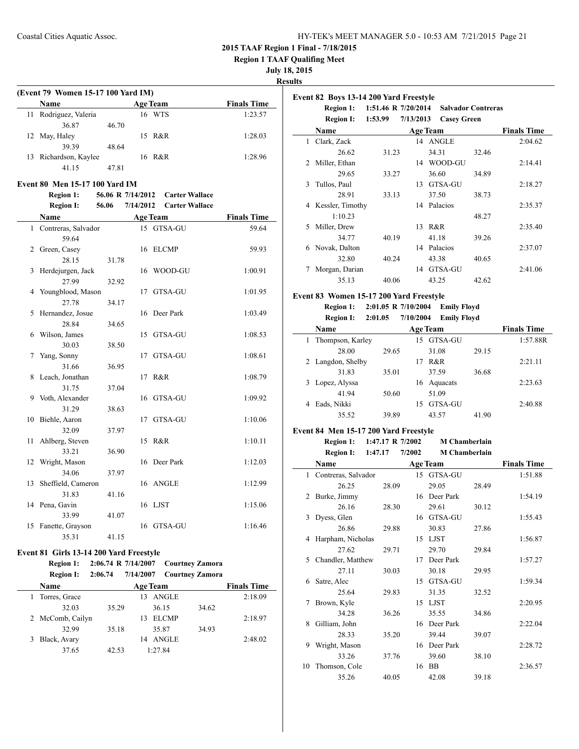**2015 TAAF Region 1 Final - 7/18/2015**

**Region 1 TAAF Qualifing Meet**

**July 18, 2015**

**Results**

### (Event 79 Women 15-17 100 Yard IM)

| | Name | | Age | Team | Finals Time |
|---|---|---|---|---|---|
| 11 | Rodriguez, Valeria | | 16 | WTS | 1:23.57 |
| | 36.87 | 46.70 | | | |
| 12 | May, Haley | | 15 | R&R | 1:28.03 |
| | 39.39 | 48.64 | | | |
| 13 | Richardson, Kaylee | | 16 | R&R | 1:28.96 |
| | 41.15 | 47.81 | | | |

### Event 80 Men 15-17 100 Yard IM

**Region 1:** 56.06 R 7/14/2012 **Carter Wallace**
**Region I:** 56.06 7/14/2012 **Carter Wallace**

| | Name | | Age | Team | Finals Time |
|---|---|---|---|---|---|
| 1 | Contreras, Salvador | | 15 | GTSA-GU | 59.64 |
| | 59.64 | | | | |
| 2 | Green, Casey | | 16 | ELCMP | 59.93 |
| | 28.15 | 31.78 | | | |
| 3 | Herdejurgen, Jack | | 16 | WOOD-GU | 1:00.91 |
| | 27.99 | 32.92 | | | |
| 4 | Youngblood, Mason | | 17 | GTSA-GU | 1:01.95 |
| | 27.78 | 34.17 | | | |
| 5 | Hernandez, Josue | | 16 | Deer Park | 1:03.49 |
| | 28.84 | 34.65 | | | |
| 6 | Wilson, James | | 15 | GTSA-GU | 1:08.53 |
| | 30.03 | 38.50 | | | |
| 7 | Yang, Sonny | | 17 | GTSA-GU | 1:08.61 |
| | 31.66 | 36.95 | | | |
| 8 | Leach, Jonathan | | 17 | R&R | 1:08.79 |
| | 31.75 | 37.04 | | | |
| 9 | Voth, Alexander | | 16 | GTSA-GU | 1:09.92 |
| | 31.29 | 38.63 | | | |
| 10 | Biehle, Aaron | | 17 | GTSA-GU | 1:10.06 |
| | 32.09 | 37.97 | | | |
| 11 | Ahlberg, Steven | | 15 | R&R | 1:10.11 |
| | 33.21 | 36.90 | | | |
| 12 | Wright, Mason | | 16 | Deer Park | 1:12.03 |
| | 34.06 | 37.97 | | | |
| 13 | Sheffield, Cameron | | 16 | ANGLE | 1:12.99 |
| | 31.83 | 41.16 | | | |
| 14 | Pena, Gavin | | 16 | LJST | 1:15.06 |
| | 33.99 | 41.07 | | | |
| 15 | Fanette, Grayson | | 16 | GTSA-GU | 1:16.46 |
| | 35.31 | 41.15 | | | |

### Event 81 Girls 13-14 200 Yard Freestyle

**Region 1:** 2:06.74 R 7/14/2007 **Courtney Zamora**
**Region I:** 2:06.74 7/14/2007 **Courtney Zamora**

| | Name | | Age | Team | | Finals Time |
|---|---|---|---|---|---|---|
| 1 | Torres, Grace | | 13 | ANGLE | | 2:18.09 |
| | 32.03 | 35.29 | | 36.15 | 34.62 | |
| 2 | McComb, Cailyn | | 13 | ELCMP | | 2:18.97 |
| | 32.99 | 35.18 | | 35.87 | 34.93 | |
| 3 | Black, Avary | | 14 | ANGLE | | 2:48.02 |
| | 37.65 | 42.53 | | 1:27.84 | | |

### Event 82 Boys 13-14 200 Yard Freestyle

**Region 1:** 1:51.46 R 7/20/2014 **Salvador Contreras**
**Region I:** 1:53.99 7/13/2013 **Casey Green**

| | Name | | Age | Team | | Finals Time |
|---|---|---|---|---|---|---|
| 1 | Clark, Zack | | 14 | ANGLE | | 2:04.62 |
| | 26.62 | 31.23 | | 34.31 | 32.46 | |
| 2 | Miller, Ethan | | 14 | WOOD-GU | | 2:14.41 |
| | 29.65 | 33.27 | | 36.60 | 34.89 | |
| 3 | Tullos, Paul | | 13 | GTSA-GU | | 2:18.27 |
| | 28.91 | 33.13 | | 37.50 | 38.73 | |
| 4 | Kessler, Timothy | | 14 | Palacios | | 2:35.37 |
| | 1:10.23 | | | | 48.27 | |
| 5 | Miller, Drew | | 13 | R&R | | 2:35.40 |
| | 34.77 | 40.19 | | 41.18 | 39.26 | |
| 6 | Novak, Dalton | | 14 | Palacios | | 2:37.07 |
| | 32.80 | 40.24 | | 43.38 | 40.65 | |
| 7 | Morgan, Darian | | 14 | GTSA-GU | | 2:41.06 |
| | 35.13 | 40.06 | | 43.25 | 42.62 | |

### Event 83 Women 15-17 200 Yard Freestyle

**Region 1:** 2:01.05 R 7/10/2004 **Emily Floyd**
**Region I:** 2:01.05 7/10/2004 **Emily Floyd**

| | Name | | Age | Team | | Finals Time |
|---|---|---|---|---|---|---|
| 1 | Thompson, Karley | | 15 | GTSA-GU | | 1:57.88R |
| | 28.00 | 29.65 | | 31.08 | 29.15 | |
| 2 | Langdon, Shelby | | 17 | R&R | | 2:21.11 |
| | 31.83 | 35.01 | | 37.59 | 36.68 | |
| 3 | Lopez, Alyssa | | 16 | Aquacats | | 2:23.63 |
| | 41.94 | 50.60 | | 51.09 | | |
| 4 | Eads, Nikki | | 15 | GTSA-GU | | 2:40.88 |
| | 35.52 | 39.89 | | 43.57 | 41.90 | |

### Event 84 Men 15-17 200 Yard Freestyle

**Region 1:** 1:47.17 R 7/2002 **M Chamberlain**
**Region I:** 1:47.17 7/2002 **M Chamberlain**

| | Name | | Age | Team | | Finals Time |
|---|---|---|---|---|---|---|
| 1 | Contreras, Salvador | | 15 | GTSA-GU | | 1:51.88 |
| | 26.25 | 28.09 | | 29.05 | 28.49 | |
| 2 | Burke, Jimmy | | 16 | Deer Park | | 1:54.19 |
| | 26.16 | 28.30 | | 29.61 | 30.12 | |
| 3 | Dyess, Glen | | 16 | GTSA-GU | | 1:55.43 |
| | 26.86 | 29.88 | | 30.83 | 27.86 | |
| 4 | Harpham, Nicholas | | 15 | LJST | | 1:56.87 |
| | 27.62 | 29.71 | | 29.70 | 29.84 | |
| 5 | Chandler, Matthew | | 17 | Deer Park | | 1:57.27 |
| | 27.11 | 30.03 | | 30.18 | 29.95 | |
| 6 | Satre, Alec | | 15 | GTSA-GU | | 1:59.34 |
| | 25.64 | 29.83 | | 31.35 | 32.52 | |
| 7 | Brown, Kyle | | 15 | LJST | | 2:20.95 |
| | 34.28 | 36.26 | | 35.55 | 34.86 | |
| 8 | Gilliam, John | | 16 | Deer Park | | 2:22.04 |
| | 28.33 | 35.20 | | 39.44 | 39.07 | |
| 9 | Wright, Mason | | 16 | Deer Park | | 2:28.72 |
| | 33.26 | 37.76 | | 39.60 | 38.10 | |
| 10 | Thomson, Cole | | 16 | BB | | 2:36.57 |
| | 35.26 | 40.05 | | 42.08 | 39.18 | |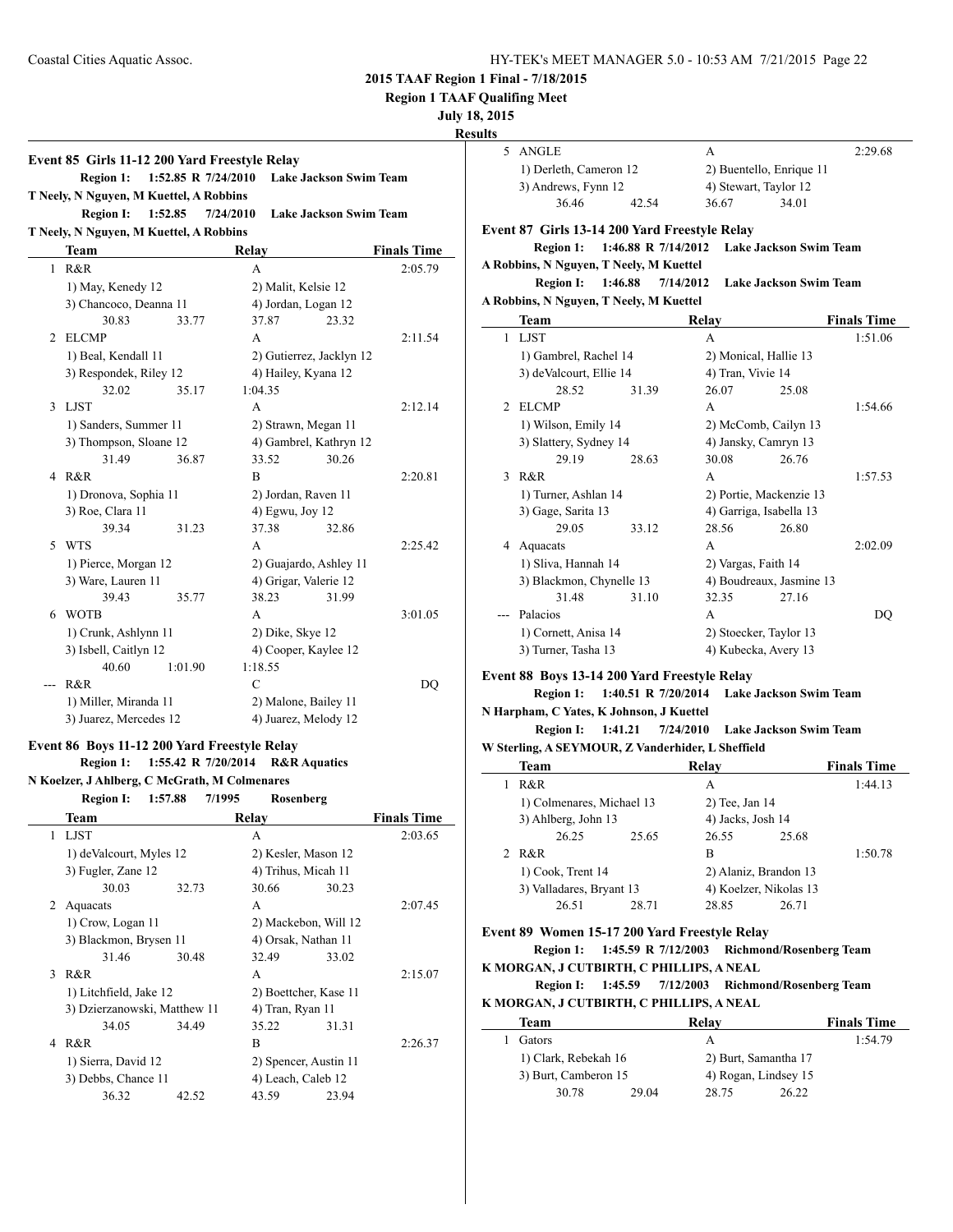**2015 TAAF Region 1 Final - 7/18/2015**

**Region 1 TAAF Qualifing Meet**

**July 18, 2015**

**Results**

### Event 85 Girls 11-12 200 Yard Freestyle Relay

**Region 1:** 1:52.85 R 7/24/2010 Lake Jackson Swim Team
T Neely, N Nguyen, M Kuettel, A Robbins

**Region I:** 1:52.85 7/24/2010 Lake Jackson Swim Team
T Neely, N Nguyen, M Kuettel, A Robbins

| | Team | Relay | Finals Time |
|---|---|---|---|
| 1 | R&R | A | 2:05.79 |
| | 1) May, Kenedy 12; 2) Malit, Kelsie 12; 3) Chancoco, Deanna 11; 4) Jordan, Logan 12 | | |
| | 30.83 33.77 37.87 23.32 | | |
| 2 | ELCMP | A | 2:11.54 |
| | 1) Beal, Kendall 11; 2) Gutierrez, Jacklyn 12; 3) Respondek, Riley 12; 4) Hailey, Kyana 12 | | |
| | 32.02 35.17 1:04.35 | | |
| 3 | LJST | A | 2:12.14 |
| | 1) Sanders, Summer 11; 2) Strawn, Megan 11; 3) Thompson, Sloane 12; 4) Gambrel, Kathryn 12 | | |
| | 31.49 36.87 33.52 30.26 | | |
| 4 | R&R | B | 2:20.81 |
| | 1) Dronova, Sophia 11; 2) Jordan, Raven 11; 3) Roe, Clara 11; 4) Egwu, Joy 12 | | |
| | 39.34 31.23 37.38 32.86 | | |
| 5 | WTS | A | 2:25.42 |
| | 1) Pierce, Morgan 12; 2) Guajardo, Ashley 11; 3) Ware, Lauren 11; 4) Grigar, Valerie 12 | | |
| | 39.43 35.77 38.23 31.99 | | |
| 6 | WOTB | A | 3:01.05 |
| | 1) Crunk, Ashlynn 11; 2) Dike, Skye 12; 3) Isbell, Caitlyn 12; 4) Cooper, Kaylee 12 | | |
| | 40.60 1:01.90 1:18.55 | | |
| --- | R&R | C | DQ |
| | 1) Miller, Miranda 11; 2) Malone, Bailey 11; 3) Juarez, Mercedes 12; 4) Juarez, Melody 12 | | |

### Event 86 Boys 11-12 200 Yard Freestyle Relay

**Region 1:** 1:55.42 R 7/20/2014 R&R Aquatics
N Koelzer, J Ahlberg, C McGrath, M Colmenares

**Region I:** 1:57.88 7/1995 Rosenberg

| | Team | Relay | Finals Time |
|---|---|---|---|
| 1 | LJST | A | 2:03.65 |
| | 1) deValcourt, Myles 12; 2) Kesler, Mason 12; 3) Fugler, Zane 12; 4) Trihus, Micah 11 | | |
| | 30.03 32.73 30.66 30.23 | | |
| 2 | Aquacats | A | 2:07.45 |
| | 1) Crow, Logan 11; 2) Mackebon, Will 12; 3) Blackmon, Brysen 11; 4) Orsak, Nathan 11 | | |
| | 31.46 30.48 32.49 33.02 | | |
| 3 | R&R | A | 2:15.07 |
| | 1) Litchfield, Jake 12; 2) Boettcher, Kase 11; 3) Dzierzanowski, Matthew 11; 4) Tran, Ryan 11 | | |
| | 34.05 34.49 35.22 31.31 | | |
| 4 | R&R | B | 2:26.37 |
| | 1) Sierra, David 12; 2) Spencer, Austin 11; 3) Debbs, Chance 11; 4) Leach, Caleb 12 | | |
| | 36.32 42.52 43.59 23.94 | | |
| 5 | ANGLE | A | 2:29.68 |
| | 1) Derleth, Cameron 12; 2) Buentello, Enrique 11; 3) Andrews, Fynn 12; 4) Stewart, Taylor 12 | | |
| | 36.46 42.54 36.67 34.01 | | |

### Event 87 Girls 13-14 200 Yard Freestyle Relay

**Region 1:** 1:46.88 R 7/14/2012 Lake Jackson Swim Team
A Robbins, N Nguyen, T Neely, M Kuettel

**Region I:** 1:46.88 7/14/2012 Lake Jackson Swim Team
A Robbins, N Nguyen, T Neely, M Kuettel

| | Team | Relay | Finals Time |
|---|---|---|---|
| 1 | LJST | A | 1:51.06 |
| | 1) Gambrel, Rachel 14; 2) Monical, Hallie 13; 3) deValcourt, Ellie 14; 4) Tran, Vivie 14 | | |
| | 28.52 31.39 26.07 25.08 | | |
| 2 | ELCMP | A | 1:54.66 |
| | 1) Wilson, Emily 14; 2) McComb, Cailyn 13; 3) Slattery, Sydney 14; 4) Jansky, Camryn 13 | | |
| | 29.19 28.63 30.08 26.76 | | |
| 3 | R&R | A | 1:57.53 |
| | 1) Turner, Ashlan 14; 2) Portie, Mackenzie 13; 3) Gage, Sarita 13; 4) Garriga, Isabella 13 | | |
| | 29.05 33.12 28.56 26.80 | | |
| 4 | Aquacats | A | 2:02.09 |
| | 1) Sliva, Hannah 14; 2) Vargas, Faith 14; 3) Blackmon, Chynelle 13; 4) Boudreaux, Jasmine 13 | | |
| | 31.48 31.10 32.35 27.16 | | |
| --- | Palacios | A | DQ |
| | 1) Cornett, Anisa 14; 2) Stoecker, Taylor 13; 3) Turner, Tasha 13; 4) Kubecka, Avery 13 | | |

### Event 88 Boys 13-14 200 Yard Freestyle Relay

**Region 1:** 1:40.51 R 7/20/2014 Lake Jackson Swim Team
N Harpham, C Yates, K Johnson, J Kuettel

**Region I:** 1:41.21 7/24/2010 Lake Jackson Swim Team
W Sterling, A SEYMOUR, Z Vanderhider, L Sheffield

| | Team | Relay | Finals Time |
|---|---|---|---|
| 1 | R&R | A | 1:44.13 |
| | 1) Colmenares, Michael 13; 2) Tee, Jan 14; 3) Ahlberg, John 13; 4) Jacks, Josh 14 | | |
| | 26.25 25.65 26.55 25.68 | | |
| 2 | R&R | B | 1:50.78 |
| | 1) Cook, Trent 14; 2) Alaniz, Brandon 13; 3) Valladares, Bryant 13; 4) Koelzer, Nikolas 13 | | |
| | 26.51 28.71 28.85 26.71 | | |

### Event 89 Women 15-17 200 Yard Freestyle Relay

**Region 1:** 1:45.59 R 7/12/2003 Richmond/Rosenberg Team
K MORGAN, J CUTBIRTH, C PHILLIPS, A NEAL

**Region I:** 1:45.59 7/12/2003 Richmond/Rosenberg Team
K MORGAN, J CUTBIRTH, C PHILLIPS, A NEAL

| | Team | Relay | Finals Time |
|---|---|---|---|
| 1 | Gators | A | 1:54.79 |
| | 1) Clark, Rebekah 16; 2) Burt, Samantha 17; 3) Burt, Camberon 15; 4) Rogan, Lindsey 15 | | |
| | 30.78 29.04 28.75 26.22 | | |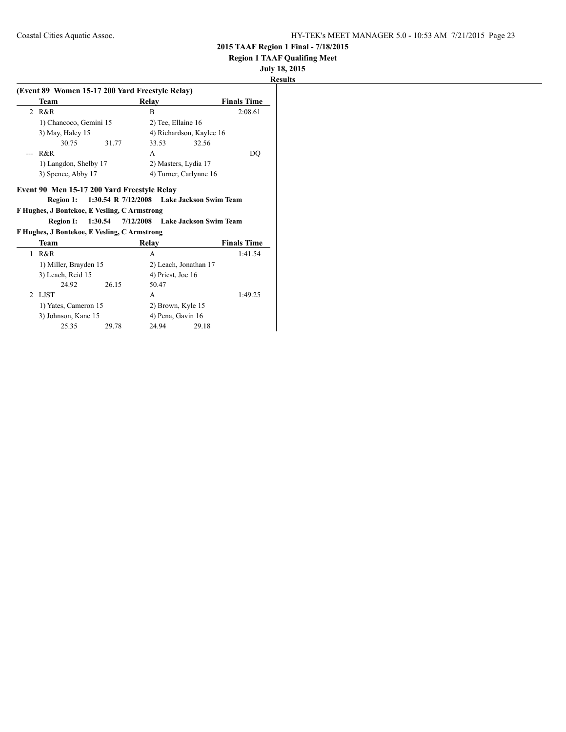## 2015 TAAF Region 1 Final - 7/18/2015

### Region 1 TAAF Qualifing Meet

### July 18, 2015

### Results

**(Event 89 Women 15-17 200 Yard Freestyle Relay)**

| | Team | Relay | Finals Time |
|---|---|---|---|
| 2 | R&R | B | 2:08.61 |
| | 1) Chancoco, Gemini 15 | 2) Tee, Ellaine 16 | |
| | 3) May, Haley 15 | 4) Richardson, Kaylee 16 | |
| | 30.75 31.77 | 33.53 32.56 | |
| --- | R&R | A | DQ |
| | 1) Langdon, Shelby 17 | 2) Masters, Lydia 17 | |
| | 3) Spence, Abby 17 | 4) Turner, Carlynne 16 | |

**Event 90 Men 15-17 200 Yard Freestyle Relay**

**Region 1: 1:30.54 R 7/12/2008 Lake Jackson Swim Team**
**F Hughes, J Bontekoe, E Vesling, C Armstrong**

**Region I: 1:30.54 7/12/2008 Lake Jackson Swim Team**
**F Hughes, J Bontekoe, E Vesling, C Armstrong**

| | Team | Relay | Finals Time |
|---|---|---|---|
| 1 | R&R | A | 1:41.54 |
| | 1) Miller, Brayden 15 | 2) Leach, Jonathan 17 | |
| | 3) Leach, Reid 15 | 4) Priest, Joe 16 | |
| | 24.92 26.15 | 50.47 | |
| 2 | LJST | A | 1:49.25 |
| | 1) Yates, Cameron 15 | 2) Brown, Kyle 15 | |
| | 3) Johnson, Kane 15 | 4) Pena, Gavin 16 | |
| | 25.35 29.78 | 24.94 29.18 | |